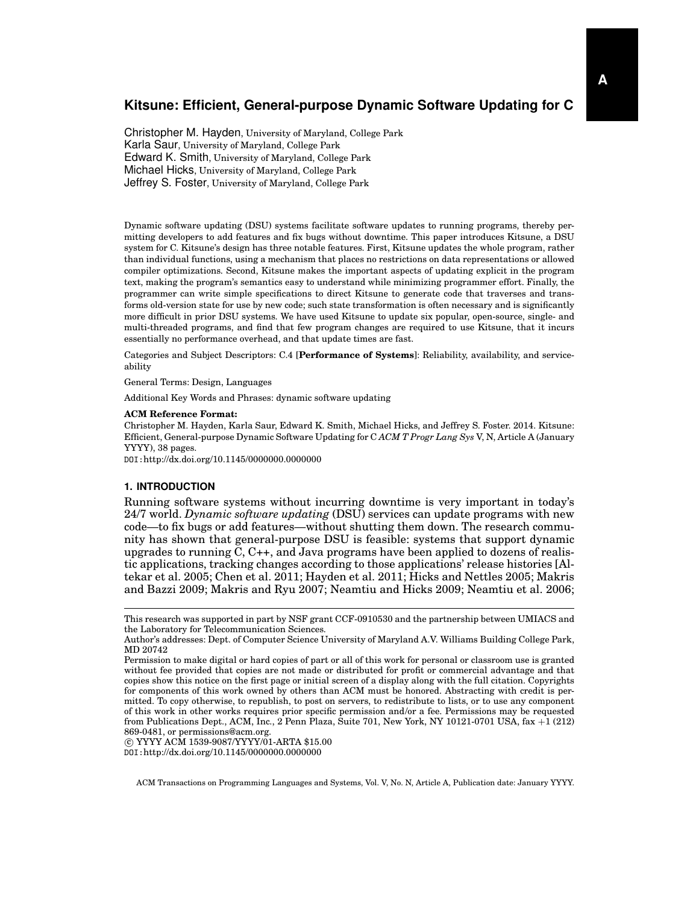# Kitsune: Efficient, General-purpose Dynamic Software Updating for C

Christopher M. Hayden, University of Maryland, College Park
Karla Saur, University of Maryland, College Park
Edward K. Smith, University of Maryland, College Park
Michael Hicks, University of Maryland, College Park
Jeffrey S. Foster, University of Maryland, College Park

Dynamic software updating (DSU) systems facilitate software updates to running programs, thereby permitting developers to add features and fix bugs without downtime. This paper introduces Kitsune, a DSU system for C. Kitsune's design has three notable features. First, Kitsune updates the whole program, rather than individual functions, using a mechanism that places no restrictions on data representations or allowed compiler optimizations. Second, Kitsune makes the important aspects of updating explicit in the program text, making the program's semantics easy to understand while minimizing programmer effort. Finally, the programmer can write simple specifications to direct Kitsune to generate code that traverses and transforms old-version state for use by new code; such state transformation is often necessary and is significantly more difficult in prior DSU systems. We have used Kitsune to update six popular, open-source, single- and multi-threaded programs, and find that few program changes are required to use Kitsune, that it incurs essentially no performance overhead, and that update times are fast.

Categories and Subject Descriptors: C.4 [**Performance of Systems**]: Reliability, availability, and serviceability

General Terms: Design, Languages

Additional Key Words and Phrases: dynamic software updating

**ACM Reference Format:**
Christopher M. Hayden, Karla Saur, Edward K. Smith, Michael Hicks, and Jeffrey S. Foster. 2014. Kitsune: Efficient, General-purpose Dynamic Software Updating for C *ACM T Progr Lang Sys* V, N, Article A (January YYYY), 38 pages.
DOI:http://dx.doi.org/10.1145/0000000.0000000

## 1. INTRODUCTION

Running software systems without incurring downtime is very important in today's 24/7 world. *Dynamic software updating* (DSU) services can update programs with new code—to fix bugs or add features—without shutting them down. The research community has shown that general-purpose DSU is feasible: systems that support dynamic upgrades to running C, C++, and Java programs have been applied to dozens of realistic applications, tracking changes according to those applications' release histories [Altekar et al. 2005; Chen et al. 2011; Hayden et al. 2011; Hicks and Nettles 2005; Makris and Bazzi 2009; Makris and Ryu 2007; Neamtiu and Hicks 2009; Neamtiu et al. 2006;

---

This research was supported in part by NSF grant CCF-0910530 and the partnership between UMIACS and the Laboratory for Telecommunication Sciences.
Author's addresses: Dept. of Computer Science University of Maryland A.V. Williams Building College Park, MD 20742
Permission to make digital or hard copies of part or all of this work for personal or classroom use is granted without fee provided that copies are not made or distributed for profit or commercial advantage and that copies show this notice on the first page or initial screen of a display along with the full citation. Copyrights for components of this work owned by others than ACM must be honored. Abstracting with credit is permitted. To copy otherwise, to republish, to post on servers, to redistribute to lists, or to use any component of this work in other works requires prior specific permission and/or a fee. Permissions may be requested from Publications Dept., ACM, Inc., 2 Penn Plaza, Suite 701, New York, NY 10121-0701 USA, fax +1 (212) 869-0481, or permissions@acm.org.
© YYYY ACM 1539-9087/YYYY/01-ARTA $15.00
DOI:http://dx.doi.org/10.1145/0000000.0000000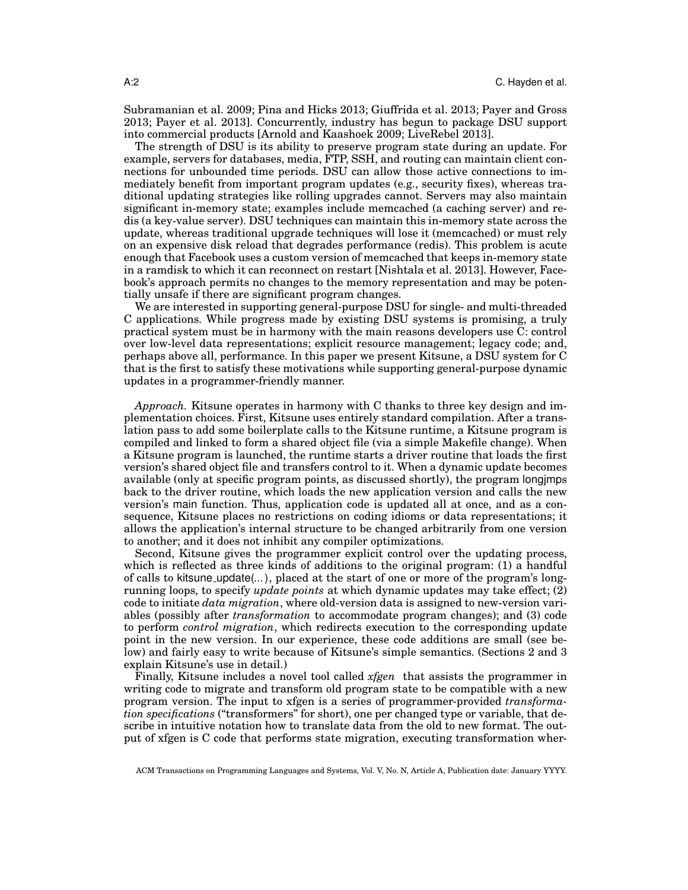Subramanian et al. 2009; Pina and Hicks 2013; Giuffrida et al. 2013; Payer and Gross 2013; Payer et al. 2013]. Concurrently, industry has begun to package DSU support into commercial products [Arnold and Kaashoek 2009; LiveRebel 2013].

The strength of DSU is its ability to preserve program state during an update. For example, servers for databases, media, FTP, SSH, and routing can maintain client connections for unbounded time periods. DSU can allow those active connections to immediately benefit from important program updates (e.g., security fixes), whereas traditional updating strategies like rolling upgrades cannot. Servers may also maintain significant in-memory state; examples include memcached (a caching server) and redis (a key-value server). DSU techniques can maintain this in-memory state across the update, whereas traditional upgrade techniques will lose it (memcached) or must rely on an expensive disk reload that degrades performance (redis). This problem is acute enough that Facebook uses a custom version of memcached that keeps in-memory state in a ramdisk to which it can reconnect on restart [Nishtala et al. 2013]. However, Facebook's approach permits no changes to the memory representation and may be potentially unsafe if there are significant program changes.

We are interested in supporting general-purpose DSU for single- and multi-threaded C applications. While progress made by existing DSU systems is promising, a truly practical system must be in harmony with the main reasons developers use C: control over low-level data representations; explicit resource management; legacy code; and, perhaps above all, performance. In this paper we present Kitsune, a DSU system for C that is the first to satisfy these motivations while supporting general-purpose dynamic updates in a programmer-friendly manner.

*Approach.* Kitsune operates in harmony with C thanks to three key design and implementation choices. First, Kitsune uses entirely standard compilation. After a translation pass to add some boilerplate calls to the Kitsune runtime, a Kitsune program is compiled and linked to form a shared object file (via a simple Makefile change). When a Kitsune program is launched, the runtime starts a driver routine that loads the first version's shared object file and transfers control to it. When a dynamic update becomes available (only at specific program points, as discussed shortly), the program longjmps back to the driver routine, which loads the new application version and calls the new version's main function. Thus, application code is updated all at once, and as a consequence, Kitsune places no restrictions on coding idioms or data representations; it allows the application's internal structure to be changed arbitrarily from one version to another; and it does not inhibit any compiler optimizations.

Second, Kitsune gives the programmer explicit control over the updating process, which is reflected as three kinds of additions to the original program: (1) a handful of calls to kitsune_update(...), placed at the start of one or more of the program's long-running loops, to specify *update points* at which dynamic updates may take effect; (2) code to initiate *data migration*, where old-version data is assigned to new-version variables (possibly after *transformation* to accommodate program changes); and (3) code to perform *control migration*, which redirects execution to the corresponding update point in the new version. In our experience, these code additions are small (see below) and fairly easy to write because of Kitsune's simple semantics. (Sections 2 and 3 explain Kitsune's use in detail.)

Finally, Kitsune includes a novel tool called *xfgen* that assists the programmer in writing code to migrate and transform old program state to be compatible with a new program version. The input to xfgen is a series of programmer-provided *transformation specifications* ("transformers" for short), one per changed type or variable, that describe in intuitive notation how to translate data from the old to new format. The output of xfgen is C code that performs state migration, executing transformation wher-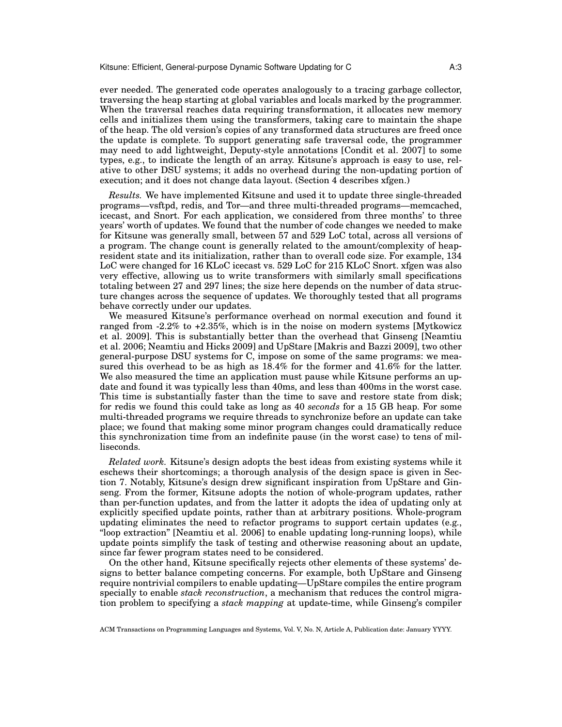ever needed. The generated code operates analogously to a tracing garbage collector, traversing the heap starting at global variables and locals marked by the programmer. When the traversal reaches data requiring transformation, it allocates new memory cells and initializes them using the transformers, taking care to maintain the shape of the heap. The old version's copies of any transformed data structures are freed once the update is complete. To support generating safe traversal code, the programmer may need to add lightweight, Deputy-style annotations [Condit et al. 2007] to some types, e.g., to indicate the length of an array. Kitsune's approach is easy to use, relative to other DSU systems; it adds no overhead during the non-updating portion of execution; and it does not change data layout. (Section 4 describes xfgen.)

*Results.* We have implemented Kitsune and used it to update three single-threaded programs—vsftpd, redis, and Tor—and three multi-threaded programs—memcached, icecast, and Snort. For each application, we considered from three months' to three years' worth of updates. We found that the number of code changes we needed to make for Kitsune was generally small, between 57 and 529 LoC total, across all versions of a program. The change count is generally related to the amount/complexity of heap-resident state and its initialization, rather than to overall code size. For example, 134 LoC were changed for 16 KLoC icecast vs. 529 LoC for 215 KLoC Snort. xfgen was also very effective, allowing us to write transformers with similarly small specifications totaling between 27 and 297 lines; the size here depends on the number of data structure changes across the sequence of updates. We thoroughly tested that all programs behave correctly under our updates.

We measured Kitsune's performance overhead on normal execution and found it ranged from -2.2% to +2.35%, which is in the noise on modern systems [Mytkowicz et al. 2009]. This is substantially better than the overhead that Ginseng [Neamtiu et al. 2006; Neamtiu and Hicks 2009] and UpStare [Makris and Bazzi 2009], two other general-purpose DSU systems for C, impose on some of the same programs: we measured this overhead to be as high as 18.4% for the former and 41.6% for the latter. We also measured the time an application must pause while Kitsune performs an update and found it was typically less than 40ms, and less than 400ms in the worst case. This time is substantially faster than the time to save and restore state from disk; for redis we found this could take as long as 40 *seconds* for a 15 GB heap. For some multi-threaded programs we require threads to synchronize before an update can take place; we found that making some minor program changes could dramatically reduce this synchronization time from an indefinite pause (in the worst case) to tens of milliseconds.

*Related work.* Kitsune's design adopts the best ideas from existing systems while it eschews their shortcomings; a thorough analysis of the design space is given in Section 7. Notably, Kitsune's design drew significant inspiration from UpStare and Ginseng. From the former, Kitsune adopts the notion of whole-program updates, rather than per-function updates, and from the latter it adopts the idea of updating only at explicitly specified update points, rather than at arbitrary positions. Whole-program updating eliminates the need to refactor programs to support certain updates (e.g., "loop extraction" [Neamtiu et al. 2006] to enable updating long-running loops), while update points simplify the task of testing and otherwise reasoning about an update, since far fewer program states need to be considered.

On the other hand, Kitsune specifically rejects other elements of these systems' designs to better balance competing concerns. For example, both UpStare and Ginseng require nontrivial compilers to enable updating—UpStare compiles the entire program specially to enable *stack reconstruction*, a mechanism that reduces the control migration problem to specifying a *stack mapping* at update-time, while Ginseng's compiler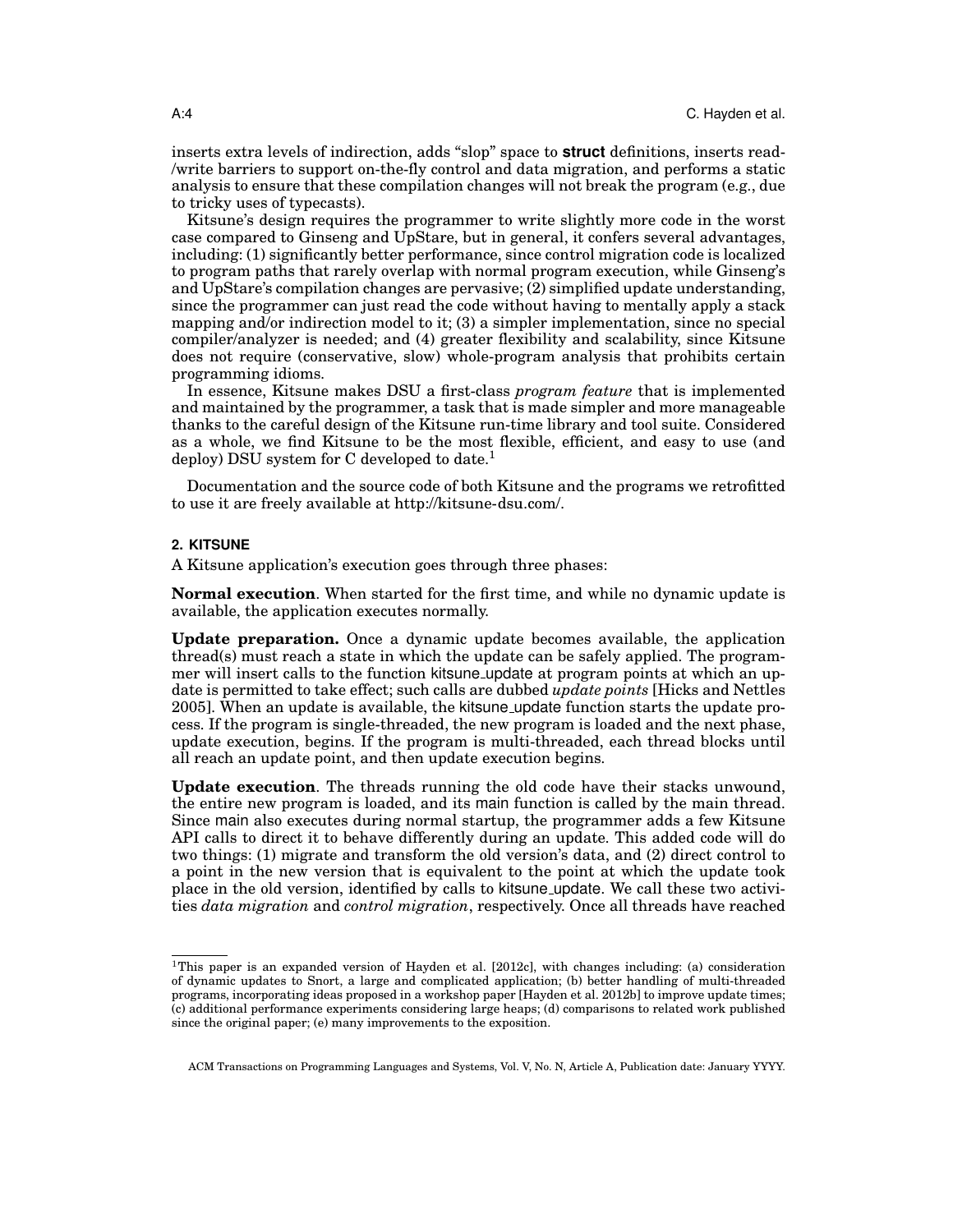inserts extra levels of indirection, adds "slop" space to **struct** definitions, inserts read-/write barriers to support on-the-fly control and data migration, and performs a static analysis to ensure that these compilation changes will not break the program (e.g., due to tricky uses of typecasts).

Kitsune's design requires the programmer to write slightly more code in the worst case compared to Ginseng and UpStare, but in general, it confers several advantages, including: (1) significantly better performance, since control migration code is localized to program paths that rarely overlap with normal program execution, while Ginseng's and UpStare's compilation changes are pervasive; (2) simplified update understanding, since the programmer can just read the code without having to mentally apply a stack mapping and/or indirection model to it; (3) a simpler implementation, since no special compiler/analyzer is needed; and (4) greater flexibility and scalability, since Kitsune does not require (conservative, slow) whole-program analysis that prohibits certain programming idioms.

In essence, Kitsune makes DSU a first-class *program feature* that is implemented and maintained by the programmer, a task that is made simpler and more manageable thanks to the careful design of the Kitsune run-time library and tool suite. Considered as a whole, we find Kitsune to be the most flexible, efficient, and easy to use (and deploy) DSU system for C developed to date.[1]

Documentation and the source code of both Kitsune and the programs we retrofitted to use it are freely available at http://kitsune-dsu.com/.

## 2. KITSUNE

A Kitsune application's execution goes through three phases:

**Normal execution**. When started for the first time, and while no dynamic update is available, the application executes normally.

**Update preparation.** Once a dynamic update becomes available, the application thread(s) must reach a state in which the update can be safely applied. The programmer will insert calls to the function kitsune_update at program points at which an update is permitted to take effect; such calls are dubbed *update points* [Hicks and Nettles 2005]. When an update is available, the kitsune_update function starts the update process. If the program is single-threaded, the new program is loaded and the next phase, update execution, begins. If the program is multi-threaded, each thread blocks until all reach an update point, and then update execution begins.

**Update execution**. The threads running the old code have their stacks unwound, the entire new program is loaded, and its main function is called by the main thread. Since main also executes during normal startup, the programmer adds a few Kitsune API calls to direct it to behave differently during an update. This added code will do two things: (1) migrate and transform the old version's data, and (2) direct control to a point in the new version that is equivalent to the point at which the update took place in the old version, identified by calls to kitsune_update. We call these two activities *data migration* and *control migration*, respectively. Once all threads have reached

[1]This paper is an expanded version of Hayden et al. [2012c], with changes including: (a) consideration of dynamic updates to Snort, a large and complicated application; (b) better handling of multi-threaded programs, incorporating ideas proposed in a workshop paper [Hayden et al. 2012b] to improve update times; (c) additional performance experiments considering large heaps; (d) comparisons to related work published since the original paper; (e) many improvements to the exposition.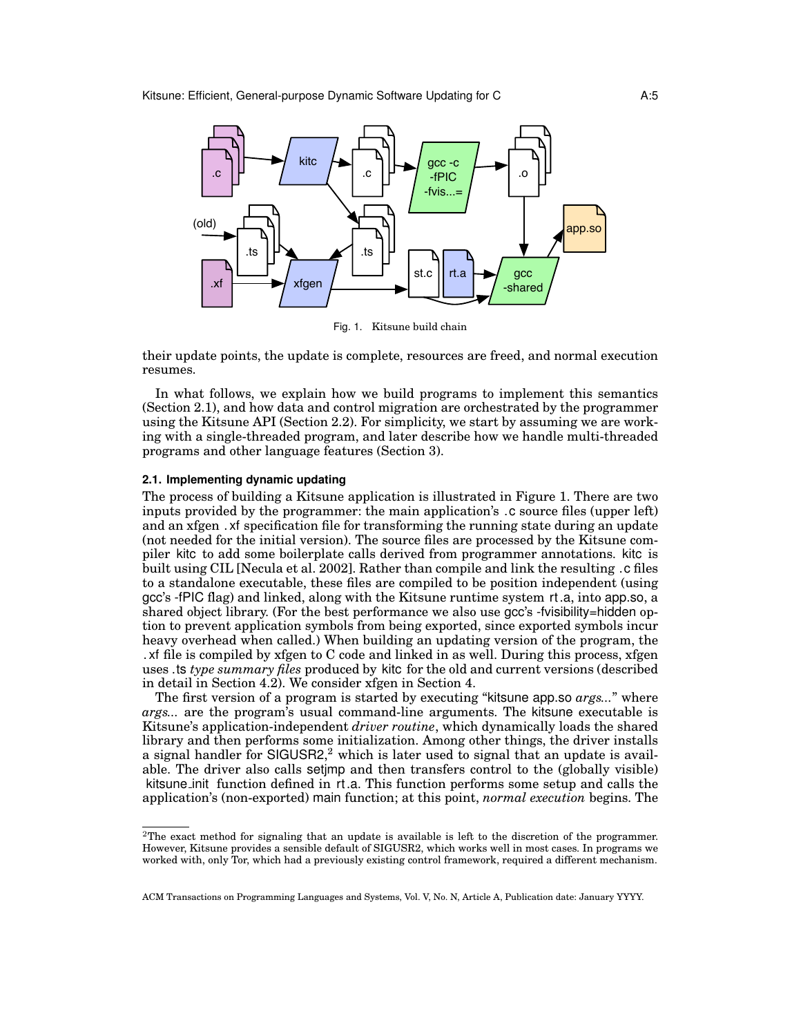Fig. 1. Kitsune build chain

their update points, the update is complete, resources are freed, and normal execution resumes.

In what follows, we explain how we build programs to implement this semantics (Section 2.1), and how data and control migration are orchestrated by the programmer using the Kitsune API (Section 2.2). For simplicity, we start by assuming we are working with a single-threaded program, and later describe how we handle multi-threaded programs and other language features (Section 3).

### 2.1. Implementing dynamic updating

The process of building a Kitsune application is illustrated in Figure 1. There are two inputs provided by the programmer: the main application's .c source files (upper left) and an xfgen .xf specification file for transforming the running state during an update (not needed for the initial version). The source files are processed by the Kitsune compiler kitc to add some boilerplate calls derived from programmer annotations. kitc is built using CIL [Necula et al. 2002]. Rather than compile and link the resulting .c files to a standalone executable, these files are compiled to be position independent (using gcc's -fPIC flag) and linked, along with the Kitsune runtime system rt.a, into app.so, a shared object library. (For the best performance we also use gcc's -fvisibility=hidden option to prevent application symbols from being exported, since exported symbols incur heavy overhead when called.) When building an updating version of the program, the .xf file is compiled by xfgen to C code and linked in as well. During this process, xfgen uses .ts *type summary files* produced by kitc for the old and current versions (described in detail in Section 4.2). We consider xfgen in Section 4.

The first version of a program is started by executing "kitsune app.so *args...*" where *args...* are the program's usual command-line arguments. The kitsune executable is Kitsune's application-independent *driver routine*, which dynamically loads the shared library and then performs some initialization. Among other things, the driver installs a signal handler for SIGUSR2,[2] which is later used to signal that an update is available. The driver also calls setjmp and then transfers control to the (globally visible) kitsune_init function defined in rt.a. This function performs some setup and calls the application's (non-exported) main function; at this point, *normal execution* begins. The

[2]The exact method for signaling that an update is available is left to the discretion of the programmer. However, Kitsune provides a sensible default of SIGUSR2, which works well in most cases. In programs we worked with, only Tor, which had a previously existing control framework, required a different mechanism.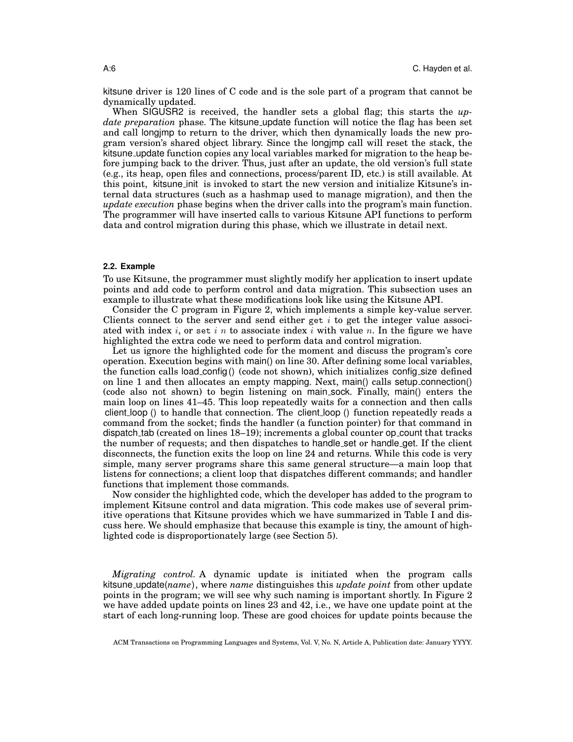kitsune driver is 120 lines of C code and is the sole part of a program that cannot be dynamically updated.

When SIGUSR2 is received, the handler sets a global flag; this starts the *update preparation* phase. The kitsune_update function will notice the flag has been set and call longjmp to return to the driver, which then dynamically loads the new program version's shared object library. Since the longjmp call will reset the stack, the kitsune_update function copies any local variables marked for migration to the heap before jumping back to the driver. Thus, just after an update, the old version's full state (e.g., its heap, open files and connections, process/parent ID, etc.) is still available. At this point, kitsune_init is invoked to start the new version and initialize Kitsune's internal data structures (such as a hashmap used to manage migration), and then the *update execution* phase begins when the driver calls into the program's main function. The programmer will have inserted calls to various Kitsune API functions to perform data and control migration during this phase, which we illustrate in detail next.

### 2.2. Example

To use Kitsune, the programmer must slightly modify her application to insert update points and add code to perform control and data migration. This subsection uses an example to illustrate what these modifications look like using the Kitsune API.

Consider the C program in Figure 2, which implements a simple key-value server. Clients connect to the server and send either `get` $i$ to get the integer value associated with index $i$, or `set` $i$ $n$ to associate index $i$ with value $n$. In the figure we have highlighted the extra code we need to perform data and control migration.

Let us ignore the highlighted code for the moment and discuss the program's core operation. Execution begins with main() on line 30. After defining some local variables, the function calls load_config () (code not shown), which initializes config_size defined on line 1 and then allocates an empty mapping. Next, main() calls setup_connection() (code also not shown) to begin listening on main_sock. Finally, main() enters the main loop on lines 41–45. This loop repeatedly waits for a connection and then calls client_loop () to handle that connection. The client_loop () function repeatedly reads a command from the socket; finds the handler (a function pointer) for that command in dispatch_tab (created on lines 18–19); increments a global counter op_count that tracks the number of requests; and then dispatches to handle_set or handle_get. If the client disconnects, the function exits the loop on line 24 and returns. While this code is very simple, many server programs share this same general structure—a main loop that listens for connections; a client loop that dispatches different commands; and handler functions that implement those commands.

Now consider the highlighted code, which the developer has added to the program to implement Kitsune control and data migration. This code makes use of several primitive operations that Kitsune provides which we have summarized in Table I and discuss here. We should emphasize that because this example is tiny, the amount of highlighted code is disproportionately large (see Section 5).

*Migrating control.* A dynamic update is initiated when the program calls kitsune_update(*name*), where *name* distinguishes this *update point* from other update points in the program; we will see why such naming is important shortly. In Figure 2 we have added update points on lines 23 and 42, i.e., we have one update point at the start of each long-running loop. These are good choices for update points because the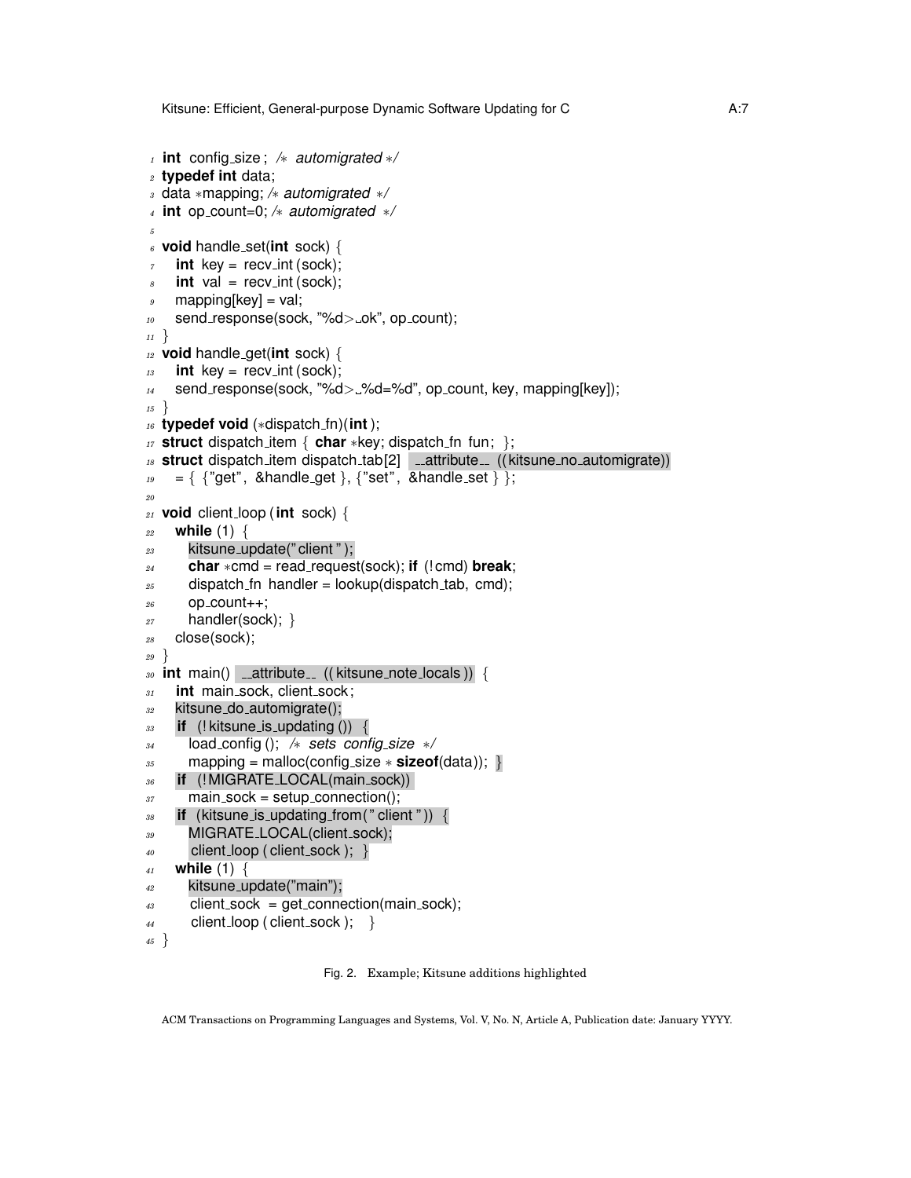```c
1  int config_size; /* automigrated */
2  typedef int data;
3  data *mapping; /* automigrated */
4  int op_count=0; /* automigrated */
5
6  void handle_set(int sock) {
7    int key = recv_int(sock);
8    int val = recv_int(sock);
9    mapping[key] = val;
10   send_response(sock, "%d> ok", op_count);
11 }
12 void handle_get(int sock) {
13   int key = recv_int(sock);
14   send_response(sock, "%d> %d=%d", op_count, key, mapping[key]);
15 }
16 typedef void (*dispatch_fn)(int);
17 struct dispatch_item { char *key; dispatch_fn fun; };
18 struct dispatch_item dispatch_tab[2] __attribute__ ((kitsune_no_automigrate))
19   = { {"get", &handle_get}, {"set", &handle_set} };
20
21 void client_loop(int sock) {
22   while (1) {
23     kitsune_update("client");
24     char *cmd = read_request(sock); if (!cmd) break;
25     dispatch_fn handler = lookup(dispatch_tab, cmd);
26     op_count++;
27     handler(sock); }
28   close(sock);
29 }
30 int main() __attribute__ ((kitsune_note_locals)) {
31   int main_sock, client_sock;
32   kitsune_do_automigrate();
33   if (!kitsune_is_updating()) {
34     load_config(); /* sets config_size */
35     mapping = malloc(config_size * sizeof(data)); }
36   if (!MIGRATE_LOCAL(main_sock))
37     main_sock = setup_connection();
38   if (kitsune_is_updating_from("client")) {
39     MIGRATE_LOCAL(client_sock);
40     client_loop(client_sock); }
41   while (1) {
42     kitsune_update("main");
43     client_sock = get_connection(main_sock);
44     client_loop(client_sock); }
45 }
```

Fig. 2. Example; Kitsune additions highlighted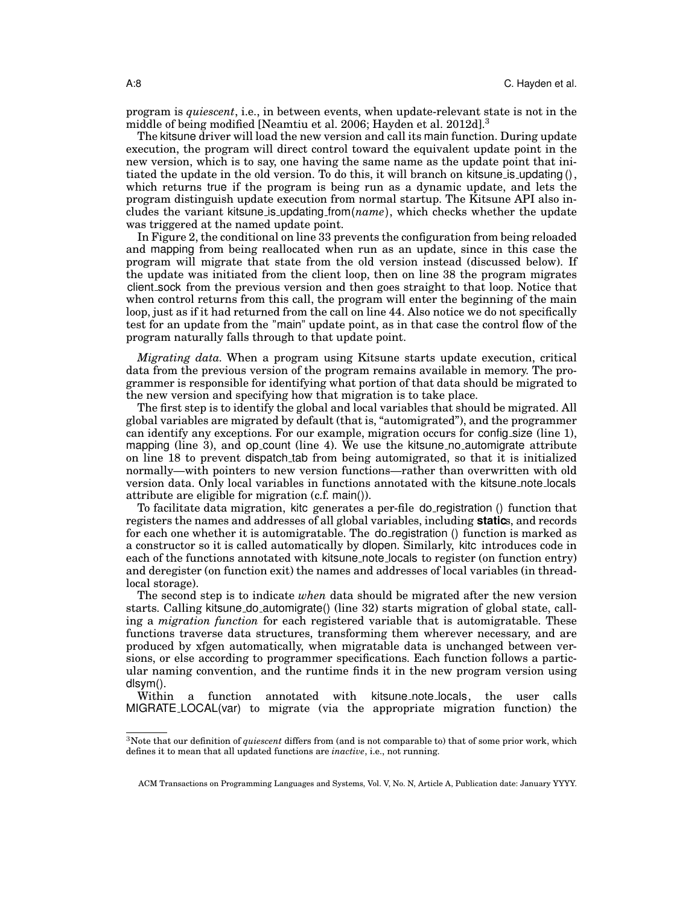program is *quiescent*, i.e., in between events, when update-relevant state is not in the middle of being modified [Neamtiu et al. 2006; Hayden et al. 2012d].[3]

The kitsune driver will load the new version and call its main function. During update execution, the program will direct control toward the equivalent update point in the new version, which is to say, one having the same name as the update point that initiated the update in the old version. To do this, it will branch on kitsune_is_updating (), which returns true if the program is being run as a dynamic update, and lets the program distinguish update execution from normal startup. The Kitsune API also includes the variant kitsune_is_updating_from(*name*), which checks whether the update was triggered at the named update point.

In Figure 2, the conditional on line 33 prevents the configuration from being reloaded and mapping from being reallocated when run as an update, since in this case the program will migrate that state from the old version instead (discussed below). If the update was initiated from the client loop, then on line 38 the program migrates client_sock from the previous version and then goes straight to that loop. Notice that when control returns from this call, the program will enter the beginning of the main loop, just as if it had returned from the call on line 44. Also notice we do not specifically test for an update from the "main" update point, as in that case the control flow of the program naturally falls through to that update point.

*Migrating data.* When a program using Kitsune starts update execution, critical data from the previous version of the program remains available in memory. The programmer is responsible for identifying what portion of that data should be migrated to the new version and specifying how that migration is to take place.

The first step is to identify the global and local variables that should be migrated. All global variables are migrated by default (that is, "automigrated"), and the programmer can identify any exceptions. For our example, migration occurs for config_size (line 1), mapping (line 3), and op_count (line 4). We use the kitsune_no_automigrate attribute on line 18 to prevent dispatch_tab from being automigrated, so that it is initialized normally—with pointers to new version functions—rather than overwritten with old version data. Only local variables in functions annotated with the kitsune_note_locals attribute are eligible for migration (c.f. main()).

To facilitate data migration, kitc generates a per-file do_registration () function that registers the names and addresses of all global variables, including **static**s, and records for each one whether it is automigratable. The do_registration () function is marked as a constructor so it is called automatically by dlopen. Similarly, kitc introduces code in each of the functions annotated with kitsune_note_locals to register (on function entry) and deregister (on function exit) the names and addresses of local variables (in thread-local storage).

The second step is to indicate *when* data should be migrated after the new version starts. Calling kitsune_do_automigrate() (line 32) starts migration of global state, calling a *migration function* for each registered variable that is automigratable. These functions traverse data structures, transforming them wherever necessary, and are produced by xfgen automatically, when migratable data is unchanged between versions, or else according to programmer specifications. Each function follows a particular naming convention, and the runtime finds it in the new program version using dlsym().

Within a function annotated with kitsune_note_locals, the user calls MIGRATE_LOCAL(var) to migrate (via the appropriate migration function) the

[3]Note that our definition of *quiescent* differs from (and is not comparable to) that of some prior work, which defines it to mean that all updated functions are *inactive*, i.e., not running.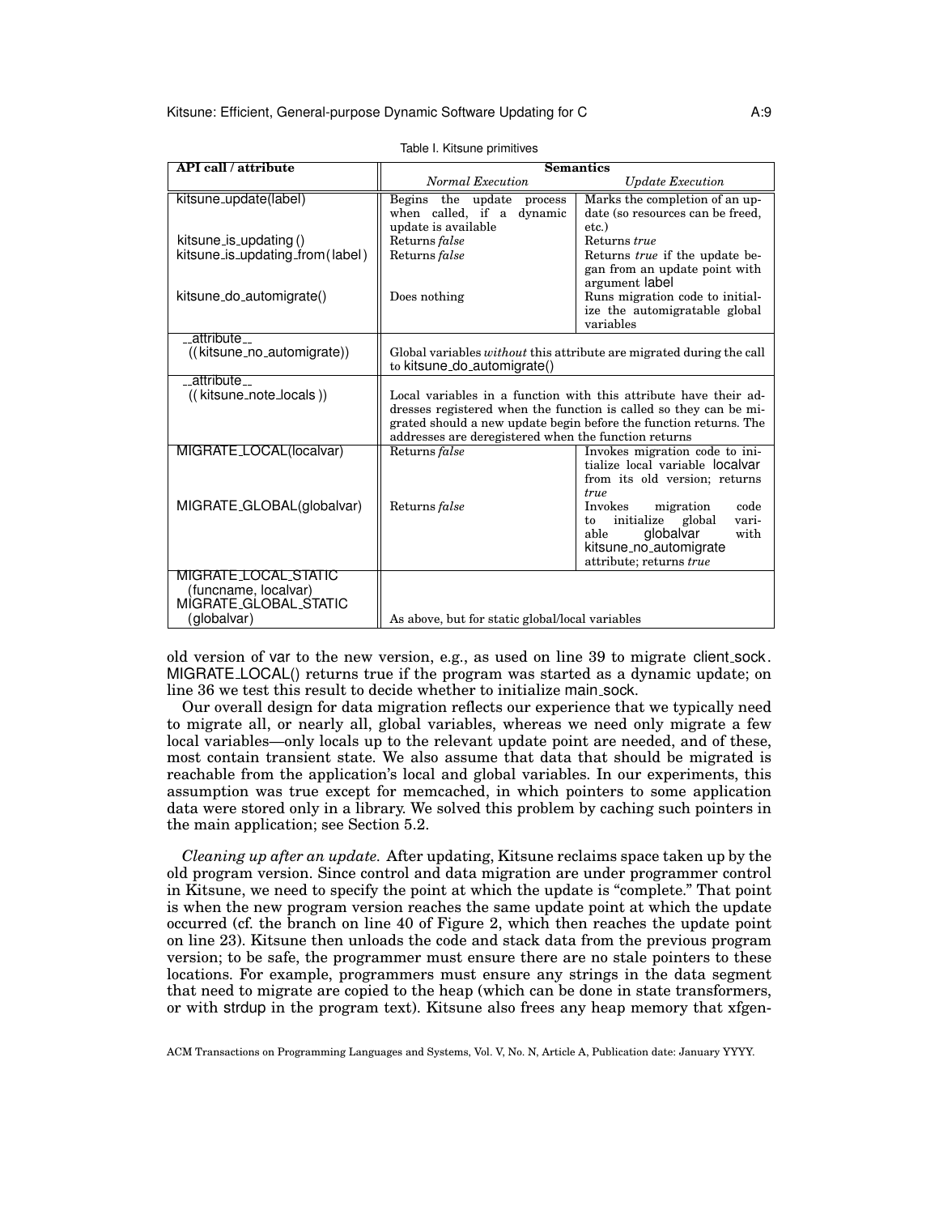Table I. Kitsune primitives

| API call / attribute | Semantics | |
|---|---|---|
| | *Normal Execution* | *Update Execution* |
| kitsune_update(label) | Begins the update process when called, if a dynamic update is available | Marks the completion of an update (so resources can be freed, etc.) |
| kitsune_is_updating() | Returns *false* | Returns *true* |
| kitsune_is_updating_from(label) | Returns *false* | Returns *true* if the update began from an update point with argument label |
| kitsune_do_automigrate() | Does nothing | Runs migration code to initialize the automigratable global variables |
| __attribute__ ((kitsune_no_automigrate)) | Global variables *without* this attribute are migrated during the call to kitsune_do_automigrate() | |
| __attribute__ ((kitsune_note_locals)) | Local variables in a function with this attribute have their addresses registered when the function is called so they can be migrated should a new update begin before the function returns. The addresses are deregistered when the function returns | |
| MIGRATE_LOCAL(localvar) | Returns *false* | Invokes migration code to initialize local variable localvar from its old version; returns *true* |
| MIGRATE_GLOBAL(globalvar) | Returns *false* | Invokes migration code to initialize global variable globalvar with kitsune_no_automigrate attribute; returns *true* |
| MIGRATE_LOCAL_STATIC (funcname, localvar) MIGRATE_GLOBAL_STATIC (globalvar) | As above, but for static global/local variables | |

old version of var to the new version, e.g., as used on line 39 to migrate client_sock. MIGRATE_LOCAL() returns true if the program was started as a dynamic update; on line 36 we test this result to decide whether to initialize main_sock.

Our overall design for data migration reflects our experience that we typically need to migrate all, or nearly all, global variables, whereas we need only migrate a few local variables—only locals up to the relevant update point are needed, and of these, most contain transient state. We also assume that data that should be migrated is reachable from the application's local and global variables. In our experiments, this assumption was true except for memcached, in which pointers to some application data were stored only in a library. We solved this problem by caching such pointers in the main application; see Section 5.2.

*Cleaning up after an update.* After updating, Kitsune reclaims space taken up by the old program version. Since control and data migration are under programmer control in Kitsune, we need to specify the point at which the update is "complete." That point is when the new program version reaches the same update point at which the update occurred (cf. the branch on line 40 of Figure 2, which then reaches the update point on line 23). Kitsune then unloads the code and stack data from the previous program version; to be safe, the programmer must ensure there are no stale pointers to these locations. For example, programmers must ensure any strings in the data segment that need to migrate are copied to the heap (which can be done in state transformers, or with strdup in the program text). Kitsune also frees any heap memory that xfgen-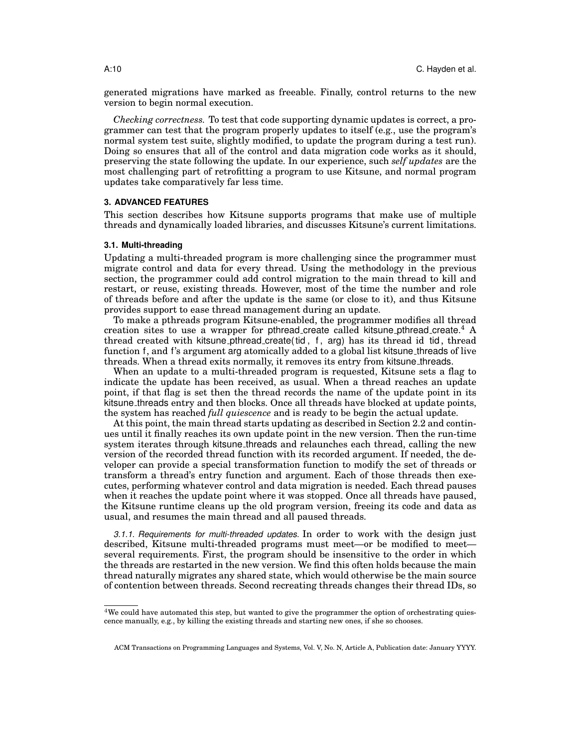generated migrations have marked as freeable. Finally, control returns to the new version to begin normal execution.

*Checking correctness.* To test that code supporting dynamic updates is correct, a programmer can test that the program properly updates to itself (e.g., use the program's normal system test suite, slightly modified, to update the program during a test run). Doing so ensures that all of the control and data migration code works as it should, preserving the state following the update. In our experience, such *self updates* are the most challenging part of retrofitting a program to use Kitsune, and normal program updates take comparatively far less time.

## 3. ADVANCED FEATURES

This section describes how Kitsune supports programs that make use of multiple threads and dynamically loaded libraries, and discusses Kitsune's current limitations.

### 3.1. Multi-threading

Updating a multi-threaded program is more challenging since the programmer must migrate control and data for every thread. Using the methodology in the previous section, the programmer could add control migration to the main thread to kill and restart, or reuse, existing threads. However, most of the time the number and role of threads before and after the update is the same (or close to it), and thus Kitsune provides support to ease thread management during an update.

To make a pthreads program Kitsune-enabled, the programmer modifies all thread creation sites to use a wrapper for `pthread_create` called `kitsune_pthread_create`.[4] A thread created with `kitsune_pthread_create(tid, f, arg)` has its thread id `tid`, thread function `f`, and `f`'s argument `arg` atomically added to a global list `kitsune_threads` of live threads. When a thread exits normally, it removes its entry from `kitsune_threads`.

When an update to a multi-threaded program is requested, Kitsune sets a flag to indicate the update has been received, as usual. When a thread reaches an update point, if that flag is set then the thread records the name of the update point in its `kitsune_threads` entry and then blocks. Once all threads have blocked at update points, the system has reached *full quiescence* and is ready to be begin the actual update.

At this point, the main thread starts updating as described in Section 2.2 and continues until it finally reaches its own update point in the new version. Then the run-time system iterates through `kitsune_threads` and relaunches each thread, calling the new version of the recorded thread function with its recorded argument. If needed, the developer can provide a special transformation function to modify the set of threads or transform a thread's entry function and argument. Each of those threads then executes, performing whatever control and data migration is needed. Each thread pauses when it reaches the update point where it was stopped. Once all threads have paused, the Kitsune runtime cleans up the old program version, freeing its code and data as usual, and resumes the main thread and all paused threads.

#### 3.1.1. Requirements for multi-threaded updates.

In order to work with the design just described, Kitsune multi-threaded programs must meet—or be modified to meet—several requirements. First, the program should be insensitive to the order in which the threads are restarted in the new version. We find this often holds because the main thread naturally migrates any shared state, which would otherwise be the main source of contention between threads. Second recreating threads changes their thread IDs, so

[4] We could have automated this step, but wanted to give the programmer the option of orchestrating quiescence manually, e.g., by killing the existing threads and starting new ones, if she so chooses.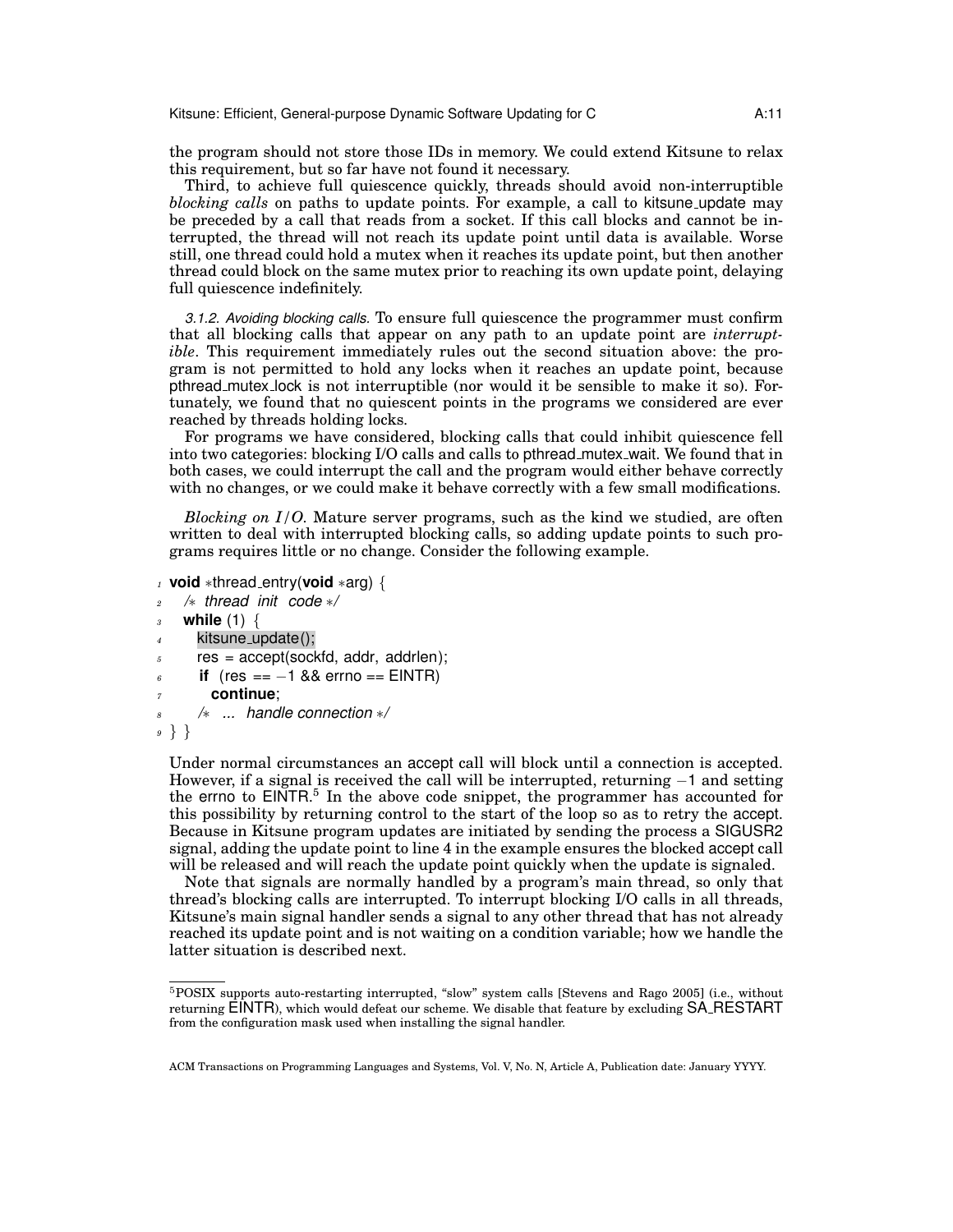the program should not store those IDs in memory. We could extend Kitsune to relax this requirement, but so far have not found it necessary.

Third, to achieve full quiescence quickly, threads should avoid non-interruptible *blocking calls* on paths to update points. For example, a call to kitsune_update may be preceded by a call that reads from a socket. If this call blocks and cannot be interrupted, the thread will not reach its update point until data is available. Worse still, one thread could hold a mutex when it reaches its update point, but then another thread could block on the same mutex prior to reaching its own update point, delaying full quiescence indefinitely.

#### 3.1.2. Avoiding blocking calls.

To ensure full quiescence the programmer must confirm that all blocking calls that appear on any path to an update point are *interruptible*. This requirement immediately rules out the second situation above: the program is not permitted to hold any locks when it reaches an update point, because pthread_mutex_lock is not interruptible (nor would it be sensible to make it so). Fortunately, we found that no quiescent points in the programs we considered are ever reached by threads holding locks.

For programs we have considered, blocking calls that could inhibit quiescence fell into two categories: blocking I/O calls and calls to pthread_mutex_wait. We found that in both cases, we could interrupt the call and the program would either behave correctly with no changes, or we could make it behave correctly with a few small modifications.

*Blocking on I/O.* Mature server programs, such as the kind we studied, are often written to deal with interrupted blocking calls, so adding update points to such programs requires little or no change. Consider the following example.

```
1 void *thread_entry(void *arg) {
2   /* thread init code */
3   while (1) {
4     kitsune_update();
5     res = accept(sockfd, addr, addrlen);
6     if (res == −1 && errno == EINTR)
7       continue;
8     /* ... handle connection */
9 } }
```

Under normal circumstances an accept call will block until a connection is accepted. However, if a signal is received the call will be interrupted, returning $-1$ and setting the errno to EINTR.[5] In the above code snippet, the programmer has accounted for this possibility by returning control to the start of the loop so as to retry the accept. Because in Kitsune program updates are initiated by sending the process a SIGUSR2 signal, adding the update point to line 4 in the example ensures the blocked accept call will be released and will reach the update point quickly when the update is signaled.

Note that signals are normally handled by a program's main thread, so only that thread's blocking calls are interrupted. To interrupt blocking I/O calls in all threads, Kitsune's main signal handler sends a signal to any other thread that has not already reached its update point and is not waiting on a condition variable; how we handle the latter situation is described next.

[5] POSIX supports auto-restarting interrupted, "slow" system calls [Stevens and Rago 2005] (i.e., without returning EINTR), which would defeat our scheme. We disable that feature by excluding SA_RESTART from the configuration mask used when installing the signal handler.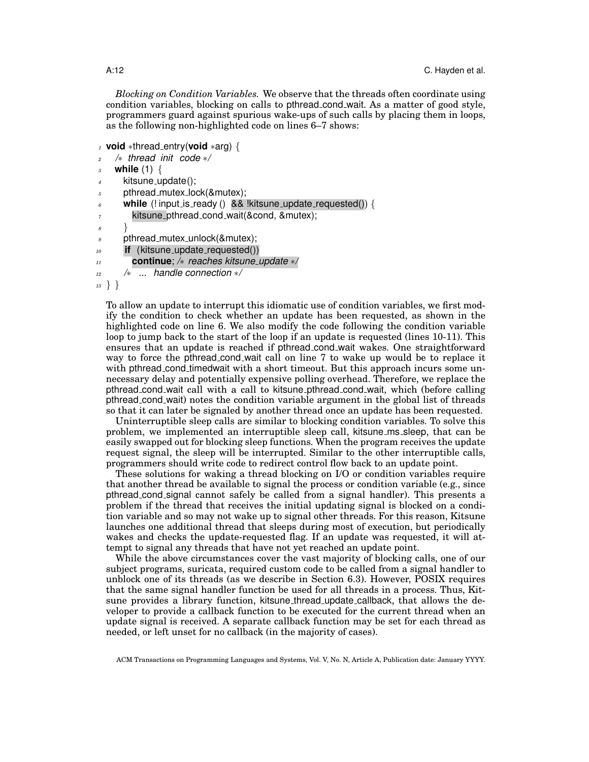*Blocking on Condition Variables.* We observe that the threads often coordinate using condition variables, blocking on calls to pthread_cond_wait. As a matter of good style, programmers guard against spurious wake-ups of such calls by placing them in loops, as the following non-highlighted code on lines 6–7 shows:

```
1  void *thread_entry(void *arg) {
2    /* thread init code */
3    while (1) {
4      kitsune_update();
5      pthread_mutex_lock(&mutex);
6      while (!input_is_ready() && !kitsune_update_requested()) {
7        kitsune_pthread_cond_wait(&cond, &mutex);
8      }
9      pthread_mutex_unlock(&mutex);
10     if (kitsune_update_requested())
11       continue; /* reaches kitsune_update */
12     /* ... handle connection */
13 } }
```

To allow an update to interrupt this idiomatic use of condition variables, we first modify the condition to check whether an update has been requested, as shown in the highlighted code on line 6. We also modify the code following the condition variable loop to jump back to the start of the loop if an update is requested (lines 10-11). This ensures that an update is reached if pthread_cond_wait wakes. One straightforward way to force the pthread_cond_wait call on line 7 to wake up would be to replace it with pthread_cond_timedwait with a short timeout. But this approach incurs some unnecessary delay and potentially expensive polling overhead. Therefore, we replace the pthread_cond_wait call with a call to kitsune_pthread_cond_wait, which (before calling pthread_cond_wait) notes the condition variable argument in the global list of threads so that it can later be signaled by another thread once an update has been requested.

Uninterruptible sleep calls are similar to blocking condition variables. To solve this problem, we implemented an interruptible sleep call, kitsune_ms_sleep, that can be easily swapped out for blocking sleep functions. When the program receives the update request signal, the sleep will be interrupted. Similar to the other interruptible calls, programmers should write code to redirect control flow back to an update point.

These solutions for waking a thread blocking on I/O or condition variables require that another thread be available to signal the process or condition variable (e.g., since pthread_cond_signal cannot safely be called from a signal handler). This presents a problem if the thread that receives the initial updating signal is blocked on a condition variable and so may not wake up to signal other threads. For this reason, Kitsune launches one additional thread that sleeps during most of execution, but periodically wakes and checks the update-requested flag. If an update was requested, it will attempt to signal any threads that have not yet reached an update point.

While the above circumstances cover the vast majority of blocking calls, one of our subject programs, suricata, required custom code to be called from a signal handler to unblock one of its threads (as we describe in Section 6.3). However, POSIX requires that the same signal handler function be used for all threads in a process. Thus, Kitsune provides a library function, kitsune_thread_update_callback, that allows the developer to provide a callback function to be executed for the current thread when an update signal is received. A separate callback function may be set for each thread as needed, or left unset for no callback (in the majority of cases).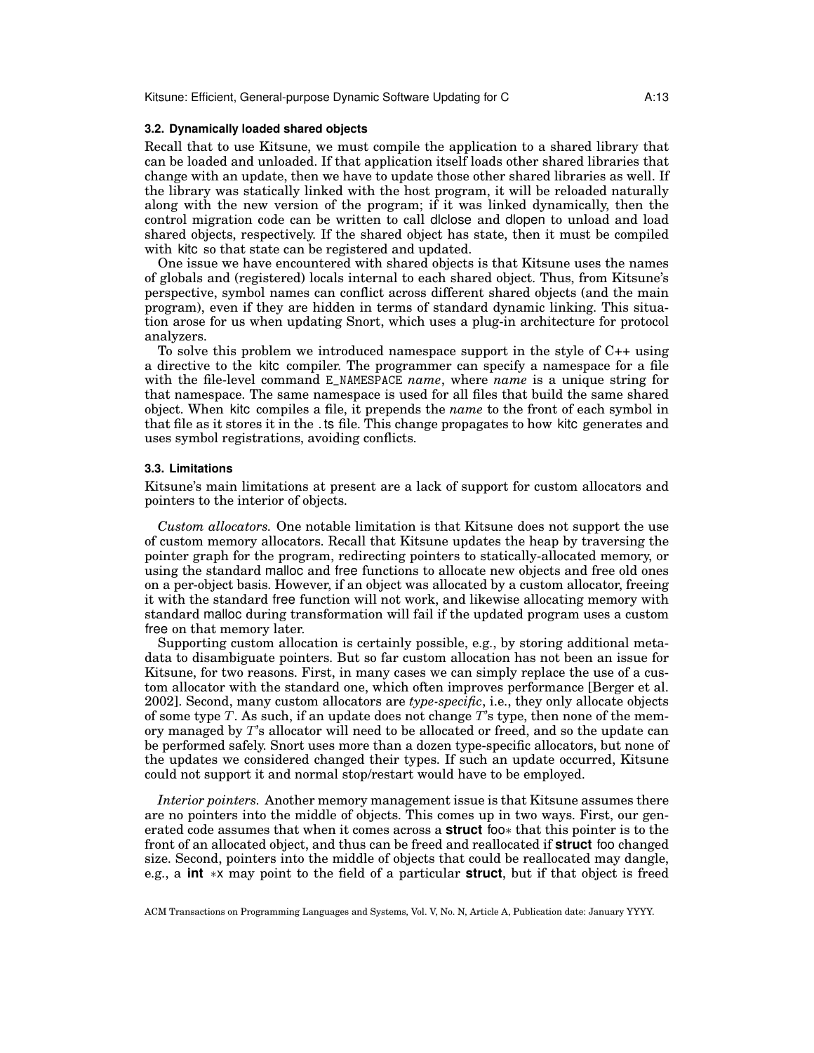### 3.2. Dynamically loaded shared objects

Recall that to use Kitsune, we must compile the application to a shared library that can be loaded and unloaded. If that application itself loads other shared libraries that change with an update, then we have to update those other shared libraries as well. If the library was statically linked with the host program, it will be reloaded naturally along with the new version of the program; if it was linked dynamically, then the control migration code can be written to call dlclose and dlopen to unload and load shared objects, respectively. If the shared object has state, then it must be compiled with kitc so that state can be registered and updated.

One issue we have encountered with shared objects is that Kitsune uses the names of globals and (registered) locals internal to each shared object. Thus, from Kitsune's perspective, symbol names can conflict across different shared objects (and the main program), even if they are hidden in terms of standard dynamic linking. This situation arose for us when updating Snort, which uses a plug-in architecture for protocol analyzers.

To solve this problem we introduced namespace support in the style of C++ using a directive to the kitc compiler. The programmer can specify a namespace for a file with the file-level command `E_NAMESPACE` *name*, where *name* is a unique string for that namespace. The same namespace is used for all files that build the same shared object. When kitc compiles a file, it prepends the *name* to the front of each symbol in that file as it stores it in the .ts file. This change propagates to how kitc generates and uses symbol registrations, avoiding conflicts.

### 3.3. Limitations

Kitsune's main limitations at present are a lack of support for custom allocators and pointers to the interior of objects.

*Custom allocators.* One notable limitation is that Kitsune does not support the use of custom memory allocators. Recall that Kitsune updates the heap by traversing the pointer graph for the program, redirecting pointers to statically-allocated memory, or using the standard malloc and free functions to allocate new objects and free old ones on a per-object basis. However, if an object was allocated by a custom allocator, freeing it with the standard free function will not work, and likewise allocating memory with standard malloc during transformation will fail if the updated program uses a custom free on that memory later.

Supporting custom allocation is certainly possible, e.g., by storing additional metadata to disambiguate pointers. But so far custom allocation has not been an issue for Kitsune, for two reasons. First, in many cases we can simply replace the use of a custom allocator with the standard one, which often improves performance [Berger et al. 2002]. Second, many custom allocators are *type-specific*, i.e., they only allocate objects of some type $T$. As such, if an update does not change $T$'s type, then none of the memory managed by $T$'s allocator will need to be allocated or freed, and so the update can be performed safely. Snort uses more than a dozen type-specific allocators, but none of the updates we considered changed their types. If such an update occurred, Kitsune could not support it and normal stop/restart would have to be employed.

*Interior pointers.* Another memory management issue is that Kitsune assumes there are no pointers into the middle of objects. This comes up in two ways. First, our generated code assumes that when it comes across a **struct** foo* that this pointer is to the front of an allocated object, and thus can be freed and reallocated if **struct** foo changed size. Second, pointers into the middle of objects that could be reallocated may dangle, e.g., a **int** *x may point to the field of a particular **struct**, but if that object is freed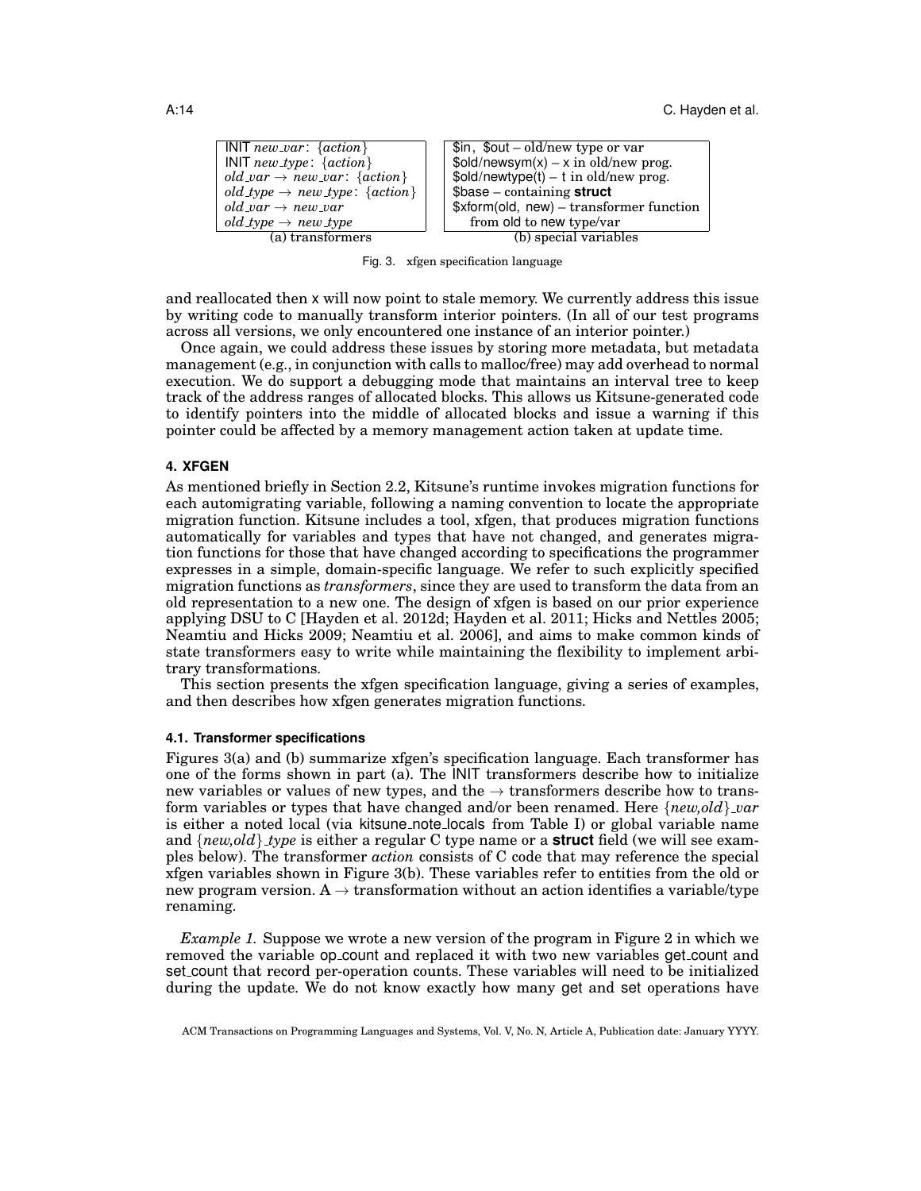| (a) transformers | (b) special variables |
|---|---|
| INIT *new_var*: {*action*} | $in, $out – old/new type or var |
| INIT *new_type*: {*action*} | $old/newsym(x) – x in old/new prog. |
| *old_var* → *new_var*: {*action*} | $old/newtype(t) – t in old/new prog. |
| *old_type* → *new_type*: {*action*} | $base – containing **struct** |
| *old_var* → *new_var* | $xform(old, new) – transformer function from old to new type/var |
| *old_type* → *new_type* | |

Fig. 3. xfgen specification language

and reallocated then x will now point to stale memory. We currently address this issue by writing code to manually transform interior pointers. (In all of our test programs across all versions, we only encountered one instance of an interior pointer.)

Once again, we could address these issues by storing more metadata, but metadata management (e.g., in conjunction with calls to malloc/free) may add overhead to normal execution. We do support a debugging mode that maintains an interval tree to keep track of the address ranges of allocated blocks. This allows us Kitsune-generated code to identify pointers into the middle of allocated blocks and issue a warning if this pointer could be affected by a memory management action taken at update time.

## 4. XFGEN

As mentioned briefly in Section 2.2, Kitsune's runtime invokes migration functions for each automigrating variable, following a naming convention to locate the appropriate migration function. Kitsune includes a tool, xfgen, that produces migration functions automatically for variables and types that have not changed, and generates migration functions for those that have changed according to specifications the programmer expresses in a simple, domain-specific language. We refer to such explicitly specified migration functions as *transformers*, since they are used to transform the data from an old representation to a new one. The design of xfgen is based on our prior experience applying DSU to C [Hayden et al. 2012d; Hayden et al. 2011; Hicks and Nettles 2005; Neamtiu and Hicks 2009; Neamtiu et al. 2006], and aims to make common kinds of state transformers easy to write while maintaining the flexibility to implement arbitrary transformations.

This section presents the xfgen specification language, giving a series of examples, and then describes how xfgen generates migration functions.

### 4.1. Transformer specifications

Figures 3(a) and (b) summarize xfgen's specification language. Each transformer has one of the forms shown in part (a). The INIT transformers describe how to initialize new variables or values of new types, and the → transformers describe how to transform variables or types that have changed and/or been renamed. Here {*new,old*}*_var* is either a noted local (via kitsune_note_locals from Table I) or global variable name and {*new,old*}*_type* is either a regular C type name or a **struct** field (we will see examples below). The transformer *action* consists of C code that may reference the special xfgen variables shown in Figure 3(b). These variables refer to entities from the old or new program version. A → transformation without an action identifies a variable/type renaming.

*Example 1.* Suppose we wrote a new version of the program in Figure 2 in which we removed the variable op_count and replaced it with two new variables get_count and set_count that record per-operation counts. These variables will need to be initialized during the update. We do not know exactly how many get and set operations have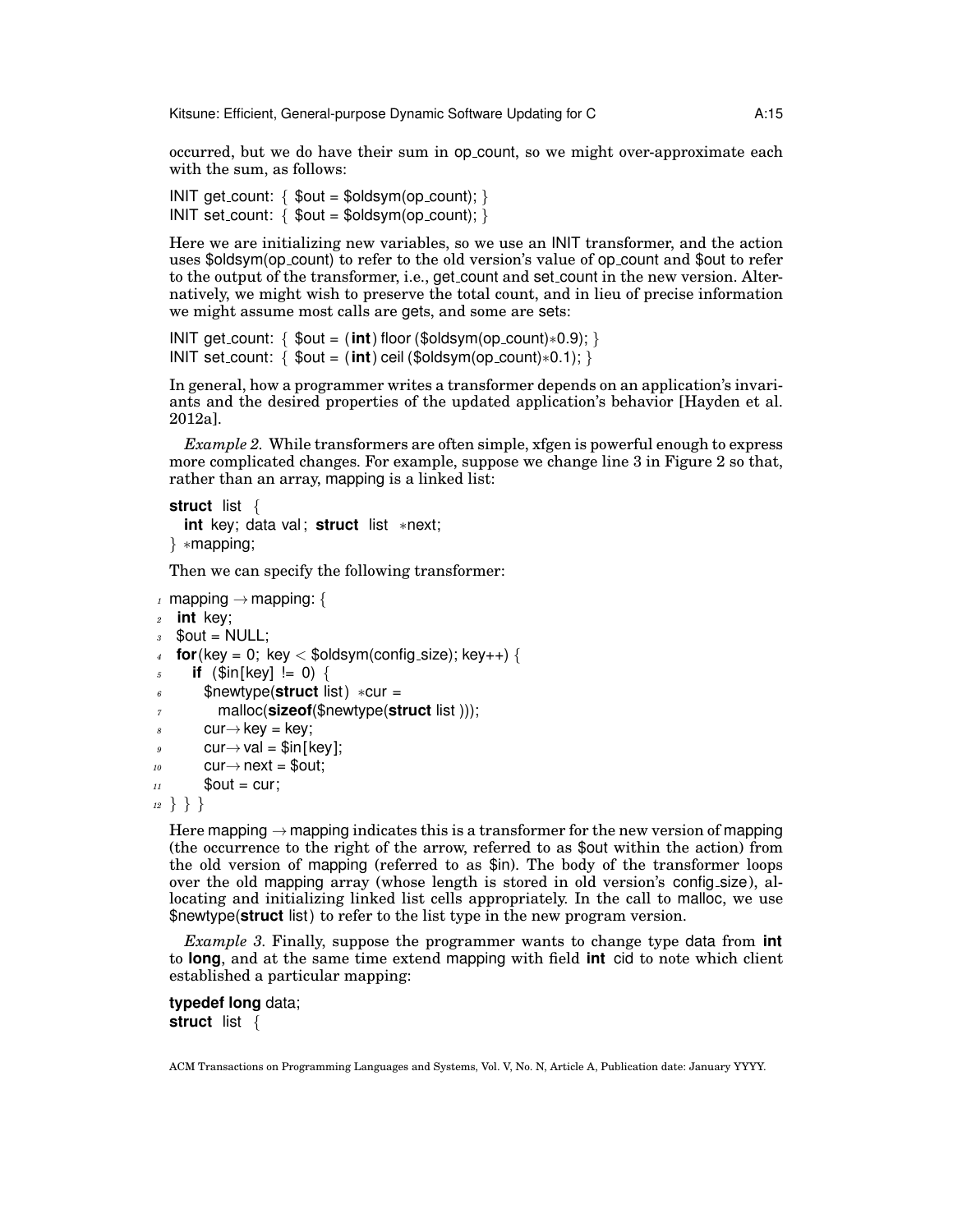occurred, but we do have their sum in op_count, so we might over-approximate each with the sum, as follows:

```
INIT get_count: { $out = $oldsym(op_count); }
INIT set_count: { $out = $oldsym(op_count); }
```

Here we are initializing new variables, so we use an INIT transformer, and the action uses $oldsym(op_count) to refer to the old version's value of op_count and $out to refer to the output of the transformer, i.e., get_count and set_count in the new version. Alternatively, we might wish to preserve the total count, and in lieu of precise information we might assume most calls are gets, and some are sets:

```
INIT get_count: { $out = (int) floor ($oldsym(op_count)*0.9); }
INIT set_count: { $out = (int) ceil ($oldsym(op_count)*0.1); }
```

In general, how a programmer writes a transformer depends on an application's invariants and the desired properties of the updated application's behavior [Hayden et al. 2012a].

*Example 2.* While transformers are often simple, xfgen is powerful enough to express more complicated changes. For example, suppose we change line 3 in Figure 2 so that, rather than an array, mapping is a linked list:

```
struct list {
  int key; data val; struct list *next;
} *mapping;
```

Then we can specify the following transformer:

```
1  mapping → mapping: {
2   int key;
3   $out = NULL;
4   for(key = 0; key < $oldsym(config_size); key++) {
5     if ($in[key] != 0) {
6       $newtype(struct list) *cur =
7         malloc(sizeof($newtype(struct list)));
8       cur→key = key;
9       cur→val = $in[key];
10      cur→next = $out;
11      $out = cur;
12 } } }
```

Here mapping → mapping indicates this is a transformer for the new version of mapping (the occurrence to the right of the arrow, referred to as $out within the action) from the old version of mapping (referred to as $in). The body of the transformer loops over the old mapping array (whose length is stored in old version's config_size), allocating and initializing linked list cells appropriately. In the call to malloc, we use $newtype(**struct** list) to refer to the list type in the new program version.

*Example 3.* Finally, suppose the programmer wants to change type data from **int** to **long**, and at the same time extend mapping with field **int** cid to note which client established a particular mapping:

```
typedef long data;
struct list {
```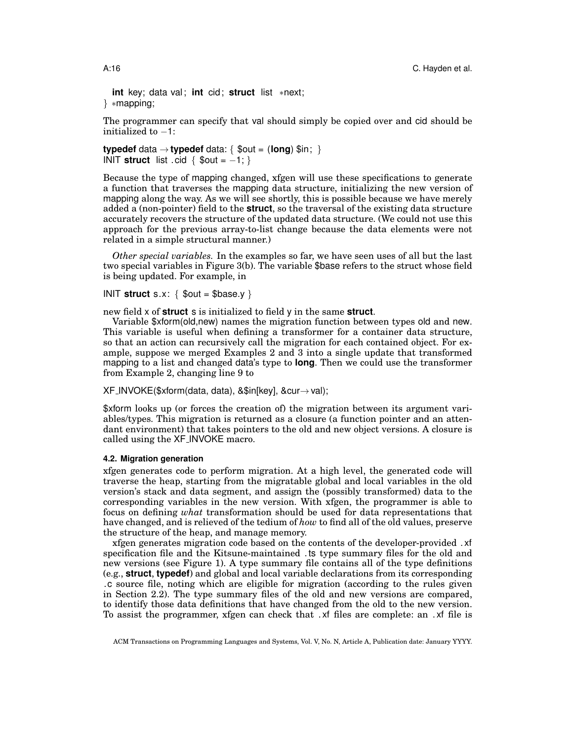```
  int key; data val; int cid; struct list *next;
} *mapping;
```

The programmer can specify that val should simply be copied over and cid should be initialized to −1:

```
typedef data → typedef data: { $out = (long) $in; }
INIT struct list.cid { $out = −1; }
```

Because the type of mapping changed, xfgen will use these specifications to generate a function that traverses the mapping data structure, initializing the new version of mapping along the way. As we will see shortly, this is possible because we have merely added a (non-pointer) field to the **struct**, so the traversal of the existing data structure accurately recovers the structure of the updated data structure. (We could not use this approach for the previous array-to-list change because the data elements were not related in a simple structural manner.)

*Other special variables.* In the examples so far, we have seen uses of all but the last two special variables in Figure 3(b). The variable $base refers to the struct whose field is being updated. For example, in

```
INIT struct s.x: { $out = $base.y }
```

new field x of **struct** s is initialized to field y in the same **struct**.

Variable $xform(old,new) names the migration function between types old and new. This variable is useful when defining a transformer for a container data structure, so that an action can recursively call the migration for each contained object. For example, suppose we merged Examples 2 and 3 into a single update that transformed mapping to a list and changed data's type to **long**. Then we could use the transformer from Example 2, changing line 9 to

```
XF_INVOKE($xform(data, data), &$in[key], &cur→val);
```

$xform looks up (or forces the creation of) the migration between its argument variables/types. This migration is returned as a closure (a function pointer and an attendant environment) that takes pointers to the old and new object versions. A closure is called using the XF_INVOKE macro.

### 4.2. Migration generation

xfgen generates code to perform migration. At a high level, the generated code will traverse the heap, starting from the migratable global and local variables in the old version's stack and data segment, and assign the (possibly transformed) data to the corresponding variables in the new version. With xfgen, the programmer is able to focus on defining *what* transformation should be used for data representations that have changed, and is relieved of the tedium of *how* to find all of the old values, preserve the structure of the heap, and manage memory.

xfgen generates migration code based on the contents of the developer-provided .xf specification file and the Kitsune-maintained .ts type summary files for the old and new versions (see Figure 1). A type summary file contains all of the type definitions (e.g., **struct**, **typedef**) and global and local variable declarations from its corresponding .c source file, noting which are eligible for migration (according to the rules given in Section 2.2). The type summary files of the old and new versions are compared, to identify those data definitions that have changed from the old to the new version. To assist the programmer, xfgen can check that .xf files are complete: an .xf file is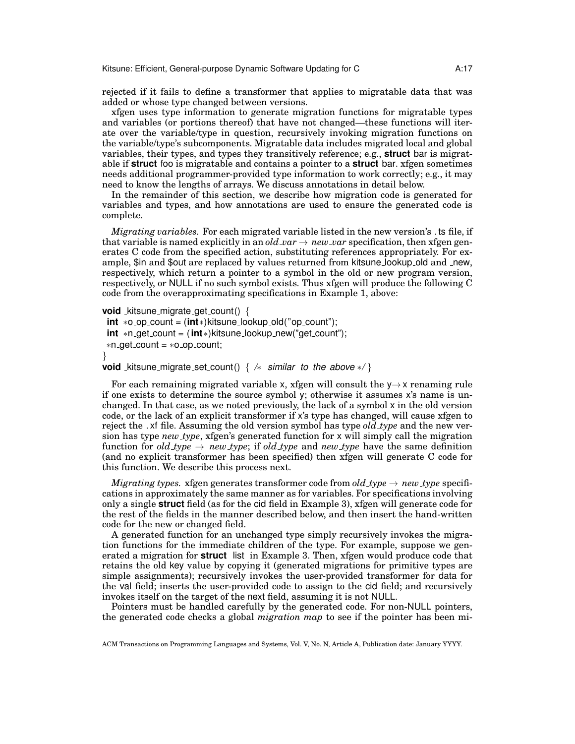rejected if it fails to define a transformer that applies to migratable data that was added or whose type changed between versions.

xfgen uses type information to generate migration functions for migratable types and variables (or portions thereof) that have not changed—these functions will iterate over the variable/type in question, recursively invoking migration functions on the variable/type's subcomponents. Migratable data includes migrated local and global variables, their types, and types they transitively reference; e.g., **struct** bar is migratable if **struct** foo is migratable and contains a pointer to a **struct** bar. xfgen sometimes needs additional programmer-provided type information to work correctly; e.g., it may need to know the lengths of arrays. We discuss annotations in detail below.

In the remainder of this section, we describe how migration code is generated for variables and types, and how annotations are used to ensure the generated code is complete.

*Migrating variables.* For each migrated variable listed in the new version's .ts file, if that variable is named explicitly in an *old_var* $\rightarrow$ *new_var* specification, then xfgen generates C code from the specified action, substituting references appropriately. For example, $in and $out are replaced by values returned from kitsune_lookup_old and _new, respectively, which return a pointer to a symbol in the old or new program version, respectively, or NULL if no such symbol exists. Thus xfgen will produce the following C code from the overapproximating specifications in Example 1, above:

```
void _kitsune_migrate_get_count() {
 int *o_op_count = (int*)kitsune_lookup_old("op_count");
 int *n_get_count = (int*)kitsune_lookup_new("get_count");
 *n_get_count = *o_op_count;
}
void _kitsune_migrate_set_count() { /* similar to the above */ }
```

For each remaining migrated variable x, xfgen will consult the y$\rightarrow$x renaming rule if one exists to determine the source symbol y; otherwise it assumes x's name is unchanged. In that case, as we noted previously, the lack of a symbol x in the old version code, or the lack of an explicit transformer if x's type has changed, will cause xfgen to reject the .xf file. Assuming the old version symbol has type *old_type* and the new version has type *new_type*, xfgen's generated function for x will simply call the migration function for *old_type* $\rightarrow$ *new_type*; if *old_type* and *new_type* have the same definition (and no explicit transformer has been specified) then xfgen will generate C code for this function. We describe this process next.

*Migrating types.* xfgen generates transformer code from *old_type* $\rightarrow$ *new_type* specifications in approximately the same manner as for variables. For specifications involving only a single **struct** field (as for the cid field in Example 3), xfgen will generate code for the rest of the fields in the manner described below, and then insert the hand-written code for the new or changed field.

A generated function for an unchanged type simply recursively invokes the migration functions for the immediate children of the type. For example, suppose we generated a migration for **struct** list in Example 3. Then, xfgen would produce code that retains the old key value by copying it (generated migrations for primitive types are simple assignments); recursively invokes the user-provided transformer for data for the val field; inserts the user-provided code to assign to the cid field; and recursively invokes itself on the target of the next field, assuming it is not NULL.

Pointers must be handled carefully by the generated code. For non-NULL pointers, the generated code checks a global *migration map* to see if the pointer has been mi-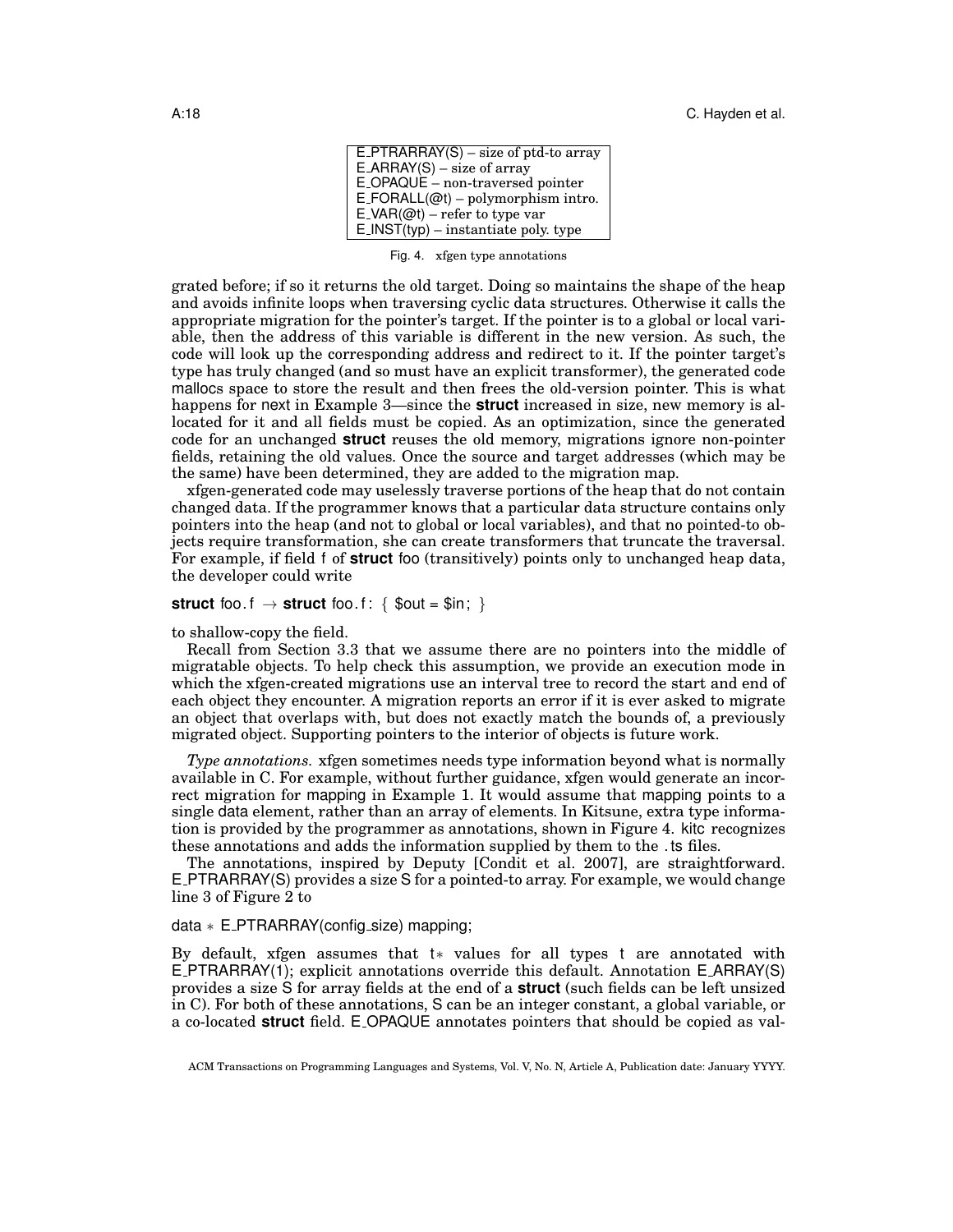| |
|---|
| E_PTRARRAY(S) – size of ptd-to array |
| E_ARRAY(S) – size of array |
| E_OPAQUE – non-traversed pointer |
| E_FORALL(@t) – polymorphism intro. |
| E_VAR(@t) – refer to type var |
| E_INST(typ) – instantiate poly. type |

Fig. 4. xfgen type annotations

grated before; if so it returns the old target. Doing so maintains the shape of the heap and avoids infinite loops when traversing cyclic data structures. Otherwise it calls the appropriate migration for the pointer's target. If the pointer is to a global or local variable, then the address of this variable is different in the new version. As such, the code will look up the corresponding address and redirect to it. If the pointer target's type has truly changed (and so must have an explicit transformer), the generated code mallocs space to store the result and then frees the old-version pointer. This is what happens for next in Example 3—since the **struct** increased in size, new memory is allocated for it and all fields must be copied. As an optimization, since the generated code for an unchanged **struct** reuses the old memory, migrations ignore non-pointer fields, retaining the old values. Once the source and target addresses (which may be the same) have been determined, they are added to the migration map.

xfgen-generated code may uselessly traverse portions of the heap that do not contain changed data. If the programmer knows that a particular data structure contains only pointers into the heap (and not to global or local variables), and that no pointed-to objects require transformation, she can create transformers that truncate the traversal. For example, if field f of **struct** foo (transitively) points only to unchanged heap data, the developer could write

```
struct foo.f → struct foo.f: { $out = $in; }
```

to shallow-copy the field.

Recall from Section 3.3 that we assume there are no pointers into the middle of migratable objects. To help check this assumption, we provide an execution mode in which the xfgen-created migrations use an interval tree to record the start and end of each object they encounter. A migration reports an error if it is ever asked to migrate an object that overlaps with, but does not exactly match the bounds of, a previously migrated object. Supporting pointers to the interior of objects is future work.

*Type annotations.* xfgen sometimes needs type information beyond what is normally available in C. For example, without further guidance, xfgen would generate an incorrect migration for mapping in Example 1. It would assume that mapping points to a single data element, rather than an array of elements. In Kitsune, extra type information is provided by the programmer as annotations, shown in Figure 4. kitc recognizes these annotations and adds the information supplied by them to the .ts files.

The annotations, inspired by Deputy [Condit et al. 2007], are straightforward. E_PTRARRAY(S) provides a size S for a pointed-to array. For example, we would change line 3 of Figure 2 to

```
data * E_PTRARRAY(config_size) mapping;
```

By default, xfgen assumes that t∗ values for all types t are annotated with E_PTRARRAY(1); explicit annotations override this default. Annotation E_ARRAY(S) provides a size S for array fields at the end of a **struct** (such fields can be left unsized in C). For both of these annotations, S can be an integer constant, a global variable, or a co-located **struct** field. E_OPAQUE annotates pointers that should be copied as val-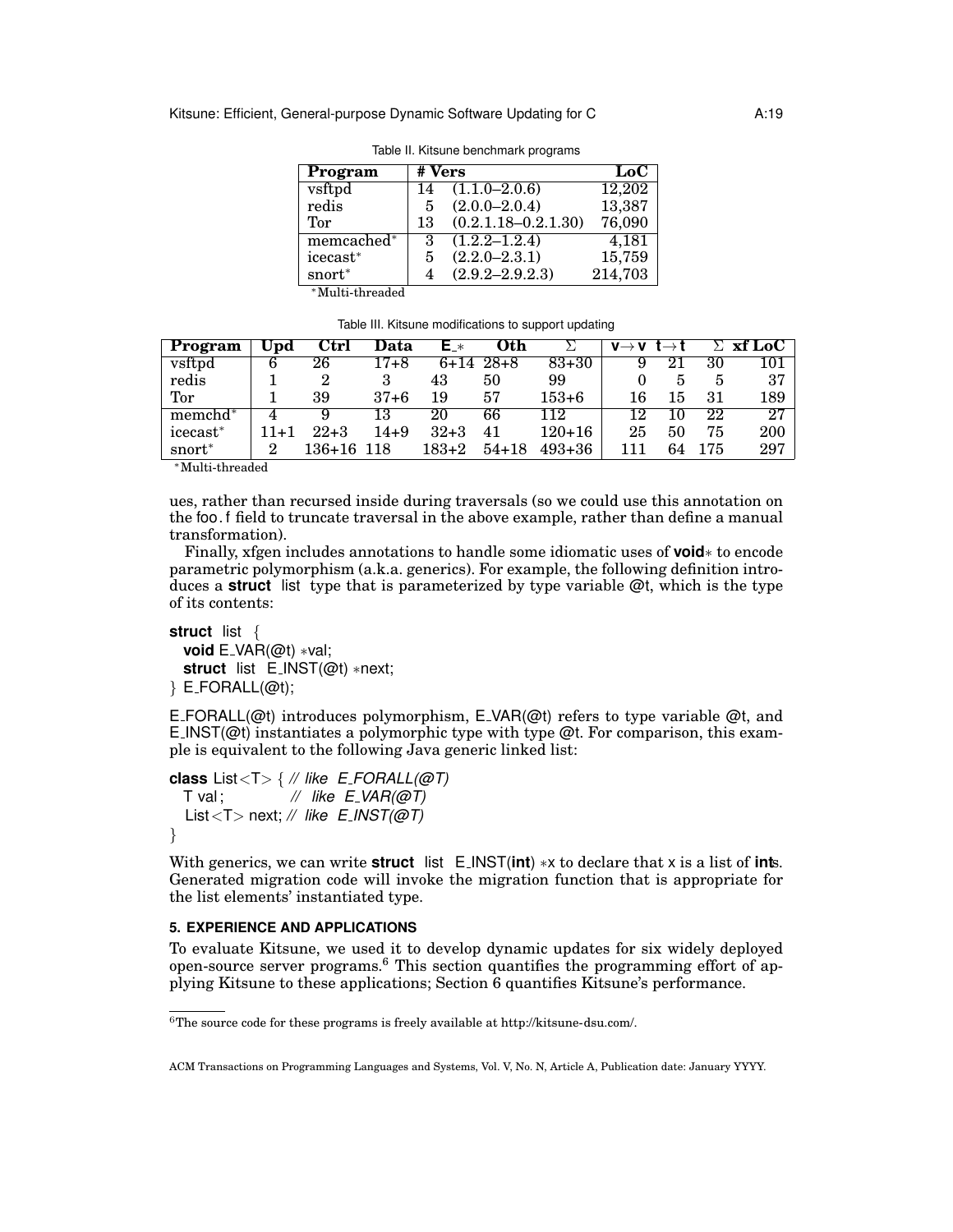Table II. Kitsune benchmark programs

| Program | # Vers | | LoC |
|---|---|---|---|
| vsftpd | 14 | (1.1.0–2.0.6) | 12,202 |
| redis | 5 | (2.0.0–2.0.4) | 13,387 |
| Tor | 13 | (0.2.1.18–0.2.1.30) | 76,090 |
| memcached* | 3 | (1.2.2–1.2.4) | 4,181 |
| icecast* | 5 | (2.2.0–2.3.1) | 15,759 |
| snort* | 4 | (2.9.2–2.9.2.3) | 214,703 |

*Multi-threaded

Table III. Kitsune modifications to support updating

| Program | Upd | Ctrl | Data | E_* | Oth | Σ | v→v | t→t | Σ | xf LoC |
|---|---|---|---|---|---|---|---|---|---|---|
| vsftpd | 6 | 26 | 17+8 | 6+14 | 28+8 | 83+30 | 9 | 21 | 30 | 101 |
| redis | 1 | 2 | 3 | 43 | 50 | 99 | 0 | 5 | 5 | 37 |
| Tor | 1 | 39 | 37+6 | 19 | 57 | 153+6 | 16 | 15 | 31 | 189 |
| memchd* | 4 | 9 | 13 | 20 | 66 | 112 | 12 | 10 | 22 | 27 |
| icecast* | 11+1 | 22+3 | 14+9 | 32+3 | 41 | 120+16 | 25 | 50 | 75 | 200 |
| snort* | 2 | 136+16 | 118 | 183+2 | 54+18 | 493+36 | 111 | 64 | 175 | 297 |

*Multi-threaded

ues, rather than recursed inside during traversals (so we could use this annotation on the foo.f field to truncate traversal in the above example, rather than define a manual transformation).

Finally, xfgen includes annotations to handle some idiomatic uses of **void*** to encode parametric polymorphism (a.k.a. generics). For example, the following definition introduces a **struct** list type that is parameterized by type variable @t, which is the type of its contents:

```
struct list {
  void E_VAR(@t) *val;
  struct list E_INST(@t) *next;
} E_FORALL(@t);
```

E_FORALL(@t) introduces polymorphism, E_VAR(@t) refers to type variable @t, and E_INST(@t) instantiates a polymorphic type with type @t. For comparison, this example is equivalent to the following Java generic linked list:

```
class List<T> { // like E_FORALL(@T)
  T val;          // like E_VAR(@T)
  List<T> next; // like E_INST(@T)
}
```

With generics, we can write **struct** list E_INST(**int**) *x to declare that x is a list of **int**s. Generated migration code will invoke the migration function that is appropriate for the list elements' instantiated type.

## 5. EXPERIENCE AND APPLICATIONS

To evaluate Kitsune, we used it to develop dynamic updates for six widely deployed open-source server programs.[6] This section quantifies the programming effort of applying Kitsune to these applications; Section 6 quantifies Kitsune's performance.

[6]The source code for these programs is freely available at http://kitsune-dsu.com/.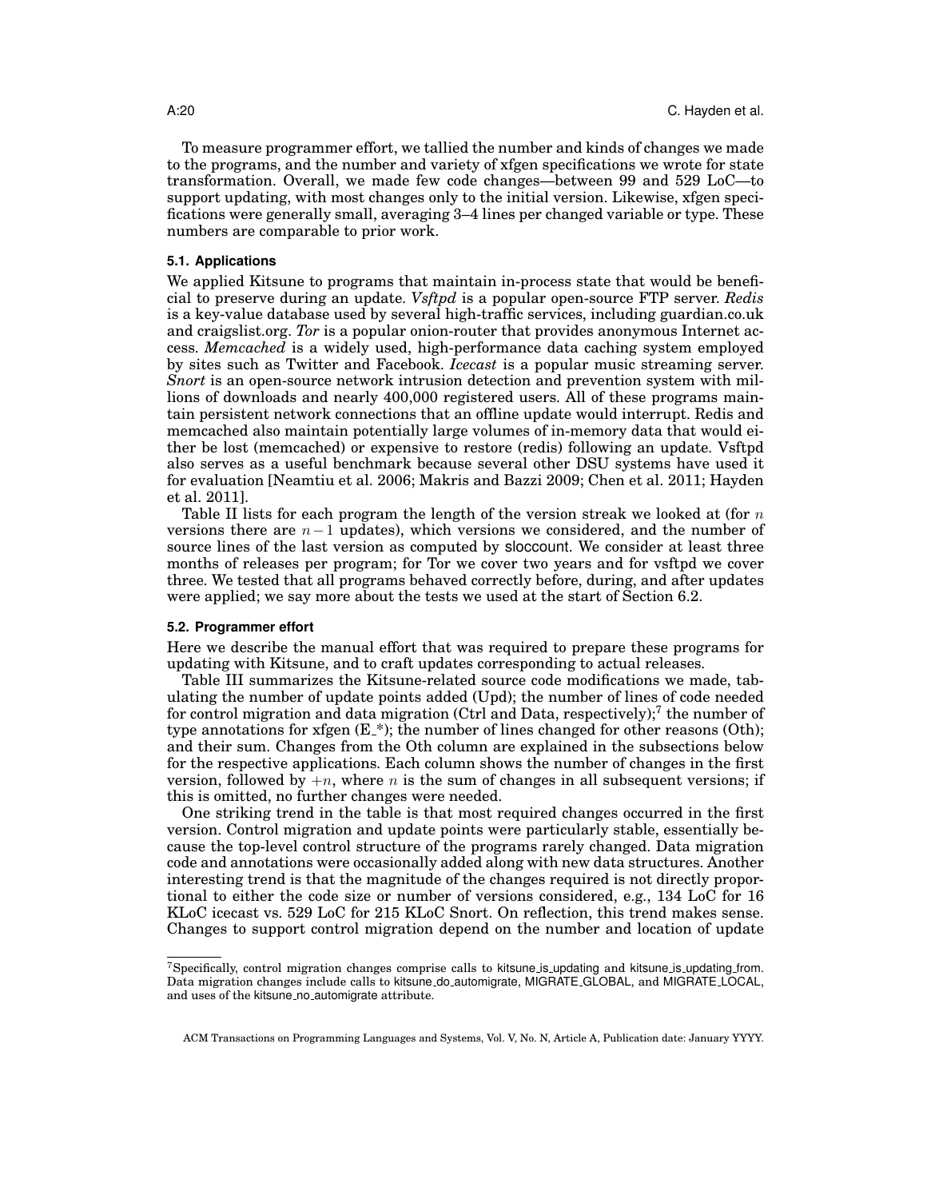To measure programmer effort, we tallied the number and kinds of changes we made to the programs, and the number and variety of xfgen specifications we wrote for state transformation. Overall, we made few code changes—between 99 and 529 LoC—to support updating, with most changes only to the initial version. Likewise, xfgen specifications were generally small, averaging 3–4 lines per changed variable or type. These numbers are comparable to prior work.

### 5.1. Applications

We applied Kitsune to programs that maintain in-process state that would be beneficial to preserve during an update. *Vsftpd* is a popular open-source FTP server. *Redis* is a key-value database used by several high-traffic services, including guardian.co.uk and craigslist.org. *Tor* is a popular onion-router that provides anonymous Internet access. *Memcached* is a widely used, high-performance data caching system employed by sites such as Twitter and Facebook. *Icecast* is a popular music streaming server. *Snort* is an open-source network intrusion detection and prevention system with millions of downloads and nearly 400,000 registered users. All of these programs maintain persistent network connections that an offline update would interrupt. Redis and memcached also maintain potentially large volumes of in-memory data that would either be lost (memcached) or expensive to restore (redis) following an update. Vsftpd also serves as a useful benchmark because several other DSU systems have used it for evaluation [Neamtiu et al. 2006; Makris and Bazzi 2009; Chen et al. 2011; Hayden et al. 2011].

Table II lists for each program the length of the version streak we looked at (for $n$ versions there are $n-1$ updates), which versions we considered, and the number of source lines of the last version as computed by sloccount. We consider at least three months of releases per program; for Tor we cover two years and for vsftpd we cover three. We tested that all programs behaved correctly before, during, and after updates were applied; we say more about the tests we used at the start of Section 6.2.

### 5.2. Programmer effort

Here we describe the manual effort that was required to prepare these programs for updating with Kitsune, and to craft updates corresponding to actual releases.

Table III summarizes the Kitsune-related source code modifications we made, tabulating the number of update points added (Upd); the number of lines of code needed for control migration and data migration (Ctrl and Data, respectively);[7] the number of type annotations for xfgen (E_*); the number of lines changed for other reasons (Oth); and their sum. Changes from the Oth column are explained in the subsections below for the respective applications. Each column shows the number of changes in the first version, followed by $+n$, where $n$ is the sum of changes in all subsequent versions; if this is omitted, no further changes were needed.

One striking trend in the table is that most required changes occurred in the first version. Control migration and update points were particularly stable, essentially because the top-level control structure of the programs rarely changed. Data migration code and annotations were occasionally added along with new data structures. Another interesting trend is that the magnitude of the changes required is not directly proportional to either the code size or number of versions considered, e.g., 134 LoC for 16 KLoC icecast vs. 529 LoC for 215 KLoC Snort. On reflection, this trend makes sense. Changes to support control migration depend on the number and location of update

[7] Specifically, control migration changes comprise calls to kitsune_is_updating and kitsune_is_updating_from. Data migration changes include calls to kitsune_do_automigrate, MIGRATE_GLOBAL, and MIGRATE_LOCAL, and uses of the kitsune_no_automigrate attribute.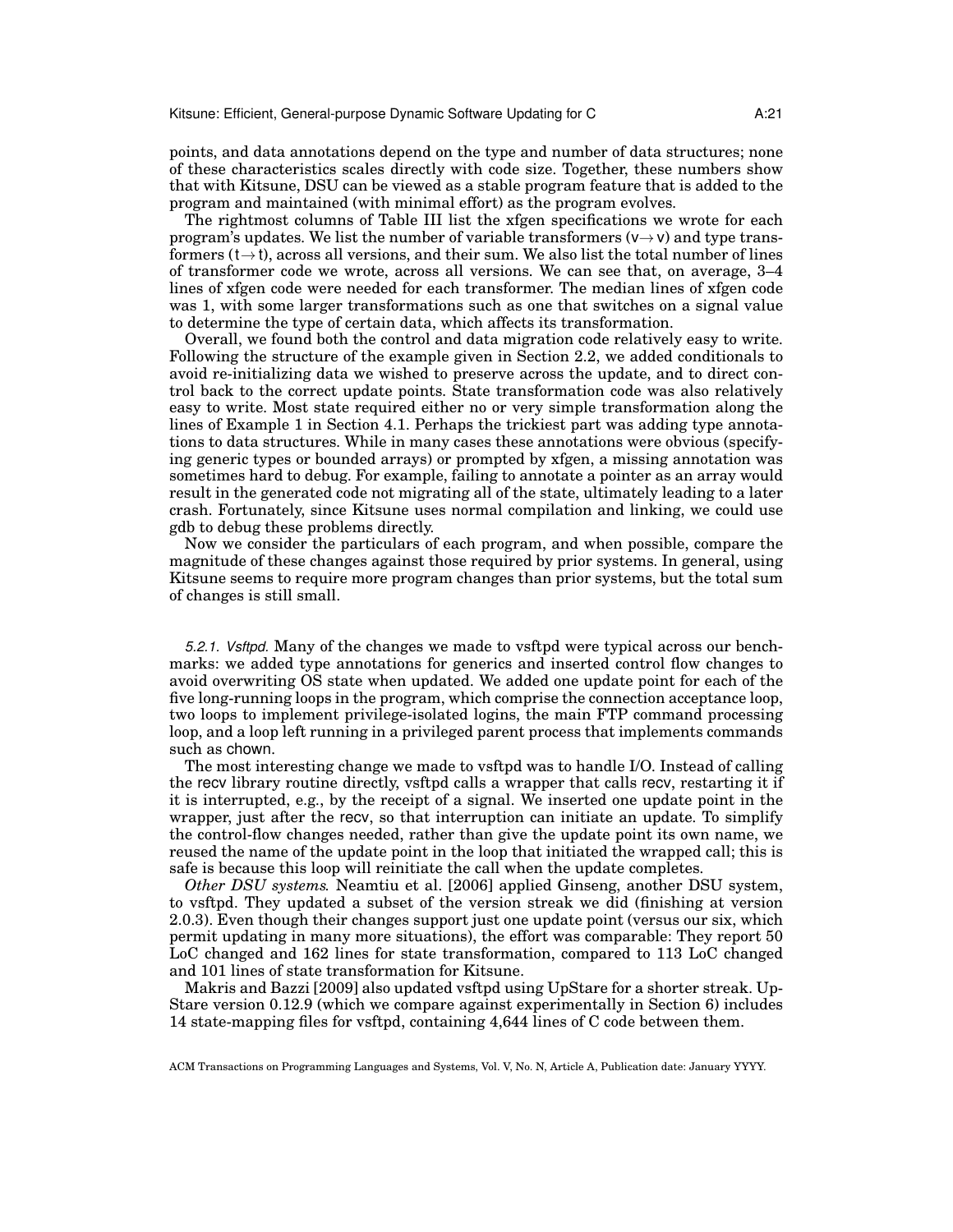points, and data annotations depend on the type and number of data structures; none of these characteristics scales directly with code size. Together, these numbers show that with Kitsune, DSU can be viewed as a stable program feature that is added to the program and maintained (with minimal effort) as the program evolves.

The rightmost columns of Table III list the xfgen specifications we wrote for each program's updates. We list the number of variable transformers ($\mathsf{v} \rightarrow \mathsf{v}$) and type transformers ($\mathsf{t} \rightarrow \mathsf{t}$), across all versions, and their sum. We also list the total number of lines of transformer code we wrote, across all versions. We can see that, on average, 3–4 lines of xfgen code were needed for each transformer. The median lines of xfgen code was 1, with some larger transformations such as one that switches on a signal value to determine the type of certain data, which affects its transformation.

Overall, we found both the control and data migration code relatively easy to write. Following the structure of the example given in Section 2.2, we added conditionals to avoid re-initializing data we wished to preserve across the update, and to direct control back to the correct update points. State transformation code was also relatively easy to write. Most state required either no or very simple transformation along the lines of Example 1 in Section 4.1. Perhaps the trickiest part was adding type annotations to data structures. While in many cases these annotations were obvious (specifying generic types or bounded arrays) or prompted by xfgen, a missing annotation was sometimes hard to debug. For example, failing to annotate a pointer as an array would result in the generated code not migrating all of the state, ultimately leading to a later crash. Fortunately, since Kitsune uses normal compilation and linking, we could use gdb to debug these problems directly.

Now we consider the particulars of each program, and when possible, compare the magnitude of these changes against those required by prior systems. In general, using Kitsune seems to require more program changes than prior systems, but the total sum of changes is still small.

*5.2.1. Vsftpd.* Many of the changes we made to vsftpd were typical across our benchmarks: we added type annotations for generics and inserted control flow changes to avoid overwriting OS state when updated. We added one update point for each of the five long-running loops in the program, which comprise the connection acceptance loop, two loops to implement privilege-isolated logins, the main FTP command processing loop, and a loop left running in a privileged parent process that implements commands such as chown.

The most interesting change we made to vsftpd was to handle I/O. Instead of calling the recv library routine directly, vsftpd calls a wrapper that calls recv, restarting it if it is interrupted, e.g., by the receipt of a signal. We inserted one update point in the wrapper, just after the recv, so that interruption can initiate an update. To simplify the control-flow changes needed, rather than give the update point its own name, we reused the name of the update point in the loop that initiated the wrapped call; this is safe is because this loop will reinitiate the call when the update completes.

*Other DSU systems.* Neamtiu et al. [2006] applied Ginseng, another DSU system, to vsftpd. They updated a subset of the version streak we did (finishing at version 2.0.3). Even though their changes support just one update point (versus our six, which permit updating in many more situations), the effort was comparable: They report 50 LoC changed and 162 lines for state transformation, compared to 113 LoC changed and 101 lines of state transformation for Kitsune.

Makris and Bazzi [2009] also updated vsftpd using UpStare for a shorter streak. UpStare version 0.12.9 (which we compare against experimentally in Section 6) includes 14 state-mapping files for vsftpd, containing 4,644 lines of C code between them.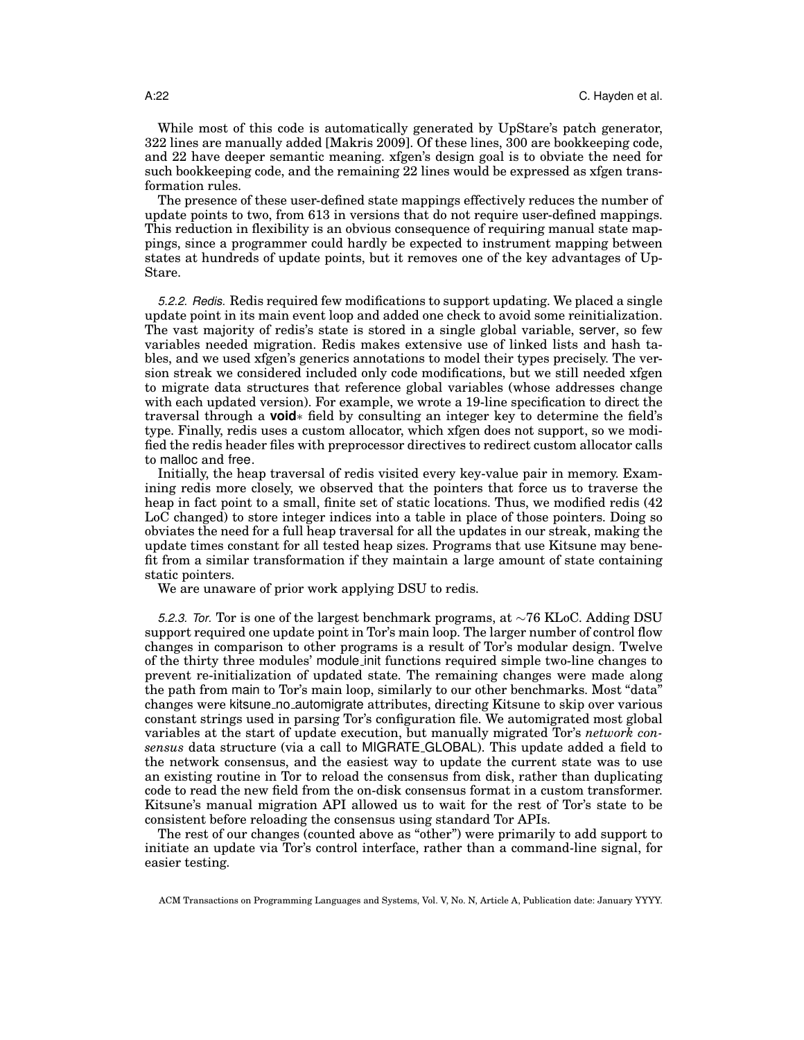While most of this code is automatically generated by UpStare's patch generator, 322 lines are manually added [Makris 2009]. Of these lines, 300 are bookkeeping code, and 22 have deeper semantic meaning. xfgen's design goal is to obviate the need for such bookkeeping code, and the remaining 22 lines would be expressed as xfgen transformation rules.

The presence of these user-defined state mappings effectively reduces the number of update points to two, from 613 in versions that do not require user-defined mappings. This reduction in flexibility is an obvious consequence of requiring manual state mappings, since a programmer could hardly be expected to instrument mapping between states at hundreds of update points, but it removes one of the key advantages of UpStare.

*5.2.2. Redis.* Redis required few modifications to support updating. We placed a single update point in its main event loop and added one check to avoid some reinitialization. The vast majority of redis's state is stored in a single global variable, server, so few variables needed migration. Redis makes extensive use of linked lists and hash tables, and we used xfgen's generics annotations to model their types precisely. The version streak we considered included only code modifications, but we still needed xfgen to migrate data structures that reference global variables (whose addresses change with each updated version). For example, we wrote a 19-line specification to direct the traversal through a **void**$*$ field by consulting an integer key to determine the field's type. Finally, redis uses a custom allocator, which xfgen does not support, so we modified the redis header files with preprocessor directives to redirect custom allocator calls to malloc and free.

Initially, the heap traversal of redis visited every key-value pair in memory. Examining redis more closely, we observed that the pointers that force us to traverse the heap in fact point to a small, finite set of static locations. Thus, we modified redis (42 LoC changed) to store integer indices into a table in place of those pointers. Doing so obviates the need for a full heap traversal for all the updates in our streak, making the update times constant for all tested heap sizes. Programs that use Kitsune may benefit from a similar transformation if they maintain a large amount of state containing static pointers.

We are unaware of prior work applying DSU to redis.

*5.2.3. Tor.* Tor is one of the largest benchmark programs, at $\sim$76 KLoC. Adding DSU support required one update point in Tor's main loop. The larger number of control flow changes in comparison to other programs is a result of Tor's modular design. Twelve of the thirty three modules' module_init functions required simple two-line changes to prevent re-initialization of updated state. The remaining changes were made along the path from main to Tor's main loop, similarly to our other benchmarks. Most "data" changes were kitsune_no_automigrate attributes, directing Kitsune to skip over various constant strings used in parsing Tor's configuration file. We automigrated most global variables at the start of update execution, but manually migrated Tor's *network consensus* data structure (via a call to MIGRATE_GLOBAL). This update added a field to the network consensus, and the easiest way to update the current state was to use an existing routine in Tor to reload the consensus from disk, rather than duplicating code to read the new field from the on-disk consensus format in a custom transformer. Kitsune's manual migration API allowed us to wait for the rest of Tor's state to be consistent before reloading the consensus using standard Tor APIs.

The rest of our changes (counted above as "other") were primarily to add support to initiate an update via Tor's control interface, rather than a command-line signal, for easier testing.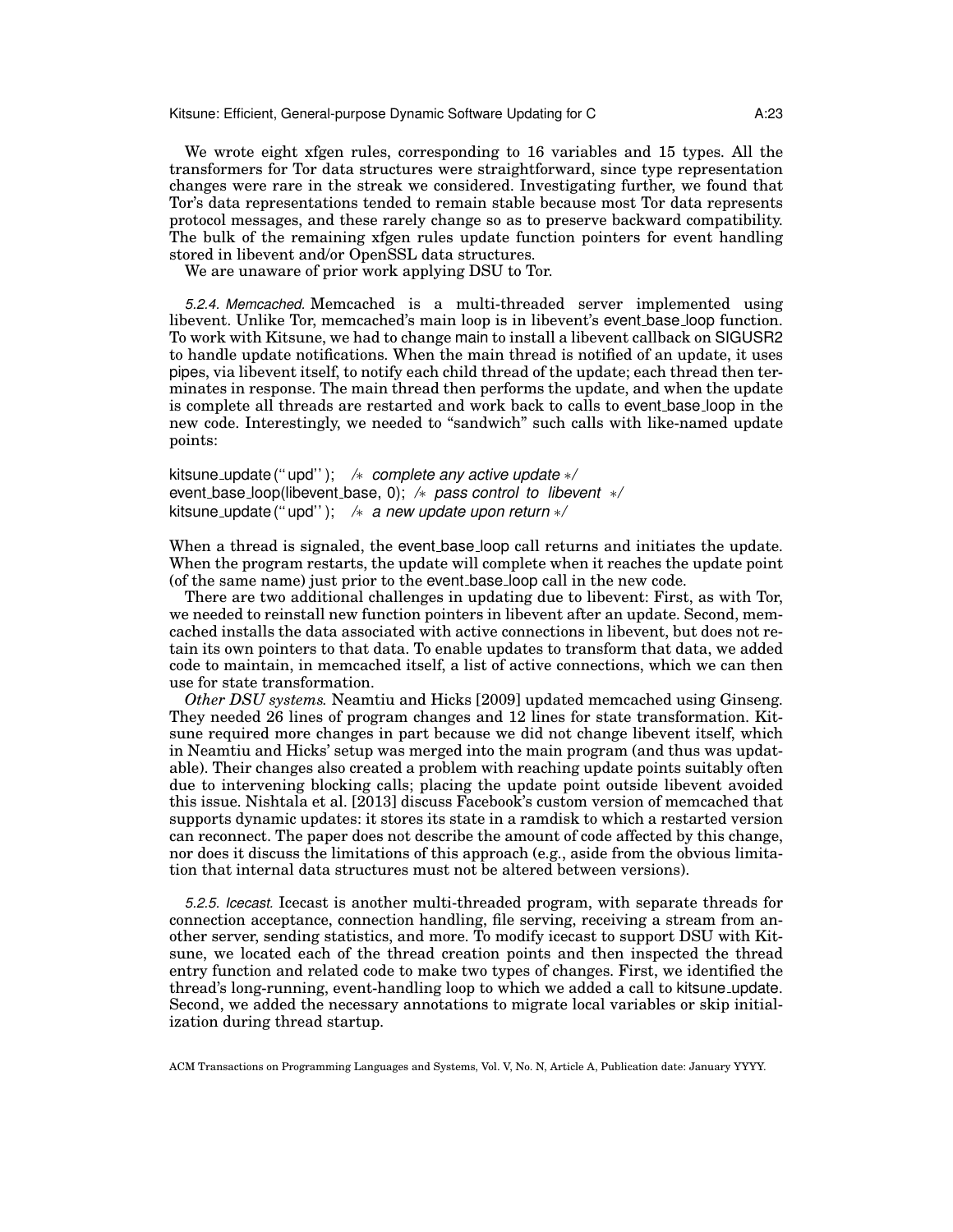We wrote eight xfgen rules, corresponding to 16 variables and 15 types. All the transformers for Tor data structures were straightforward, since type representation changes were rare in the streak we considered. Investigating further, we found that Tor's data representations tended to remain stable because most Tor data represents protocol messages, and these rarely change so as to preserve backward compatibility. The bulk of the remaining xfgen rules update function pointers for event handling stored in libevent and/or OpenSSL data structures.

We are unaware of prior work applying DSU to Tor.

*5.2.4. Memcached.* Memcached is a multi-threaded server implemented using libevent. Unlike Tor, memcached's main loop is in libevent's event_base_loop function. To work with Kitsune, we had to change main to install a libevent callback on SIGUSR2 to handle update notifications. When the main thread is notified of an update, it uses pipes, via libevent itself, to notify each child thread of the update; each thread then terminates in response. The main thread then performs the update, and when the update is complete all threads are restarted and work back to calls to event_base_loop in the new code. Interestingly, we needed to "sandwich" such calls with like-named update points:

```
kitsune_update("upd");   /* complete any active update */
event_base_loop(libevent_base, 0); /* pass control to libevent */
kitsune_update("upd");   /* a new update upon return */
```

When a thread is signaled, the event_base_loop call returns and initiates the update. When the program restarts, the update will complete when it reaches the update point (of the same name) just prior to the event_base_loop call in the new code.

There are two additional challenges in updating due to libevent: First, as with Tor, we needed to reinstall new function pointers in libevent after an update. Second, memcached installs the data associated with active connections in libevent, but does not retain its own pointers to that data. To enable updates to transform that data, we added code to maintain, in memcached itself, a list of active connections, which we can then use for state transformation.

*Other DSU systems.* Neamtiu and Hicks [2009] updated memcached using Ginseng. They needed 26 lines of program changes and 12 lines for state transformation. Kitsune required more changes in part because we did not change libevent itself, which in Neamtiu and Hicks' setup was merged into the main program (and thus was updatable). Their changes also created a problem with reaching update points suitably often due to intervening blocking calls; placing the update point outside libevent avoided this issue. Nishtala et al. [2013] discuss Facebook's custom version of memcached that supports dynamic updates: it stores its state in a ramdisk to which a restarted version can reconnect. The paper does not describe the amount of code affected by this change, nor does it discuss the limitations of this approach (e.g., aside from the obvious limitation that internal data structures must not be altered between versions).

*5.2.5. Icecast.* Icecast is another multi-threaded program, with separate threads for connection acceptance, connection handling, file serving, receiving a stream from another server, sending statistics, and more. To modify icecast to support DSU with Kitsune, we located each of the thread creation points and then inspected the thread entry function and related code to make two types of changes. First, we identified the thread's long-running, event-handling loop to which we added a call to kitsune_update. Second, we added the necessary annotations to migrate local variables or skip initialization during thread startup.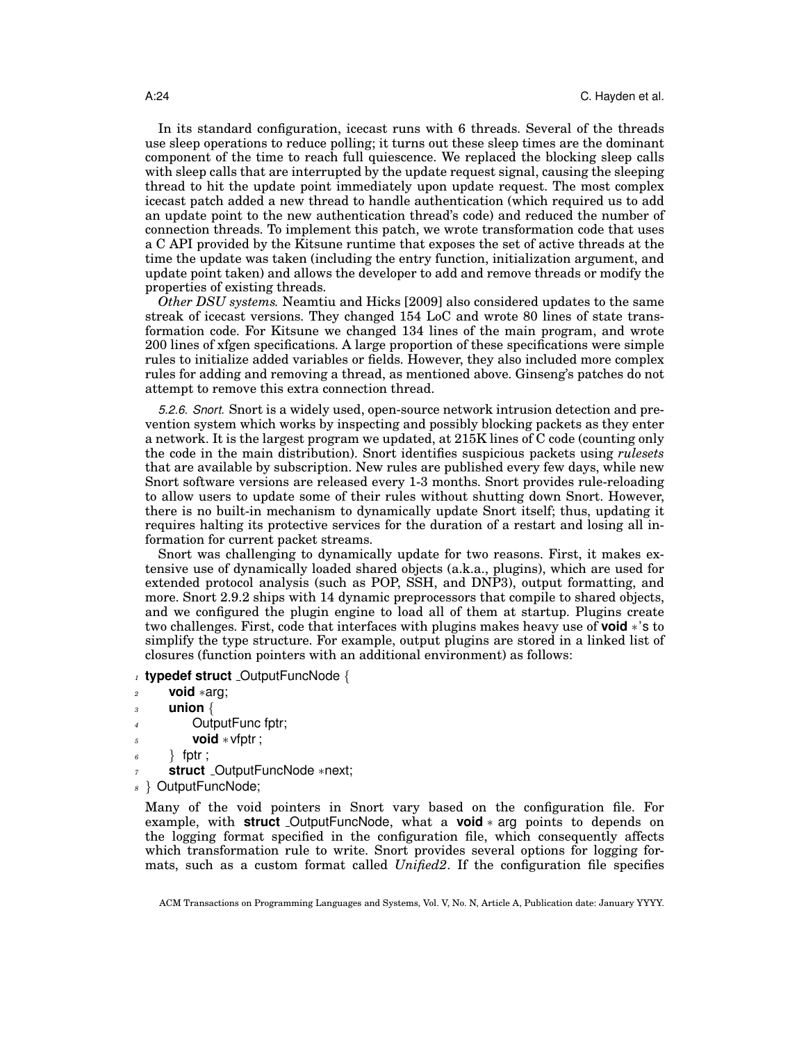In its standard configuration, icecast runs with 6 threads. Several of the threads use sleep operations to reduce polling; it turns out these sleep times are the dominant component of the time to reach full quiescence. We replaced the blocking sleep calls with sleep calls that are interrupted by the update request signal, causing the sleeping thread to hit the update point immediately upon update request. The most complex icecast patch added a new thread to handle authentication (which required us to add an update point to the new authentication thread's code) and reduced the number of connection threads. To implement this patch, we wrote transformation code that uses a C API provided by the Kitsune runtime that exposes the set of active threads at the time the update was taken (including the entry function, initialization argument, and update point taken) and allows the developer to add and remove threads or modify the properties of existing threads.

*Other DSU systems.* Neamtiu and Hicks [2009] also considered updates to the same streak of icecast versions. They changed 154 LoC and wrote 80 lines of state transformation code. For Kitsune we changed 134 lines of the main program, and wrote 200 lines of xfgen specifications. A large proportion of these specifications were simple rules to initialize added variables or fields. However, they also included more complex rules for adding and removing a thread, as mentioned above. Ginseng's patches do not attempt to remove this extra connection thread.

*5.2.6. Snort.* Snort is a widely used, open-source network intrusion detection and prevention system which works by inspecting and possibly blocking packets as they enter a network. It is the largest program we updated, at 215K lines of C code (counting only the code in the main distribution). Snort identifies suspicious packets using *rulesets* that are available by subscription. New rules are published every few days, while new Snort software versions are released every 1-3 months. Snort provides rule-reloading to allow users to update some of their rules without shutting down Snort. However, there is no built-in mechanism to dynamically update Snort itself; thus, updating it requires halting its protective services for the duration of a restart and losing all information for current packet streams.

Snort was challenging to dynamically update for two reasons. First, it makes extensive use of dynamically loaded shared objects (a.k.a., plugins), which are used for extended protocol analysis (such as POP, SSH, and DNP3), output formatting, and more. Snort 2.9.2 ships with 14 dynamic preprocessors that compile to shared objects, and we configured the plugin engine to load all of them at startup. Plugins create two challenges. First, code that interfaces with plugins makes heavy use of **void** ∗'s to simplify the type structure. For example, output plugins are stored in a linked list of closures (function pointers with an additional environment) as follows:

```
typedef struct _OutputFuncNode {
    void *arg;
    union {
        OutputFunc fptr;
        void *vfptr;
    } fptr;
    struct _OutputFuncNode *next;
} OutputFuncNode;
```

Many of the void pointers in Snort vary based on the configuration file. For example, with **struct** _OutputFuncNode, what a **void** ∗ arg points to depends on the logging format specified in the configuration file, which consequently affects which transformation rule to write. Snort provides several options for logging formats, such as a custom format called *Unified2*. If the configuration file specifies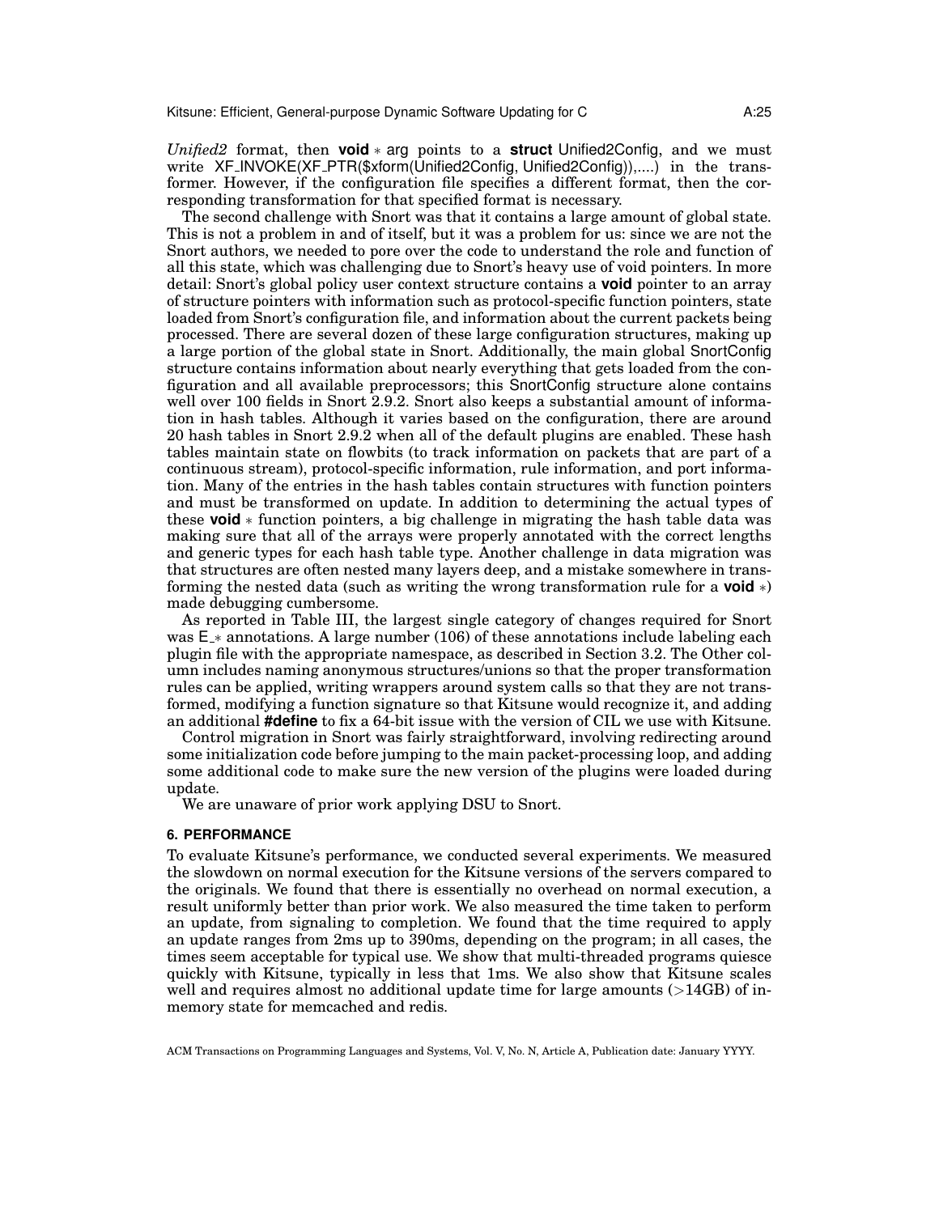*Unified2* format, then **void** ∗ arg points to a **struct** Unified2Config, and we must write XF_INVOKE(XF_PTR($xform(Unified2Config, Unified2Config)),....) in the transformer. However, if the configuration file specifies a different format, then the corresponding transformation for that specified format is necessary.

The second challenge with Snort was that it contains a large amount of global state. This is not a problem in and of itself, but it was a problem for us: since we are not the Snort authors, we needed to pore over the code to understand the role and function of all this state, which was challenging due to Snort's heavy use of void pointers. In more detail: Snort's global policy user context structure contains a **void** pointer to an array of structure pointers with information such as protocol-specific function pointers, state loaded from Snort's configuration file, and information about the current packets being processed. There are several dozen of these large configuration structures, making up a large portion of the global state in Snort. Additionally, the main global SnortConfig structure contains information about nearly everything that gets loaded from the configuration and all available preprocessors; this SnortConfig structure alone contains well over 100 fields in Snort 2.9.2. Snort also keeps a substantial amount of information in hash tables. Although it varies based on the configuration, there are around 20 hash tables in Snort 2.9.2 when all of the default plugins are enabled. These hash tables maintain state on flowbits (to track information on packets that are part of a continuous stream), protocol-specific information, rule information, and port information. Many of the entries in the hash tables contain structures with function pointers and must be transformed on update. In addition to determining the actual types of these **void** ∗ function pointers, a big challenge in migrating the hash table data was making sure that all of the arrays were properly annotated with the correct lengths and generic types for each hash table type. Another challenge in data migration was that structures are often nested many layers deep, and a mistake somewhere in transforming the nested data (such as writing the wrong transformation rule for a **void** ∗) made debugging cumbersome.

As reported in Table III, the largest single category of changes required for Snort was E_∗ annotations. A large number (106) of these annotations include labeling each plugin file with the appropriate namespace, as described in Section 3.2. The Other column includes naming anonymous structures/unions so that the proper transformation rules can be applied, writing wrappers around system calls so that they are not transformed, modifying a function signature so that Kitsune would recognize it, and adding an additional **#define** to fix a 64-bit issue with the version of CIL we use with Kitsune.

Control migration in Snort was fairly straightforward, involving redirecting around some initialization code before jumping to the main packet-processing loop, and adding some additional code to make sure the new version of the plugins were loaded during update.

We are unaware of prior work applying DSU to Snort.

## 6. PERFORMANCE

To evaluate Kitsune's performance, we conducted several experiments. We measured the slowdown on normal execution for the Kitsune versions of the servers compared to the originals. We found that there is essentially no overhead on normal execution, a result uniformly better than prior work. We also measured the time taken to perform an update, from signaling to completion. We found that the time required to apply an update ranges from 2ms up to 390ms, depending on the program; in all cases, the times seem acceptable for typical use. We show that multi-threaded programs quiesce quickly with Kitsune, typically in less that 1ms. We also show that Kitsune scales well and requires almost no additional update time for large amounts (>14GB) of in-memory state for memcached and redis.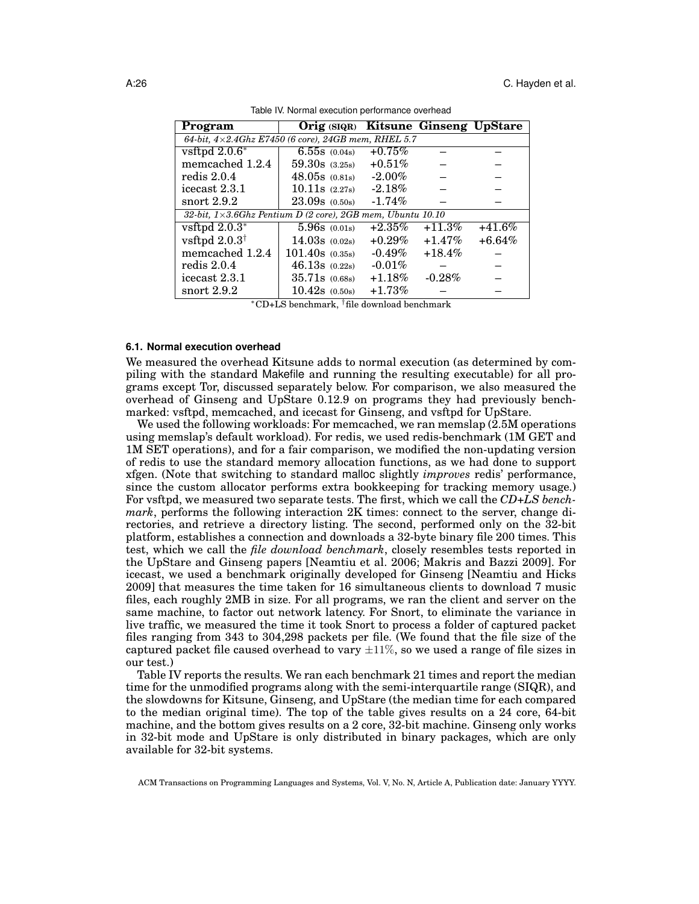Table IV. Normal execution performance overhead

| Program | Orig (SIQR) | Kitsune | Ginseng | UpStare |
|---|---|---|---|---|
| *64-bit, 4×2.4Ghz E7450 (6 core), 24GB mem, RHEL 5.7* | | | | |
| vsftpd 2.0.6* | 6.55s (0.04s) | +0.75% | – | – |
| memcached 1.2.4 | 59.30s (3.25s) | +0.51% | – | – |
| redis 2.0.4 | 48.05s (0.81s) | -2.00% | – | – |
| icecast 2.3.1 | 10.11s (2.27s) | -2.18% | – | – |
| snort 2.9.2 | 23.09s (0.50s) | -1.74% | – | – |
| *32-bit, 1×3.6Ghz Pentium D (2 core), 2GB mem, Ubuntu 10.10* | | | | |
| vsftpd 2.0.3* | 5.96s (0.01s) | +2.35% | +11.3% | +41.6% |
| vsftpd 2.0.3† | 14.03s (0.02s) | +0.29% | +1.47% | +6.64% |
| memcached 1.2.4 | 101.40s (0.35s) | -0.49% | +18.4% | – |
| redis 2.0.4 | 46.13s (0.22s) | -0.01% | – | – |
| icecast 2.3.1 | 35.71s (0.68s) | +1.18% | -0.28% | – |
| snort 2.9.2 | 10.42s (0.50s) | +1.73% | – | – |

*CD+LS benchmark, †file download benchmark

### 6.1. Normal execution overhead

We measured the overhead Kitsune adds to normal execution (as determined by compiling with the standard Makefile and running the resulting executable) for all programs except Tor, discussed separately below. For comparison, we also measured the overhead of Ginseng and UpStare 0.12.9 on programs they had previously benchmarked: vsftpd, memcached, and icecast for Ginseng, and vsftpd for UpStare.

We used the following workloads: For memcached, we ran memslap (2.5M operations using memslap's default workload). For redis, we used redis-benchmark (1M GET and 1M SET operations), and for a fair comparison, we modified the non-updating version of redis to use the standard memory allocation functions, as we had done to support xfgen. (Note that switching to standard malloc slightly *improves* redis' performance, since the custom allocator performs extra bookkeeping for tracking memory usage.) For vsftpd, we measured two separate tests. The first, which we call the *CD+LS benchmark*, performs the following interaction 2K times: connect to the server, change directories, and retrieve a directory listing. The second, performed only on the 32-bit platform, establishes a connection and downloads a 32-byte binary file 200 times. This test, which we call the *file download benchmark*, closely resembles tests reported in the UpStare and Ginseng papers [Neamtiu et al. 2006; Makris and Bazzi 2009]. For icecast, we used a benchmark originally developed for Ginseng [Neamtiu and Hicks 2009] that measures the time taken for 16 simultaneous clients to download 7 music files, each roughly 2MB in size. For all programs, we ran the client and server on the same machine, to factor out network latency. For Snort, to eliminate the variance in live traffic, we measured the time it took Snort to process a folder of captured packet files ranging from 343 to 304,298 packets per file. (We found that the file size of the captured packet file caused overhead to vary $\pm 11\%$, so we used a range of file sizes in our test.)

Table IV reports the results. We ran each benchmark 21 times and report the median time for the unmodified programs along with the semi-interquartile range (SIQR), and the slowdowns for Kitsune, Ginseng, and UpStare (the median time for each compared to the median original time). The top of the table gives results on a 24 core, 64-bit machine, and the bottom gives results on a 2 core, 32-bit machine. Ginseng only works in 32-bit mode and UpStare is only distributed in binary packages, which are only available for 32-bit systems.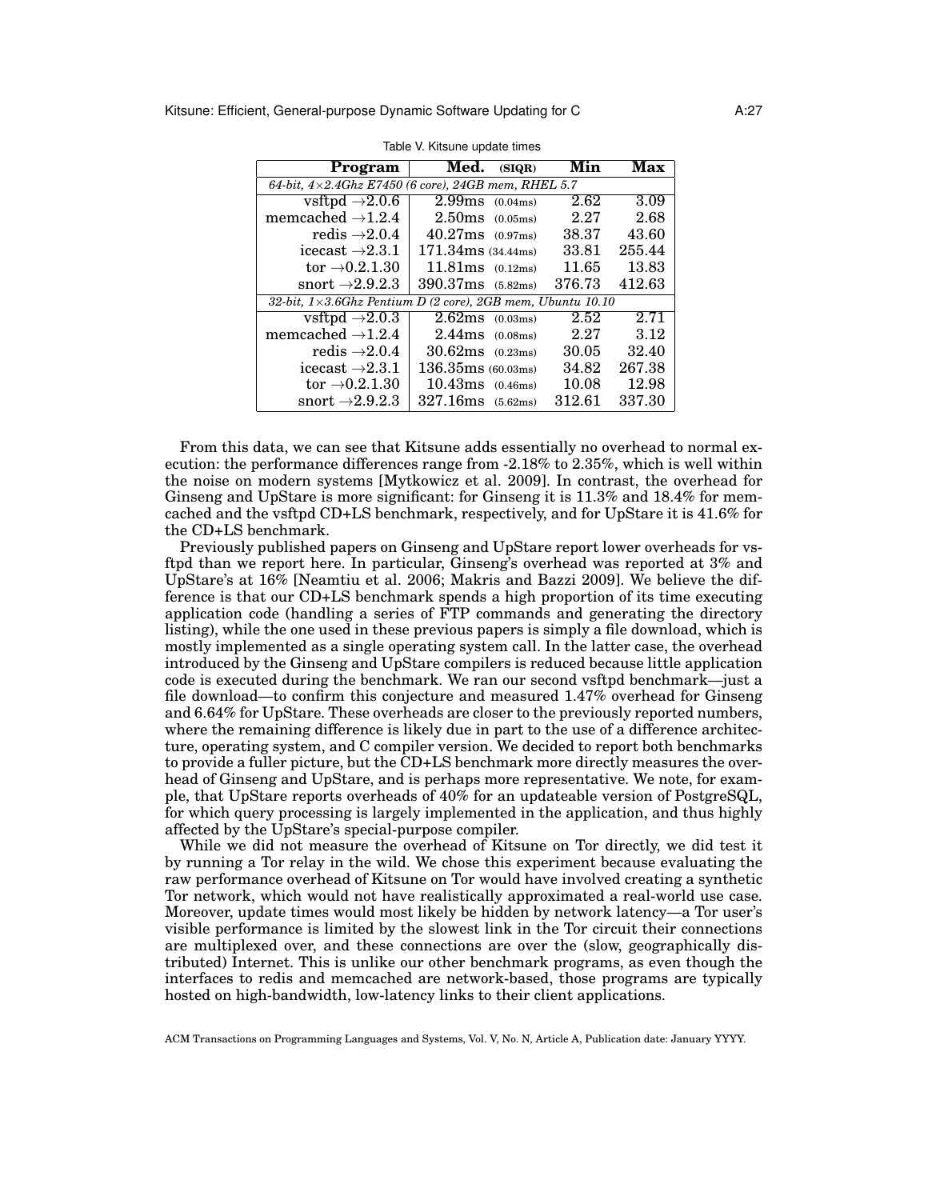Table V. Kitsune update times

| Program | Med. (SIQR) | Min | Max |
|---|---|---|---|
| *64-bit, 4×2.4Ghz E7450 (6 core), 24GB mem, RHEL 5.7* | | | |
| vsftpd →2.0.6 | 2.99ms (0.04ms) | 2.62 | 3.09 |
| memcached →1.2.4 | 2.50ms (0.05ms) | 2.27 | 2.68 |
| redis →2.0.4 | 40.27ms (0.97ms) | 38.37 | 43.60 |
| icecast →2.3.1 | 171.34ms (34.44ms) | 33.81 | 255.44 |
| tor →0.2.1.30 | 11.81ms (0.12ms) | 11.65 | 13.83 |
| snort →2.9.2.3 | 390.37ms (5.82ms) | 376.73 | 412.63 |
| *32-bit, 1×3.6Ghz Pentium D (2 core), 2GB mem, Ubuntu 10.10* | | | |
| vsftpd →2.0.3 | 2.62ms (0.03ms) | 2.52 | 2.71 |
| memcached →1.2.4 | 2.44ms (0.08ms) | 2.27 | 3.12 |
| redis →2.0.4 | 30.62ms (0.23ms) | 30.05 | 32.40 |
| icecast →2.3.1 | 136.35ms (60.03ms) | 34.82 | 267.38 |
| tor →0.2.1.30 | 10.43ms (0.46ms) | 10.08 | 12.98 |
| snort →2.9.2.3 | 327.16ms (5.62ms) | 312.61 | 337.30 |

From this data, we can see that Kitsune adds essentially no overhead to normal execution: the performance differences range from -2.18% to 2.35%, which is well within the noise on modern systems [Mytkowicz et al. 2009]. In contrast, the overhead for Ginseng and UpStare is more significant: for Ginseng it is 11.3% and 18.4% for memcached and the vsftpd CD+LS benchmark, respectively, and for UpStare it is 41.6% for the CD+LS benchmark.

Previously published papers on Ginseng and UpStare report lower overheads for vsftpd than we report here. In particular, Ginseng's overhead was reported at 3% and UpStare's at 16% [Neamtiu et al. 2006; Makris and Bazzi 2009]. We believe the difference is that our CD+LS benchmark spends a high proportion of its time executing application code (handling a series of FTP commands and generating the directory listing), while the one used in these previous papers is simply a file download, which is mostly implemented as a single operating system call. In the latter case, the overhead introduced by the Ginseng and UpStare compilers is reduced because little application code is executed during the benchmark. We ran our second vsftpd benchmark—just a file download—to confirm this conjecture and measured 1.47% overhead for Ginseng and 6.64% for UpStare. These overheads are closer to the previously reported numbers, where the remaining difference is likely due in part to the use of a difference architecture, operating system, and C compiler version. We decided to report both benchmarks to provide a fuller picture, but the CD+LS benchmark more directly measures the overhead of Ginseng and UpStare, and is perhaps more representative. We note, for example, that UpStare reports overheads of 40% for an updateable version of PostgreSQL, for which query processing is largely implemented in the application, and thus highly affected by the UpStare's special-purpose compiler.

While we did not measure the overhead of Kitsune on Tor directly, we did test it by running a Tor relay in the wild. We chose this experiment because evaluating the raw performance overhead of Kitsune on Tor would have involved creating a synthetic Tor network, which would not have realistically approximated a real-world use case. Moreover, update times would most likely be hidden by network latency—a Tor user's visible performance is limited by the slowest link in the Tor circuit their connections are multiplexed over, and these connections are over the (slow, geographically distributed) Internet. This is unlike our other benchmark programs, as even though the interfaces to redis and memcached are network-based, those programs are typically hosted on high-bandwidth, low-latency links to their client applications.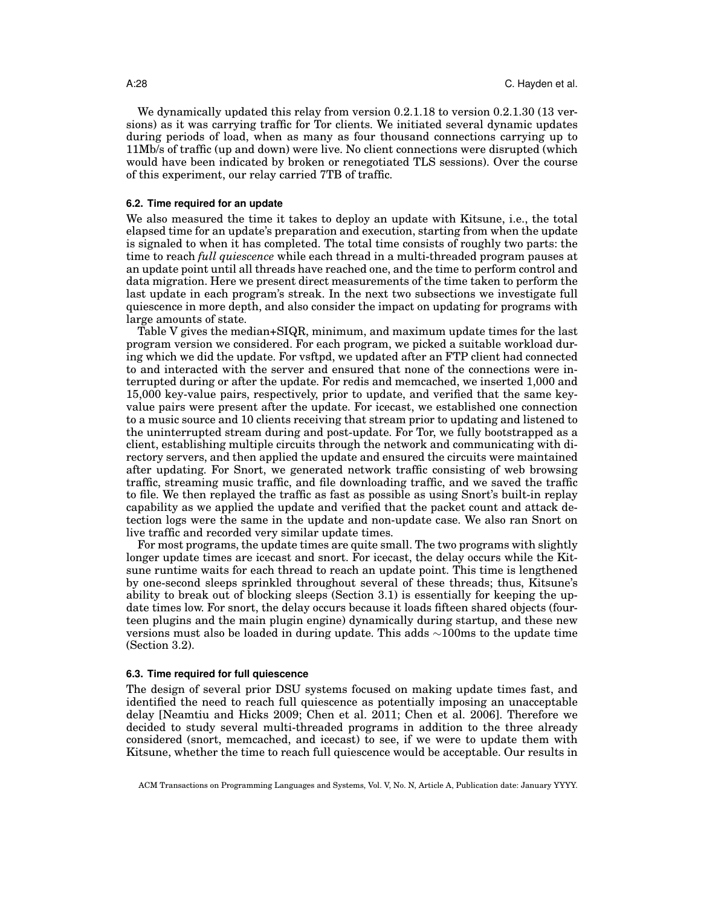We dynamically updated this relay from version 0.2.1.18 to version 0.2.1.30 (13 versions) as it was carrying traffic for Tor clients. We initiated several dynamic updates during periods of load, when as many as four thousand connections carrying up to 11Mb/s of traffic (up and down) were live. No client connections were disrupted (which would have been indicated by broken or renegotiated TLS sessions). Over the course of this experiment, our relay carried 7TB of traffic.

### 6.2. Time required for an update

We also measured the time it takes to deploy an update with Kitsune, i.e., the total elapsed time for an update's preparation and execution, starting from when the update is signaled to when it has completed. The total time consists of roughly two parts: the time to reach *full quiescence* while each thread in a multi-threaded program pauses at an update point until all threads have reached one, and the time to perform control and data migration. Here we present direct measurements of the time taken to perform the last update in each program's streak. In the next two subsections we investigate full quiescence in more depth, and also consider the impact on updating for programs with large amounts of state.

Table V gives the median+SIQR, minimum, and maximum update times for the last program version we considered. For each program, we picked a suitable workload during which we did the update. For vsftpd, we updated after an FTP client had connected to and interacted with the server and ensured that none of the connections were interrupted during or after the update. For redis and memcached, we inserted 1,000 and 15,000 key-value pairs, respectively, prior to update, and verified that the same key-value pairs were present after the update. For icecast, we established one connection to a music source and 10 clients receiving that stream prior to updating and listened to the uninterrupted stream during and post-update. For Tor, we fully bootstrapped as a client, establishing multiple circuits through the network and communicating with directory servers, and then applied the update and ensured the circuits were maintained after updating. For Snort, we generated network traffic consisting of web browsing traffic, streaming music traffic, and file downloading traffic, and we saved the traffic to file. We then replayed the traffic as fast as possible as using Snort's built-in replay capability as we applied the update and verified that the packet count and attack detection logs were the same in the update and non-update case. We also ran Snort on live traffic and recorded very similar update times.

For most programs, the update times are quite small. The two programs with slightly longer update times are icecast and snort. For icecast, the delay occurs while the Kitsune runtime waits for each thread to reach an update point. This time is lengthened by one-second sleeps sprinkled throughout several of these threads; thus, Kitsune's ability to break out of blocking sleeps (Section 3.1) is essentially for keeping the update times low. For snort, the delay occurs because it loads fifteen shared objects (fourteen plugins and the main plugin engine) dynamically during startup, and these new versions must also be loaded in during update. This adds $\sim$100ms to the update time (Section 3.2).

### 6.3. Time required for full quiescence

The design of several prior DSU systems focused on making update times fast, and identified the need to reach full quiescence as potentially imposing an unacceptable delay [Neamtiu and Hicks 2009; Chen et al. 2011; Chen et al. 2006]. Therefore we decided to study several multi-threaded programs in addition to the three already considered (snort, memcached, and icecast) to see, if we were to update them with Kitsune, whether the time to reach full quiescence would be acceptable. Our results in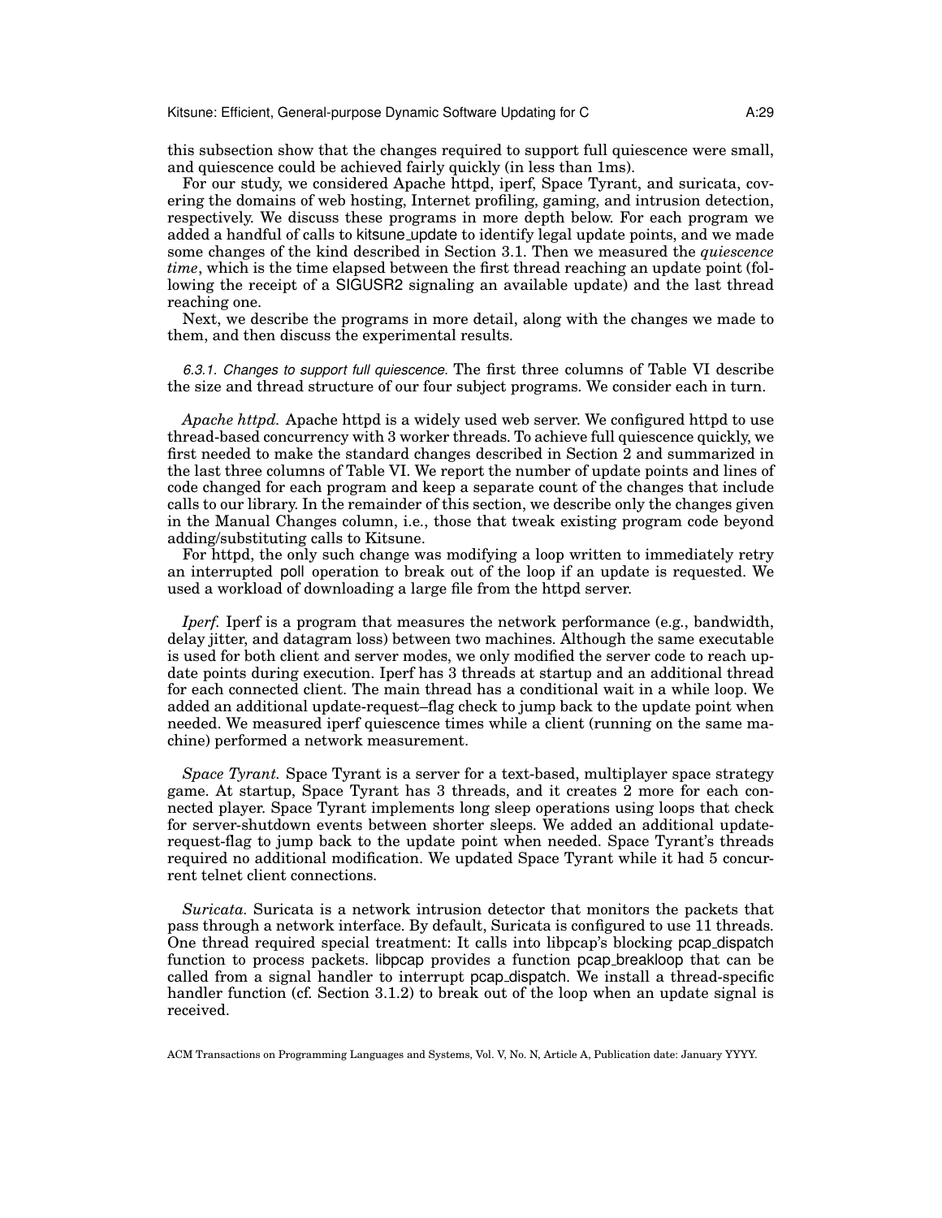this subsection show that the changes required to support full quiescence were small, and quiescence could be achieved fairly quickly (in less than 1ms).

For our study, we considered Apache httpd, iperf, Space Tyrant, and suricata, covering the domains of web hosting, Internet profiling, gaming, and intrusion detection, respectively. We discuss these programs in more depth below. For each program we added a handful of calls to kitsune_update to identify legal update points, and we made some changes of the kind described in Section 3.1. Then we measured the *quiescence time*, which is the time elapsed between the first thread reaching an update point (following the receipt of a SIGUSR2 signaling an available update) and the last thread reaching one.

Next, we describe the programs in more detail, along with the changes we made to them, and then discuss the experimental results.

*6.3.1. Changes to support full quiescence.* The first three columns of Table VI describe the size and thread structure of our four subject programs. We consider each in turn.

*Apache httpd.* Apache httpd is a widely used web server. We configured httpd to use thread-based concurrency with 3 worker threads. To achieve full quiescence quickly, we first needed to make the standard changes described in Section 2 and summarized in the last three columns of Table VI. We report the number of update points and lines of code changed for each program and keep a separate count of the changes that include calls to our library. In the remainder of this section, we describe only the changes given in the Manual Changes column, i.e., those that tweak existing program code beyond adding/substituting calls to Kitsune.

For httpd, the only such change was modifying a loop written to immediately retry an interrupted poll operation to break out of the loop if an update is requested. We used a workload of downloading a large file from the httpd server.

*Iperf.* Iperf is a program that measures the network performance (e.g., bandwidth, delay jitter, and datagram loss) between two machines. Although the same executable is used for both client and server modes, we only modified the server code to reach update points during execution. Iperf has 3 threads at startup and an additional thread for each connected client. The main thread has a conditional wait in a while loop. We added an additional update-request–flag check to jump back to the update point when needed. We measured iperf quiescence times while a client (running on the same machine) performed a network measurement.

*Space Tyrant.* Space Tyrant is a server for a text-based, multiplayer space strategy game. At startup, Space Tyrant has 3 threads, and it creates 2 more for each connected player. Space Tyrant implements long sleep operations using loops that check for server-shutdown events between shorter sleeps. We added an additional update-request-flag to jump back to the update point when needed. Space Tyrant's threads required no additional modification. We updated Space Tyrant while it had 5 concurrent telnet client connections.

*Suricata.* Suricata is a network intrusion detector that monitors the packets that pass through a network interface. By default, Suricata is configured to use 11 threads. One thread required special treatment: It calls into libpcap's blocking pcap_dispatch function to process packets. libpcap provides a function pcap_breakloop that can be called from a signal handler to interrupt pcap_dispatch. We install a thread-specific handler function (cf. Section 3.1.2) to break out of the loop when an update signal is received.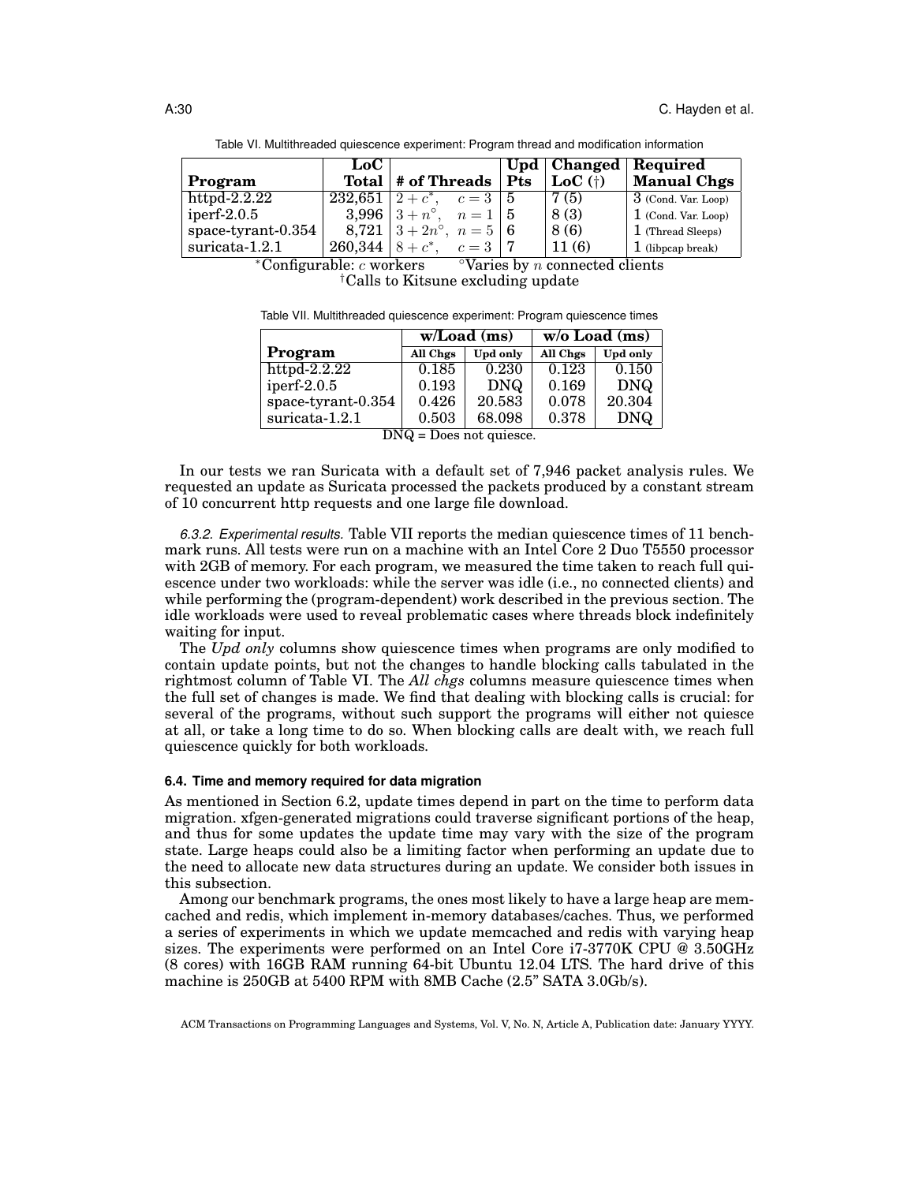Table VI. Multithreaded quiescence experiment: Program thread and modification information

| Program | LoC Total | # of Threads | Upd Pts | Changed LoC (†) | Required Manual Chgs |
|---|---|---|---|---|---|
| httpd-2.2.22 | 232,651 | $2 + c^*$, $c = 3$ | 5 | 7 (5) | 3 (Cond. Var. Loop) |
| iperf-2.0.5 | 3,996 | $3 + n^\circ$, $n = 1$ | 5 | 8 (3) | 1 (Cond. Var. Loop) |
| space-tyrant-0.354 | 8,721 | $3 + 2n^\circ$, $n = 5$ | 6 | 8 (6) | 1 (Thread Sleeps) |
| suricata-1.2.1 | 260,344 | $8 + c^*$, $c = 3$ | 7 | 11 (6) | 1 (libpcap break) |

*Configurable: $c$ workers °Varies by $n$ connected clients
†Calls to Kitsune excluding update

Table VII. Multithreaded quiescence experiment: Program quiescence times

| | w/Load (ms) | | w/o Load (ms) | |
|---|---|---|---|---|
| **Program** | **All Chgs** | **Upd only** | **All Chgs** | **Upd only** |
| httpd-2.2.22 | 0.185 | 0.230 | 0.123 | 0.150 |
| iperf-2.0.5 | 0.193 | DNQ | 0.169 | DNQ |
| space-tyrant-0.354 | 0.426 | 20.583 | 0.078 | 20.304 |
| suricata-1.2.1 | 0.503 | 68.098 | 0.378 | DNQ |

DNQ = Does not quiesce.

In our tests we ran Suricata with a default set of 7,946 packet analysis rules. We requested an update as Suricata processed the packets produced by a constant stream of 10 concurrent http requests and one large file download.

*6.3.2. Experimental results.* Table VII reports the median quiescence times of 11 benchmark runs. All tests were run on a machine with an Intel Core 2 Duo T5550 processor with 2GB of memory. For each program, we measured the time taken to reach full quiescence under two workloads: while the server was idle (i.e., no connected clients) and while performing the (program-dependent) work described in the previous section. The idle workloads were used to reveal problematic cases where threads block indefinitely waiting for input.

The *Upd only* columns show quiescence times when programs are only modified to contain update points, but not the changes to handle blocking calls tabulated in the rightmost column of Table VI. The *All chgs* columns measure quiescence times when the full set of changes is made. We find that dealing with blocking calls is crucial: for several of the programs, without such support the programs will either not quiesce at all, or take a long time to do so. When blocking calls are dealt with, we reach full quiescence quickly for both workloads.

### 6.4. Time and memory required for data migration

As mentioned in Section 6.2, update times depend in part on the time to perform data migration. xfgen-generated migrations could traverse significant portions of the heap, and thus for some updates the update time may vary with the size of the program state. Large heaps could also be a limiting factor when performing an update due to the need to allocate new data structures during an update. We consider both issues in this subsection.

Among our benchmark programs, the ones most likely to have a large heap are memcached and redis, which implement in-memory databases/caches. Thus, we performed a series of experiments in which we update memcached and redis with varying heap sizes. The experiments were performed on an Intel Core i7-3770K CPU @ 3.50GHz (8 cores) with 16GB RAM running 64-bit Ubuntu 12.04 LTS. The hard drive of this machine is 250GB at 5400 RPM with 8MB Cache (2.5" SATA 3.0Gb/s).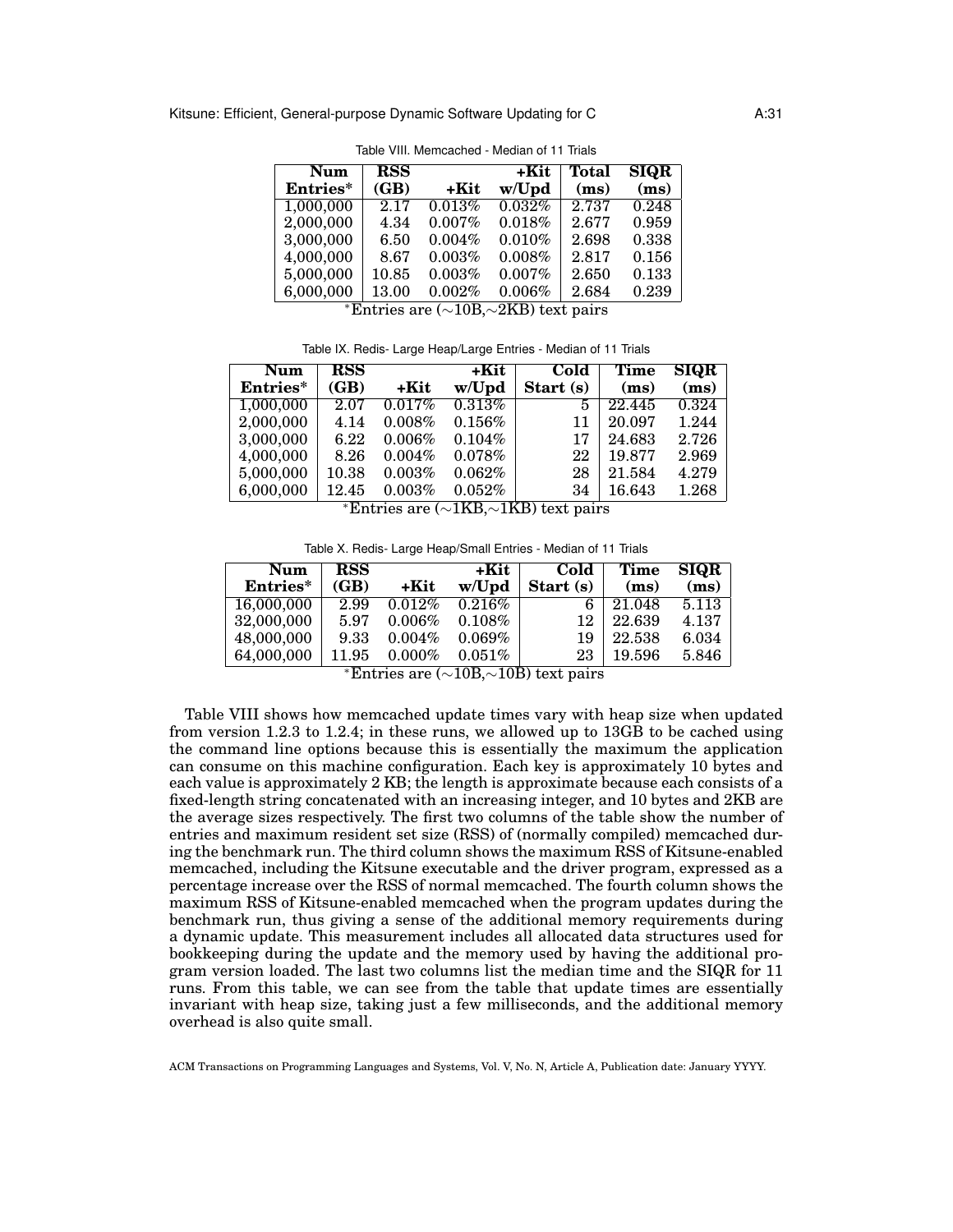Table VIII. Memcached - Median of 11 Trials

| Num Entries* | RSS (GB) | +Kit | +Kit w/Upd | Total (ms) | SIQR (ms) |
|---|---|---|---|---|---|
| 1,000,000 | 2.17 | 0.013% | 0.032% | 2.737 | 0.248 |
| 2,000,000 | 4.34 | 0.007% | 0.018% | 2.677 | 0.959 |
| 3,000,000 | 6.50 | 0.004% | 0.010% | 2.698 | 0.338 |
| 4,000,000 | 8.67 | 0.003% | 0.008% | 2.817 | 0.156 |
| 5,000,000 | 10.85 | 0.003% | 0.007% | 2.650 | 0.133 |
| 6,000,000 | 13.00 | 0.002% | 0.006% | 2.684 | 0.239 |

*Entries are (∼10B,∼2KB) text pairs

Table IX. Redis- Large Heap/Large Entries - Median of 11 Trials

| Num Entries* | RSS (GB) | +Kit | +Kit w/Upd | Cold Start (s) | Time (ms) | SIQR (ms) |
|---|---|---|---|---|---|---|
| 1,000,000 | 2.07 | 0.017% | 0.313% | 5 | 22.445 | 0.324 |
| 2,000,000 | 4.14 | 0.008% | 0.156% | 11 | 20.097 | 1.244 |
| 3,000,000 | 6.22 | 0.006% | 0.104% | 17 | 24.683 | 2.726 |
| 4,000,000 | 8.26 | 0.004% | 0.078% | 22 | 19.877 | 2.969 |
| 5,000,000 | 10.38 | 0.003% | 0.062% | 28 | 21.584 | 4.279 |
| 6,000,000 | 12.45 | 0.003% | 0.052% | 34 | 16.643 | 1.268 |

*Entries are (∼1KB,∼1KB) text pairs

Table X. Redis- Large Heap/Small Entries - Median of 11 Trials

| Num Entries* | RSS (GB) | +Kit | +Kit w/Upd | Cold Start (s) | Time (ms) | SIQR (ms) |
|---|---|---|---|---|---|---|
| 16,000,000 | 2.99 | 0.012% | 0.216% | 6 | 21.048 | 5.113 |
| 32,000,000 | 5.97 | 0.006% | 0.108% | 12 | 22.639 | 4.137 |
| 48,000,000 | 9.33 | 0.004% | 0.069% | 19 | 22.538 | 6.034 |
| 64,000,000 | 11.95 | 0.000% | 0.051% | 23 | 19.596 | 5.846 |

*Entries are (∼10B,∼10B) text pairs

Table VIII shows how memcached update times vary with heap size when updated from version 1.2.3 to 1.2.4; in these runs, we allowed up to 13GB to be cached using the command line options because this is essentially the maximum the application can consume on this machine configuration. Each key is approximately 10 bytes and each value is approximately 2 KB; the length is approximate because each consists of a fixed-length string concatenated with an increasing integer, and 10 bytes and 2KB are the average sizes respectively. The first two columns of the table show the number of entries and maximum resident set size (RSS) of (normally compiled) memcached during the benchmark run. The third column shows the maximum RSS of Kitsune-enabled memcached, including the Kitsune executable and the driver program, expressed as a percentage increase over the RSS of normal memcached. The fourth column shows the maximum RSS of Kitsune-enabled memcached when the program updates during the benchmark run, thus giving a sense of the additional memory requirements during a dynamic update. This measurement includes all allocated data structures used for bookkeeping during the update and the memory used by having the additional program version loaded. The last two columns list the median time and the SIQR for 11 runs. From this table, we can see from the table that update times are essentially invariant with heap size, taking just a few milliseconds, and the additional memory overhead is also quite small.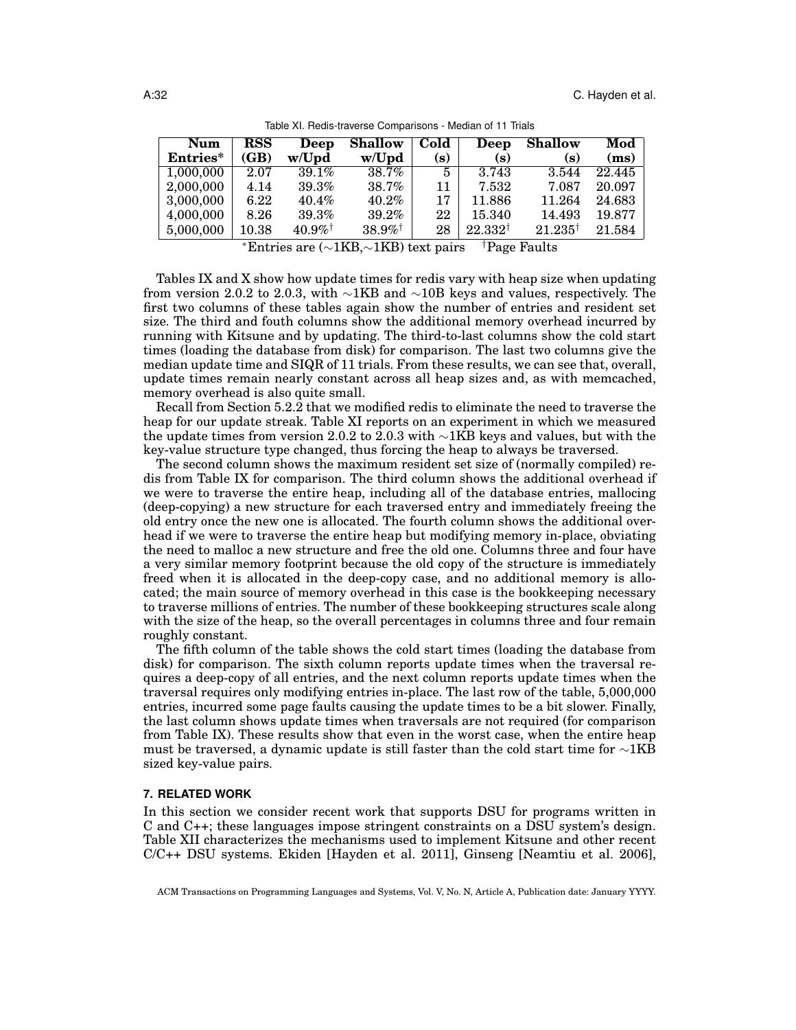Table XI. Redis-traverse Comparisons - Median of 11 Trials

| Num Entries* | RSS (GB) | Deep w/Upd | Shallow w/Upd | Cold (s) | Deep (s) | Shallow (s) | Mod (ms) |
|---|---|---|---|---|---|---|---|
| 1,000,000 | 2.07 | 39.1% | 38.7% | 5 | 3.743 | 3.544 | 22.445 |
| 2,000,000 | 4.14 | 39.3% | 38.7% | 11 | 7.532 | 7.087 | 20.097 |
| 3,000,000 | 6.22 | 40.4% | 40.2% | 17 | 11.886 | 11.264 | 24.683 |
| 4,000,000 | 8.26 | 39.3% | 39.2% | 22 | 15.340 | 14.493 | 19.877 |
| 5,000,000 | 10.38 | 40.9%† | 38.9%† | 28 | 22.332† | 21.235† | 21.584 |

*Entries are (∼1KB,∼1KB) text pairs †Page Faults

Tables IX and X show how update times for redis vary with heap size when updating from version 2.0.2 to 2.0.3, with ∼1KB and ∼10B keys and values, respectively. The first two columns of these tables again show the number of entries and resident set size. The third and fouth columns show the additional memory overhead incurred by running with Kitsune and by updating. The third-to-last columns show the cold start times (loading the database from disk) for comparison. The last two columns give the median update time and SIQR of 11 trials. From these results, we can see that, overall, update times remain nearly constant across all heap sizes and, as with memcached, memory overhead is also quite small.

Recall from Section 5.2.2 that we modified redis to eliminate the need to traverse the heap for our update streak. Table XI reports on an experiment in which we measured the update times from version 2.0.2 to 2.0.3 with ∼1KB keys and values, but with the key-value structure type changed, thus forcing the heap to always be traversed.

The second column shows the maximum resident set size of (normally compiled) redis from Table IX for comparison. The third column shows the additional overhead if we were to traverse the entire heap, including all of the database entries, mallocing (deep-copying) a new structure for each traversed entry and immediately freeing the old entry once the new one is allocated. The fourth column shows the additional overhead if we were to traverse the entire heap but modifying memory in-place, obviating the need to malloc a new structure and free the old one. Columns three and four have a very similar memory footprint because the old copy of the structure is immediately freed when it is allocated in the deep-copy case, and no additional memory is allocated; the main source of memory overhead in this case is the bookkeeping necessary to traverse millions of entries. The number of these bookkeeping structures scale along with the size of the heap, so the overall percentages in columns three and four remain roughly constant.

The fifth column of the table shows the cold start times (loading the database from disk) for comparison. The sixth column reports update times when the traversal requires a deep-copy of all entries, and the next column reports update times when the traversal requires only modifying entries in-place. The last row of the table, 5,000,000 entries, incurred some page faults causing the update times to be a bit slower. Finally, the last column shows update times when traversals are not required (for comparison from Table IX). These results show that even in the worst case, when the entire heap must be traversed, a dynamic update is still faster than the cold start time for ∼1KB sized key-value pairs.

## 7. RELATED WORK

In this section we consider recent work that supports DSU for programs written in C and C++; these languages impose stringent constraints on a DSU system's design. Table XII characterizes the mechanisms used to implement Kitsune and other recent C/C++ DSU systems. Ekiden [Hayden et al. 2011], Ginseng [Neamtiu et al. 2006],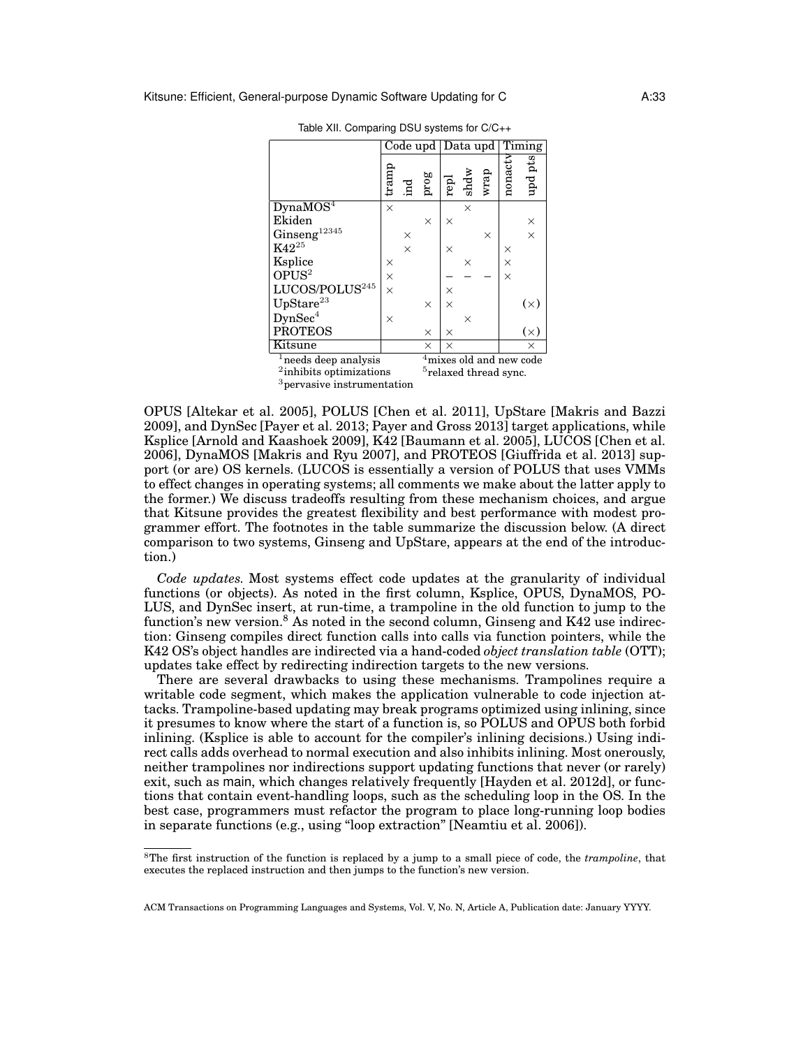Table XII. Comparing DSU systems for C/C++

| | Code upd | | | Data upd | | | Timing | |
|---|---|---|---|---|---|---|---|---|
| | tramp | ind | prog | repl | shdw | wrap | nonacty | upd pts |
| DynaMOS[4] | × | | | | × | | | |
| Ekiden | | | × | × | | | | × |
| Ginseng[12345] | | × | | | | × | | × |
| K42[25] | | × | | × | | | × | |
| Ksplice | × | | | | × | | × | |
| OPUS[2] | × | | | – | – | – | × | |
| LUCOS/POLUS[245] | × | | | × | | | | |
| UpStare[23] | | | × | × | | | | (×) |
| DynSec[4] | × | | | | × | | | |
| PROTEOS | | | × | × | | | | (×) |
| Kitsune | | | × | × | | | | × |

[1]needs deep analysis
[2]inhibits optimizations
[3]pervasive instrumentation
[4]mixes old and new code
[5]relaxed thread sync.

OPUS [Altekar et al. 2005], POLUS [Chen et al. 2011], UpStare [Makris and Bazzi 2009], and DynSec [Payer et al. 2013; Payer and Gross 2013] target applications, while Ksplice [Arnold and Kaashoek 2009], K42 [Baumann et al. 2005], LUCOS [Chen et al. 2006], DynaMOS [Makris and Ryu 2007], and PROTEOS [Giuffrida et al. 2013] support (or are) OS kernels. (LUCOS is essentially a version of POLUS that uses VMMs to effect changes in operating systems; all comments we make about the latter apply to the former.) We discuss tradeoffs resulting from these mechanism choices, and argue that Kitsune provides the greatest flexibility and best performance with modest programmer effort. The footnotes in the table summarize the discussion below. (A direct comparison to two systems, Ginseng and UpStare, appears at the end of the introduction.)

*Code updates.* Most systems effect code updates at the granularity of individual functions (or objects). As noted in the first column, Ksplice, OPUS, DynaMOS, POLUS, and DynSec insert, at run-time, a trampoline in the old function to jump to the function's new version.[8] As noted in the second column, Ginseng and K42 use indirection: Ginseng compiles direct function calls into calls via function pointers, while the K42 OS's object handles are indirected via a hand-coded *object translation table* (OTT); updates take effect by redirecting indirection targets to the new versions.

There are several drawbacks to using these mechanisms. Trampolines require a writable code segment, which makes the application vulnerable to code injection attacks. Trampoline-based updating may break programs optimized using inlining, since it presumes to know where the start of a function is, so POLUS and OPUS both forbid inlining. (Ksplice is able to account for the compiler's inlining decisions.) Using indirect calls adds overhead to normal execution and also inhibits inlining. Most onerously, neither trampolines nor indirections support updating functions that never (or rarely) exit, such as main, which changes relatively frequently [Hayden et al. 2012d], or functions that contain event-handling loops, such as the scheduling loop in the OS. In the best case, programmers must refactor the program to place long-running loop bodies in separate functions (e.g., using "loop extraction" [Neamtiu et al. 2006]).

[8]The first instruction of the function is replaced by a jump to a small piece of code, the *trampoline*, that executes the replaced instruction and then jumps to the function's new version.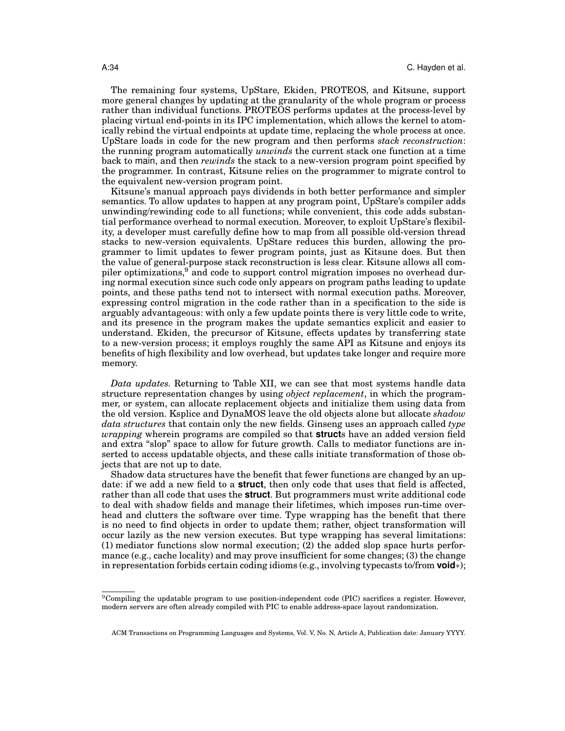The remaining four systems, UpStare, Ekiden, PROTEOS, and Kitsune, support more general changes by updating at the granularity of the whole program or process rather than individual functions. PROTEOS performs updates at the process-level by placing virtual end-points in its IPC implementation, which allows the kernel to atomically rebind the virtual endpoints at update time, replacing the whole process at once. UpStare loads in code for the new program and then performs *stack reconstruction*: the running program automatically *unwinds* the current stack one function at a time back to main, and then *rewinds* the stack to a new-version program point specified by the programmer. In contrast, Kitsune relies on the programmer to migrate control to the equivalent new-version program point.

Kitsune's manual approach pays dividends in both better performance and simpler semantics. To allow updates to happen at any program point, UpStare's compiler adds unwinding/rewinding code to all functions; while convenient, this code adds substantial performance overhead to normal execution. Moreover, to exploit UpStare's flexibility, a developer must carefully define how to map from all possible old-version thread stacks to new-version equivalents. UpStare reduces this burden, allowing the programmer to limit updates to fewer program points, just as Kitsune does. But then the value of general-purpose stack reconstruction is less clear. Kitsune allows all compiler optimizations,[9] and code to support control migration imposes no overhead during normal execution since such code only appears on program paths leading to update points, and these paths tend not to intersect with normal execution paths. Moreover, expressing control migration in the code rather than in a specification to the side is arguably advantageous: with only a few update points there is very little code to write, and its presence in the program makes the update semantics explicit and easier to understand. Ekiden, the precursor of Kitsune, effects updates by transferring state to a new-version process; it employs roughly the same API as Kitsune and enjoys its benefits of high flexibility and low overhead, but updates take longer and require more memory.

*Data updates.* Returning to Table XII, we can see that most systems handle data structure representation changes by using *object replacement*, in which the programmer, or system, can allocate replacement objects and initialize them using data from the old version. Ksplice and DynaMOS leave the old objects alone but allocate *shadow data structures* that contain only the new fields. Ginseng uses an approach called *type wrapping* wherein programs are compiled so that **struct**s have an added version field and extra "slop" space to allow for future growth. Calls to mediator functions are inserted to access updatable objects, and these calls initiate transformation of those objects that are not up to date.

Shadow data structures have the benefit that fewer functions are changed by an update: if we add a new field to a **struct**, then only code that uses that field is affected, rather than all code that uses the **struct**. But programmers must write additional code to deal with shadow fields and manage their lifetimes, which imposes run-time overhead and clutters the software over time. Type wrapping has the benefit that there is no need to find objects in order to update them; rather, object transformation will occur lazily as the new version executes. But type wrapping has several limitations: (1) mediator functions slow normal execution; (2) the added slop space hurts performance (e.g., cache locality) and may prove insufficient for some changes; (3) the change in representation forbids certain coding idioms (e.g., involving typecasts to/from **void**∗);

[9] Compiling the updatable program to use position-independent code (PIC) sacrifices a register. However, modern servers are often already compiled with PIC to enable address-space layout randomization.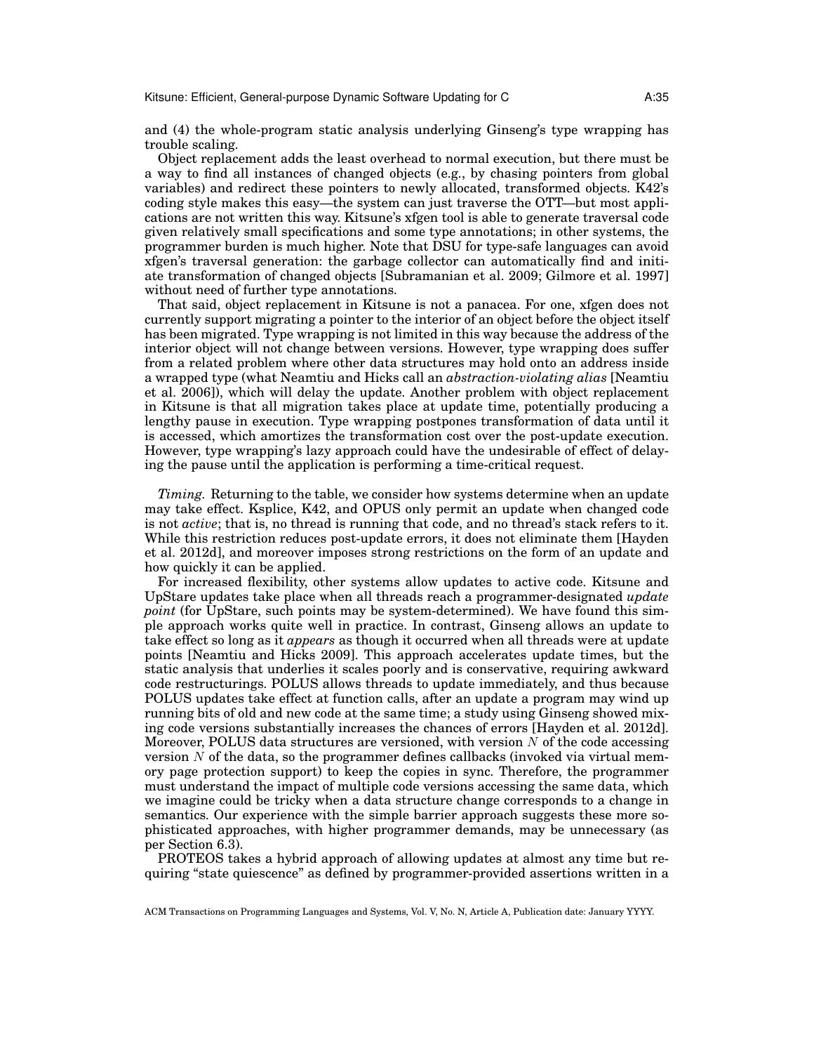and (4) the whole-program static analysis underlying Ginseng's type wrapping has trouble scaling.

Object replacement adds the least overhead to normal execution, but there must be a way to find all instances of changed objects (e.g., by chasing pointers from global variables) and redirect these pointers to newly allocated, transformed objects. K42's coding style makes this easy—the system can just traverse the OTT—but most applications are not written this way. Kitsune's xfgen tool is able to generate traversal code given relatively small specifications and some type annotations; in other systems, the programmer burden is much higher. Note that DSU for type-safe languages can avoid xfgen's traversal generation: the garbage collector can automatically find and initiate transformation of changed objects [Subramanian et al. 2009; Gilmore et al. 1997] without need of further type annotations.

That said, object replacement in Kitsune is not a panacea. For one, xfgen does not currently support migrating a pointer to the interior of an object before the object itself has been migrated. Type wrapping is not limited in this way because the address of the interior object will not change between versions. However, type wrapping does suffer from a related problem where other data structures may hold onto an address inside a wrapped type (what Neamtiu and Hicks call an *abstraction-violating alias* [Neamtiu et al. 2006]), which will delay the update. Another problem with object replacement in Kitsune is that all migration takes place at update time, potentially producing a lengthy pause in execution. Type wrapping postpones transformation of data until it is accessed, which amortizes the transformation cost over the post-update execution. However, type wrapping's lazy approach could have the undesirable of effect of delaying the pause until the application is performing a time-critical request.

*Timing.* Returning to the table, we consider how systems determine when an update may take effect. Ksplice, K42, and OPUS only permit an update when changed code is not *active*; that is, no thread is running that code, and no thread's stack refers to it. While this restriction reduces post-update errors, it does not eliminate them [Hayden et al. 2012d], and moreover imposes strong restrictions on the form of an update and how quickly it can be applied.

For increased flexibility, other systems allow updates to active code. Kitsune and UpStare updates take place when all threads reach a programmer-designated *update point* (for UpStare, such points may be system-determined). We have found this simple approach works quite well in practice. In contrast, Ginseng allows an update to take effect so long as it *appears* as though it occurred when all threads were at update points [Neamtiu and Hicks 2009]. This approach accelerates update times, but the static analysis that underlies it scales poorly and is conservative, requiring awkward code restructurings. POLUS allows threads to update immediately, and thus because POLUS updates take effect at function calls, after an update a program may wind up running bits of old and new code at the same time; a study using Ginseng showed mixing code versions substantially increases the chances of errors [Hayden et al. 2012d]. Moreover, POLUS data structures are versioned, with version $N$ of the code accessing version $N$ of the data, so the programmer defines callbacks (invoked via virtual memory page protection support) to keep the copies in sync. Therefore, the programmer must understand the impact of multiple code versions accessing the same data, which we imagine could be tricky when a data structure change corresponds to a change in semantics. Our experience with the simple barrier approach suggests these more sophisticated approaches, with higher programmer demands, may be unnecessary (as per Section 6.3).

PROTEOS takes a hybrid approach of allowing updates at almost any time but requiring "state quiescence" as defined by programmer-provided assertions written in a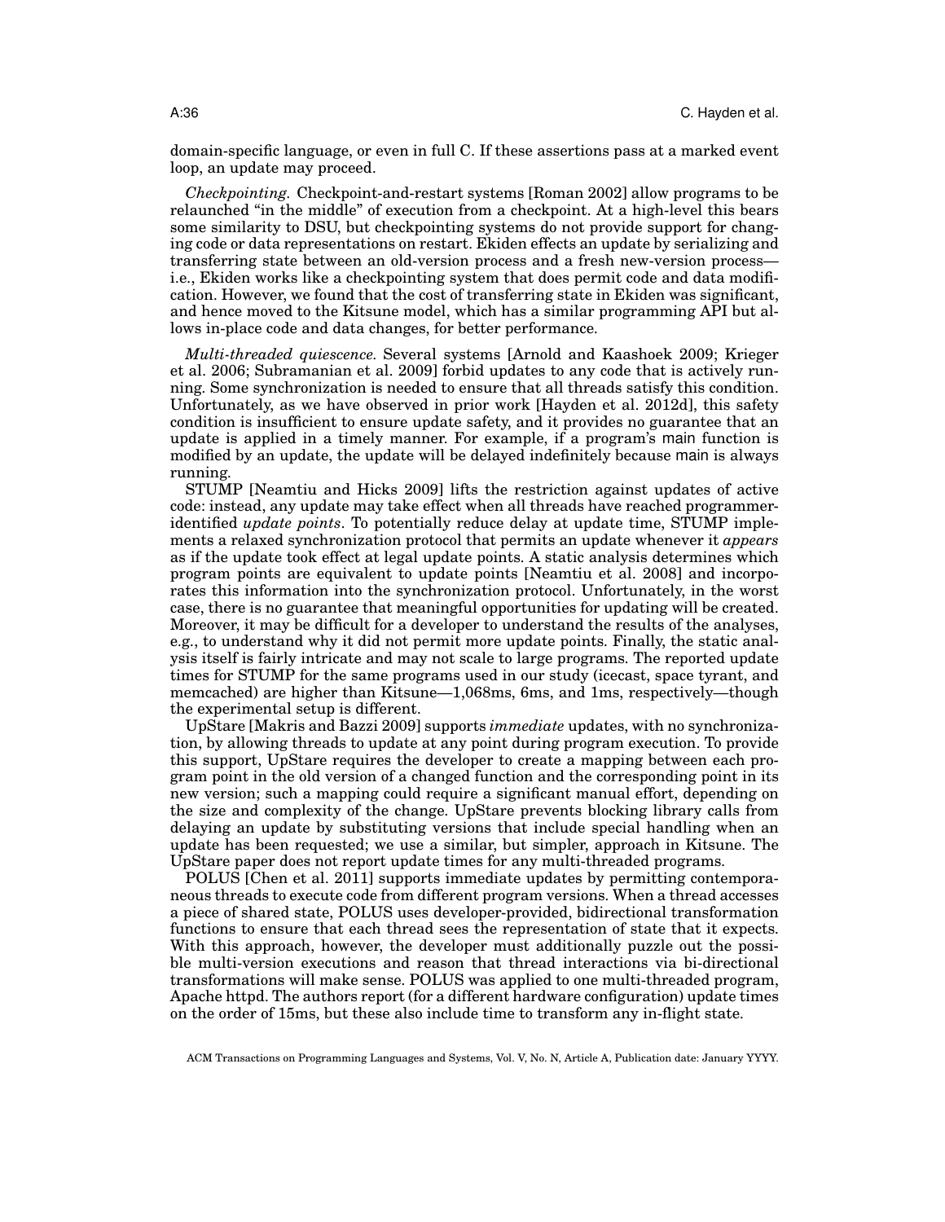domain-specific language, or even in full C. If these assertions pass at a marked event loop, an update may proceed.

*Checkpointing.* Checkpoint-and-restart systems [Roman 2002] allow programs to be relaunched "in the middle" of execution from a checkpoint. At a high-level this bears some similarity to DSU, but checkpointing systems do not provide support for changing code or data representations on restart. Ekiden effects an update by serializing and transferring state between an old-version process and a fresh new-version process—i.e., Ekiden works like a checkpointing system that does permit code and data modification. However, we found that the cost of transferring state in Ekiden was significant, and hence moved to the Kitsune model, which has a similar programming API but allows in-place code and data changes, for better performance.

*Multi-threaded quiescence.* Several systems [Arnold and Kaashoek 2009; Krieger et al. 2006; Subramanian et al. 2009] forbid updates to any code that is actively running. Some synchronization is needed to ensure that all threads satisfy this condition. Unfortunately, as we have observed in prior work [Hayden et al. 2012d], this safety condition is insufficient to ensure update safety, and it provides no guarantee that an update is applied in a timely manner. For example, if a program's main function is modified by an update, the update will be delayed indefinitely because main is always running.

STUMP [Neamtiu and Hicks 2009] lifts the restriction against updates of active code: instead, any update may take effect when all threads have reached programmer-identified *update points*. To potentially reduce delay at update time, STUMP implements a relaxed synchronization protocol that permits an update whenever it *appears* as if the update took effect at legal update points. A static analysis determines which program points are equivalent to update points [Neamtiu et al. 2008] and incorporates this information into the synchronization protocol. Unfortunately, in the worst case, there is no guarantee that meaningful opportunities for updating will be created. Moreover, it may be difficult for a developer to understand the results of the analyses, e.g., to understand why it did not permit more update points. Finally, the static analysis itself is fairly intricate and may not scale to large programs. The reported update times for STUMP for the same programs used in our study (icecast, space tyrant, and memcached) are higher than Kitsune—1,068ms, 6ms, and 1ms, respectively—though the experimental setup is different.

UpStare [Makris and Bazzi 2009] supports *immediate* updates, with no synchronization, by allowing threads to update at any point during program execution. To provide this support, UpStare requires the developer to create a mapping between each program point in the old version of a changed function and the corresponding point in its new version; such a mapping could require a significant manual effort, depending on the size and complexity of the change. UpStare prevents blocking library calls from delaying an update by substituting versions that include special handling when an update has been requested; we use a similar, but simpler, approach in Kitsune. The UpStare paper does not report update times for any multi-threaded programs.

POLUS [Chen et al. 2011] supports immediate updates by permitting contemporaneous threads to execute code from different program versions. When a thread accesses a piece of shared state, POLUS uses developer-provided, bidirectional transformation functions to ensure that each thread sees the representation of state that it expects. With this approach, however, the developer must additionally puzzle out the possible multi-version executions and reason that thread interactions via bi-directional transformations will make sense. POLUS was applied to one multi-threaded program, Apache httpd. The authors report (for a different hardware configuration) update times on the order of 15ms, but these also include time to transform any in-flight state.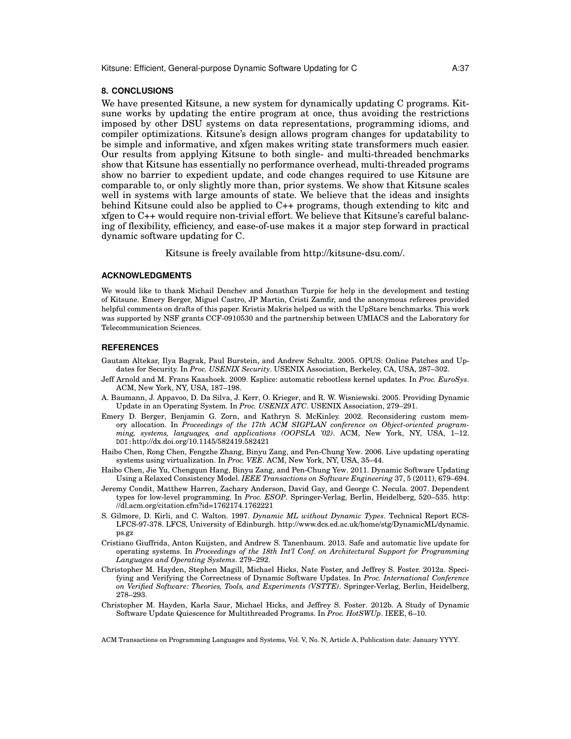## 8. CONCLUSIONS

We have presented Kitsune, a new system for dynamically updating C programs. Kitsune works by updating the entire program at once, thus avoiding the restrictions imposed by other DSU systems on data representations, programming idioms, and compiler optimizations. Kitsune's design allows program changes for updatability to be simple and informative, and xfgen makes writing state transformers much easier. Our results from applying Kitsune to both single- and multi-threaded benchmarks show that Kitsune has essentially no performance overhead, multi-threaded programs show no barrier to expedient update, and code changes required to use Kitsune are comparable to, or only slightly more than, prior systems. We show that Kitsune scales well in systems with large amounts of state. We believe that the ideas and insights behind Kitsune could also be applied to C++ programs, though extending to kitc and xfgen to C++ would require non-trivial effort. We believe that Kitsune's careful balancing of flexibility, efficiency, and ease-of-use makes it a major step forward in practical dynamic software updating for C.

Kitsune is freely available from http://kitsune-dsu.com/.

## ACKNOWLEDGMENTS

We would like to thank Michail Denchev and Jonathan Turpie for help in the development and testing of Kitsune. Emery Berger, Miguel Castro, JP Martin, Cristi Zamfir, and the anonymous referees provided helpful comments on drafts of this paper. Kristis Makris helped us with the UpStare benchmarks. This work was supported by NSF grants CCF-0910530 and the partnership between UMIACS and the Laboratory for Telecommunication Sciences.

## REFERENCES

Gautam Altekar, Ilya Bagrak, Paul Burstein, and Andrew Schultz. 2005. OPUS: Online Patches and Updates for Security. In *Proc. USENIX Security*. USENIX Association, Berkeley, CA, USA, 287–302.

Jeff Arnold and M. Frans Kaashoek. 2009. Ksplice: automatic rebootless kernel updates. In *Proc. EuroSys*. ACM, New York, NY, USA, 187–198.

A. Baumann, J. Appavoo, D. Da Silva, J. Kerr, O. Krieger, and R. W. Wisniewski. 2005. Providing Dynamic Update in an Operating System. In *Proc. USENIX ATC*. USENIX Association, 279–291.

Emery D. Berger, Benjamin G. Zorn, and Kathryn S. McKinley. 2002. Reconsidering custom memory allocation. In *Proceedings of the 17th ACM SIGPLAN conference on Object-oriented programming, systems, languages, and applications (OOPSLA '02)*. ACM, New York, NY, USA, 1–12. DOI:http://dx.doi.org/10.1145/582419.582421

Haibo Chen, Rong Chen, Fengzhe Zhang, Binyu Zang, and Pen-Chung Yew. 2006. Live updating operating systems using virtualization. In *Proc. VEE*. ACM, New York, NY, USA, 35–44.

Haibo Chen, Jie Yu, Chengqun Hang, Binyu Zang, and Pen-Chung Yew. 2011. Dynamic Software Updating Using a Relaxed Consistency Model. *IEEE Transactions on Software Engineering* 37, 5 (2011), 679–694.

Jeremy Condit, Matthew Harren, Zachary Anderson, David Gay, and George C. Necula. 2007. Dependent types for low-level programming. In *Proc. ESOP*. Springer-Verlag, Berlin, Heidelberg, 520–535. http://dl.acm.org/citation.cfm?id=1762174.1762221

S. Gilmore, D. Kirli, and C. Walton. 1997. *Dynamic ML without Dynamic Types*. Technical Report ECS-LFCS-97-378. LFCS, University of Edinburgh. http://www.dcs.ed.ac.uk/home/stg/DynamicML/dynamic.ps.gz

Cristiano Giuffrida, Anton Kuijsten, and Andrew S. Tanenbaum. 2013. Safe and automatic live update for operating systems. In *Proceedings of the 18th Int'l Conf. on Architectural Support for Programming Languages and Operating Systems*. 279–292.

Christopher M. Hayden, Stephen Magill, Michael Hicks, Nate Foster, and Jeffrey S. Foster. 2012a. Specifying and Verifying the Correctness of Dynamic Software Updates. In *Proc. International Conference on Verified Software: Theories, Tools, and Experiments (VSTTE)*. Springer-Verlag, Berlin, Heidelberg, 278–293.

Christopher M. Hayden, Karla Saur, Michael Hicks, and Jeffrey S. Foster. 2012b. A Study of Dynamic Software Update Quiescence for Multithreaded Programs. In *Proc. HotSWUp*. IEEE, 6–10.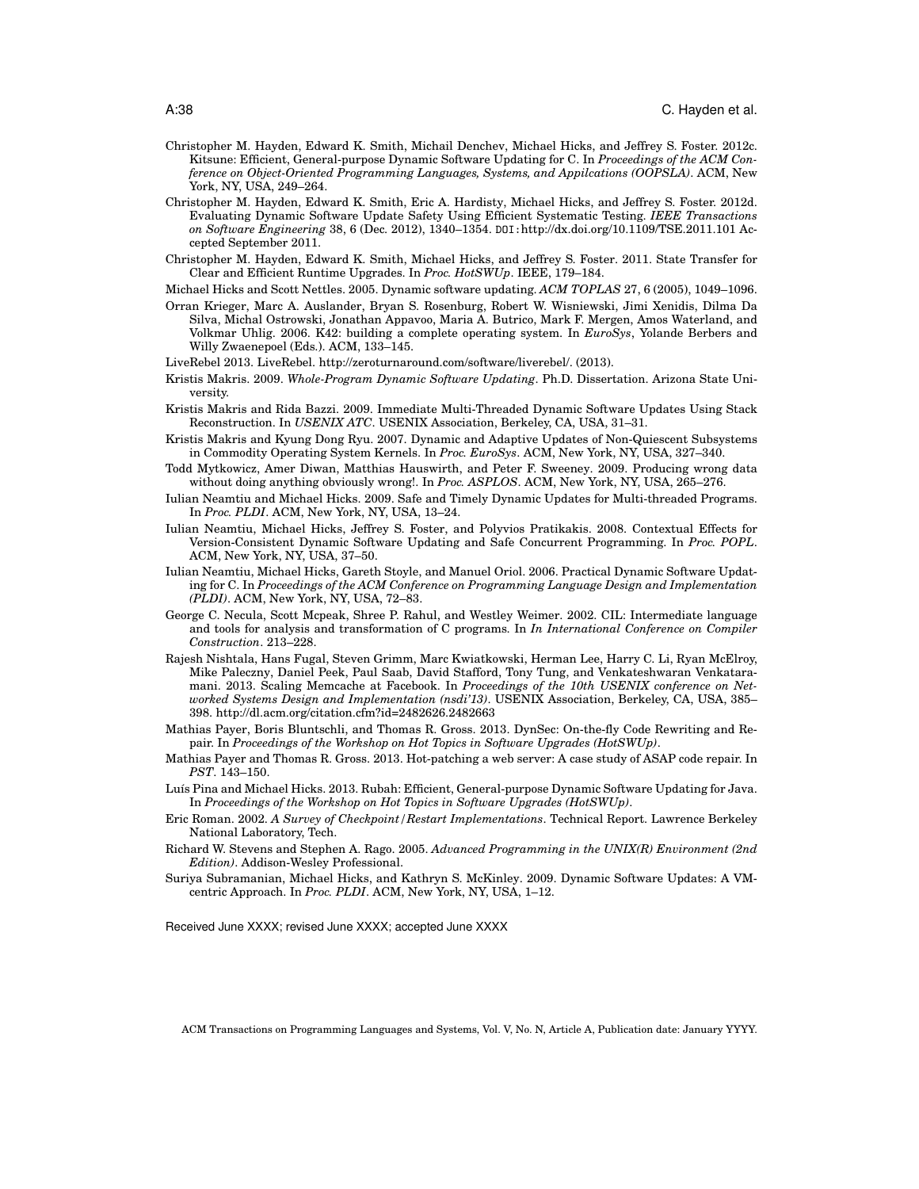Christopher M. Hayden, Edward K. Smith, Michail Denchev, Michael Hicks, and Jeffrey S. Foster. 2012c. Kitsune: Efficient, General-purpose Dynamic Software Updating for C. In *Proceedings of the ACM Conference on Object-Oriented Programming Languages, Systems, and Appilcations (OOPSLA)*. ACM, New York, NY, USA, 249–264.

Christopher M. Hayden, Edward K. Smith, Eric A. Hardisty, Michael Hicks, and Jeffrey S. Foster. 2012d. Evaluating Dynamic Software Update Safety Using Efficient Systematic Testing. *IEEE Transactions on Software Engineering* 38, 6 (Dec. 2012), 1340–1354. DOI:http://dx.doi.org/10.1109/TSE.2011.101 Accepted September 2011.

Christopher M. Hayden, Edward K. Smith, Michael Hicks, and Jeffrey S. Foster. 2011. State Transfer for Clear and Efficient Runtime Upgrades. In *Proc. HotSWUp*. IEEE, 179–184.

Michael Hicks and Scott Nettles. 2005. Dynamic software updating. *ACM TOPLAS* 27, 6 (2005), 1049–1096.

Orran Krieger, Marc A. Auslander, Bryan S. Rosenburg, Robert W. Wisniewski, Jimi Xenidis, Dilma Da Silva, Michal Ostrowski, Jonathan Appavoo, Maria A. Butrico, Mark F. Mergen, Amos Waterland, and Volkmar Uhlig. 2006. K42: building a complete operating system. In *EuroSys*, Yolande Berbers and Willy Zwaenepoel (Eds.). ACM, 133–145.

LiveRebel 2013. LiveRebel. http://zeroturnaround.com/software/liverebel/. (2013).

Kristis Makris. 2009. *Whole-Program Dynamic Software Updating*. Ph.D. Dissertation. Arizona State University.

Kristis Makris and Rida Bazzi. 2009. Immediate Multi-Threaded Dynamic Software Updates Using Stack Reconstruction. In *USENIX ATC*. USENIX Association, Berkeley, CA, USA, 31–31.

Kristis Makris and Kyung Dong Ryu. 2007. Dynamic and Adaptive Updates of Non-Quiescent Subsystems in Commodity Operating System Kernels. In *Proc. EuroSys*. ACM, New York, NY, USA, 327–340.

Todd Mytkowicz, Amer Diwan, Matthias Hauswirth, and Peter F. Sweeney. 2009. Producing wrong data without doing anything obviously wrong!. In *Proc. ASPLOS*. ACM, New York, NY, USA, 265–276.

Iulian Neamtiu and Michael Hicks. 2009. Safe and Timely Dynamic Updates for Multi-threaded Programs. In *Proc. PLDI*. ACM, New York, NY, USA, 13–24.

Iulian Neamtiu, Michael Hicks, Jeffrey S. Foster, and Polyvios Pratikakis. 2008. Contextual Effects for Version-Consistent Dynamic Software Updating and Safe Concurrent Programming. In *Proc. POPL*. ACM, New York, NY, USA, 37–50.

Iulian Neamtiu, Michael Hicks, Gareth Stoyle, and Manuel Oriol. 2006. Practical Dynamic Software Updating for C. In *Proceedings of the ACM Conference on Programming Language Design and Implementation (PLDI)*. ACM, New York, NY, USA, 72–83.

George C. Necula, Scott Mcpeak, Shree P. Rahul, and Westley Weimer. 2002. CIL: Intermediate language and tools for analysis and transformation of C programs. In *In International Conference on Compiler Construction*. 213–228.

Rajesh Nishtala, Hans Fugal, Steven Grimm, Marc Kwiatkowski, Herman Lee, Harry C. Li, Ryan McElroy, Mike Paleczny, Daniel Peek, Paul Saab, David Stafford, Tony Tung, and Venkateshwaran Venkataramani. 2013. Scaling Memcache at Facebook. In *Proceedings of the 10th USENIX conference on Networked Systems Design and Implementation (nsdi'13)*. USENIX Association, Berkeley, CA, USA, 385–398. http://dl.acm.org/citation.cfm?id=2482626.2482663

Mathias Payer, Boris Bluntschli, and Thomas R. Gross. 2013. DynSec: On-the-fly Code Rewriting and Repair. In *Proceedings of the Workshop on Hot Topics in Software Upgrades (HotSWUp)*.

Mathias Payer and Thomas R. Gross. 2013. Hot-patching a web server: A case study of ASAP code repair. In *PST*. 143–150.

Luís Pina and Michael Hicks. 2013. Rubah: Efficient, General-purpose Dynamic Software Updating for Java. In *Proceedings of the Workshop on Hot Topics in Software Upgrades (HotSWUp)*.

Eric Roman. 2002. *A Survey of Checkpoint/Restart Implementations*. Technical Report. Lawrence Berkeley National Laboratory, Tech.

Richard W. Stevens and Stephen A. Rago. 2005. *Advanced Programming in the UNIX(R) Environment (2nd Edition)*. Addison-Wesley Professional.

Suriya Subramanian, Michael Hicks, and Kathryn S. McKinley. 2009. Dynamic Software Updates: A VM-centric Approach. In *Proc. PLDI*. ACM, New York, NY, USA, 1–12.

Received June XXXX; revised June XXXX; accepted June XXXX